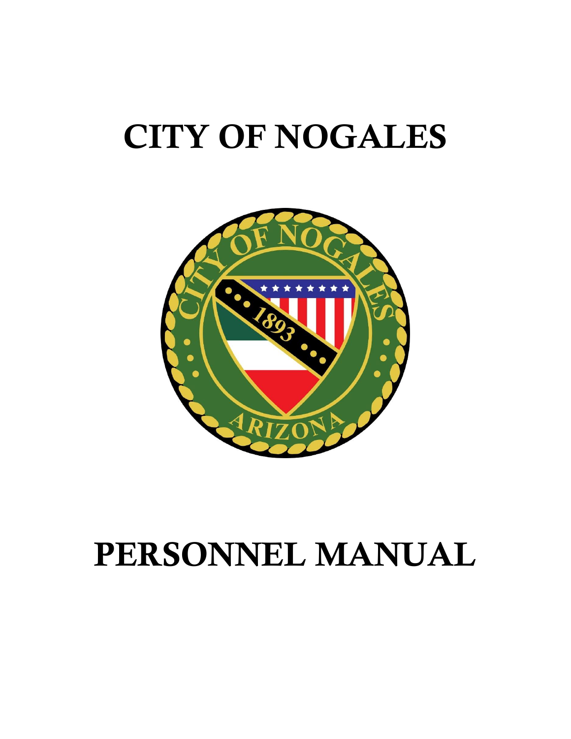# CITY OF NOGALES

# PERSONNEL MANUAL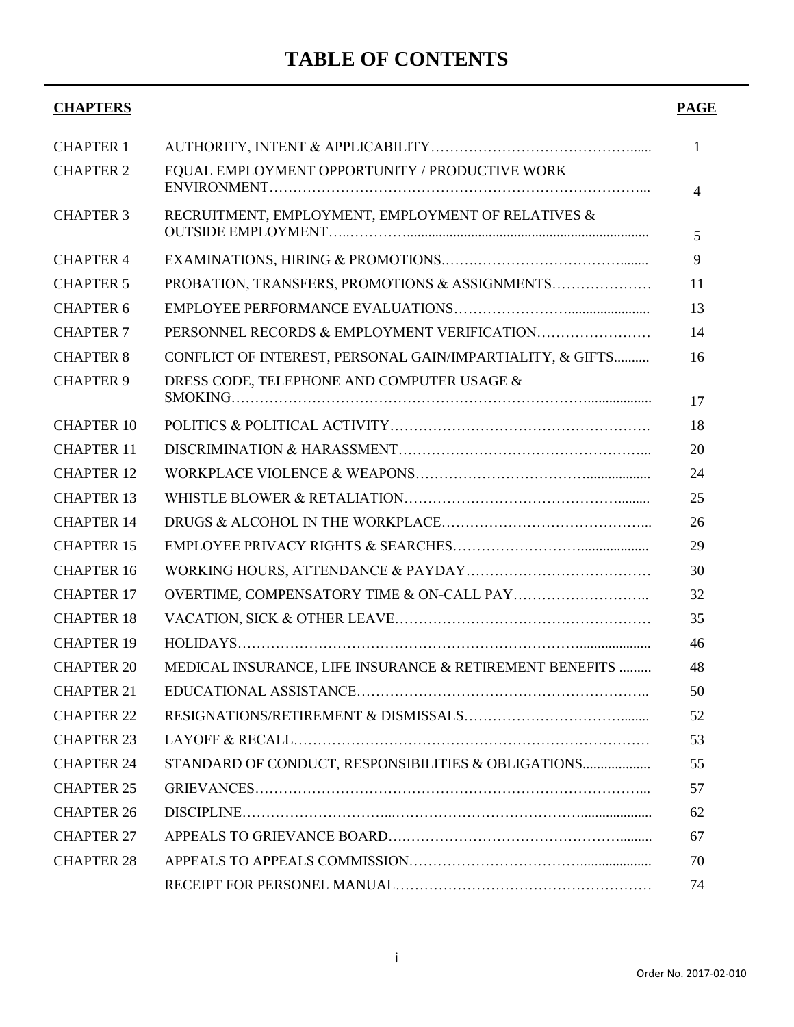# TABLE OF CONTENTS

| CHAPTERS | | PAGE |
|---|---|---|
| CHAPTER 1 | AUTHORITY, INTENT & APPLICABILITY | 1 |
| CHAPTER 2 | EQUAL EMPLOYMENT OPPORTUNITY / PRODUCTIVE WORK ENVIRONMENT | 4 |
| CHAPTER 3 | RECRUITMENT, EMPLOYMENT, EMPLOYMENT OF RELATIVES & OUTSIDE EMPLOYMENT | 5 |
| CHAPTER 4 | EXAMINATIONS, HIRING & PROMOTIONS | 9 |
| CHAPTER 5 | PROBATION, TRANSFERS, PROMOTIONS & ASSIGNMENTS | 11 |
| CHAPTER 6 | EMPLOYEE PERFORMANCE EVALUATIONS | 13 |
| CHAPTER 7 | PERSONNEL RECORDS & EMPLOYMENT VERIFICATION | 14 |
| CHAPTER 8 | CONFLICT OF INTEREST, PERSONAL GAIN/IMPARTIALITY, & GIFTS | 16 |
| CHAPTER 9 | DRESS CODE, TELEPHONE AND COMPUTER USAGE & SMOKING | 17 |
| CHAPTER 10 | POLITICS & POLITICAL ACTIVITY | 18 |
| CHAPTER 11 | DISCRIMINATION & HARASSMENT | 20 |
| CHAPTER 12 | WORKPLACE VIOLENCE & WEAPONS | 24 |
| CHAPTER 13 | WHISTLE BLOWER & RETALIATION | 25 |
| CHAPTER 14 | DRUGS & ALCOHOL IN THE WORKPLACE | 26 |
| CHAPTER 15 | EMPLOYEE PRIVACY RIGHTS & SEARCHES | 29 |
| CHAPTER 16 | WORKING HOURS, ATTENDANCE & PAYDAY | 30 |
| CHAPTER 17 | OVERTIME, COMPENSATORY TIME & ON-CALL PAY | 32 |
| CHAPTER 18 | VACATION, SICK & OTHER LEAVE | 35 |
| CHAPTER 19 | HOLIDAYS | 46 |
| CHAPTER 20 | MEDICAL INSURANCE, LIFE INSURANCE & RETIREMENT BENEFITS | 48 |
| CHAPTER 21 | EDUCATIONAL ASSISTANCE | 50 |
| CHAPTER 22 | RESIGNATIONS/RETIREMENT & DISMISSALS | 52 |
| CHAPTER 23 | LAYOFF & RECALL | 53 |
| CHAPTER 24 | STANDARD OF CONDUCT, RESPONSIBILITIES & OBLIGATIONS | 55 |
| CHAPTER 25 | GRIEVANCES | 57 |
| CHAPTER 26 | DISCIPLINE | 62 |
| CHAPTER 27 | APPEALS TO GRIEVANCE BOARD | 67 |
| CHAPTER 28 | APPEALS TO APPEALS COMMISSION | 70 |
| | RECEIPT FOR PERSONEL MANUAL | 74 |

Order No. 2017-02-010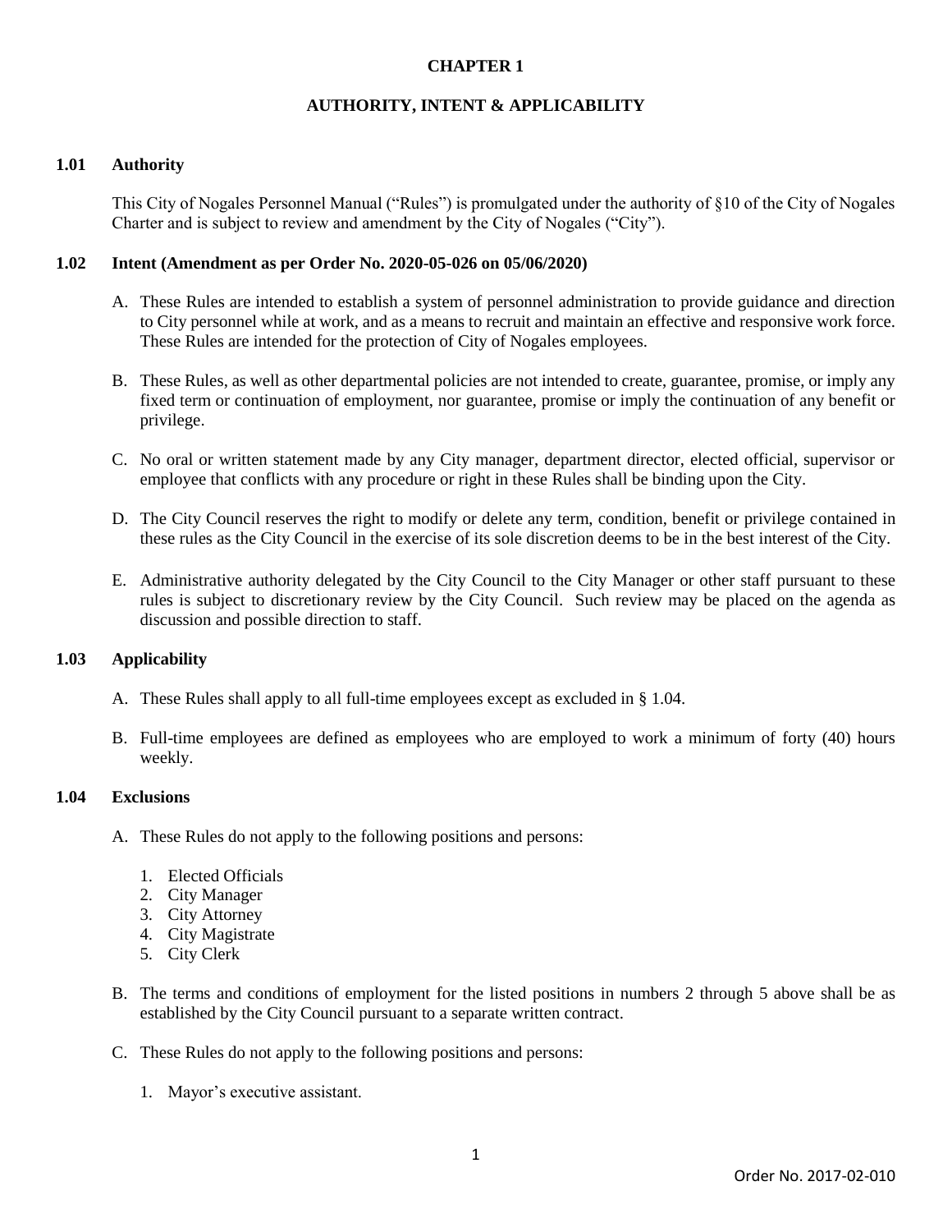# CHAPTER 1

## AUTHORITY, INTENT & APPLICABILITY

### 1.01 Authority

This City of Nogales Personnel Manual ("Rules") is promulgated under the authority of §10 of the City of Nogales Charter and is subject to review and amendment by the City of Nogales ("City").

### 1.02 Intent (Amendment as per Order No. 2020-05-026 on 05/06/2020)

A. These Rules are intended to establish a system of personnel administration to provide guidance and direction to City personnel while at work, and as a means to recruit and maintain an effective and responsive work force. These Rules are intended for the protection of City of Nogales employees.

B. These Rules, as well as other departmental policies are not intended to create, guarantee, promise, or imply any fixed term or continuation of employment, nor guarantee, promise or imply the continuation of any benefit or privilege.

C. No oral or written statement made by any City manager, department director, elected official, supervisor or employee that conflicts with any procedure or right in these Rules shall be binding upon the City.

D. The City Council reserves the right to modify or delete any term, condition, benefit or privilege contained in these rules as the City Council in the exercise of its sole discretion deems to be in the best interest of the City.

E. Administrative authority delegated by the City Council to the City Manager or other staff pursuant to these rules is subject to discretionary review by the City Council. Such review may be placed on the agenda as discussion and possible direction to staff.

### 1.03 Applicability

A. These Rules shall apply to all full-time employees except as excluded in § 1.04.

B. Full-time employees are defined as employees who are employed to work a minimum of forty (40) hours weekly.

### 1.04 Exclusions

A. These Rules do not apply to the following positions and persons:

1. Elected Officials
2. City Manager
3. City Attorney
4. City Magistrate
5. City Clerk

B. The terms and conditions of employment for the listed positions in numbers 2 through 5 above shall be as established by the City Council pursuant to a separate written contract.

C. These Rules do not apply to the following positions and persons:

1. Mayor's executive assistant.

Order No. 2017-02-010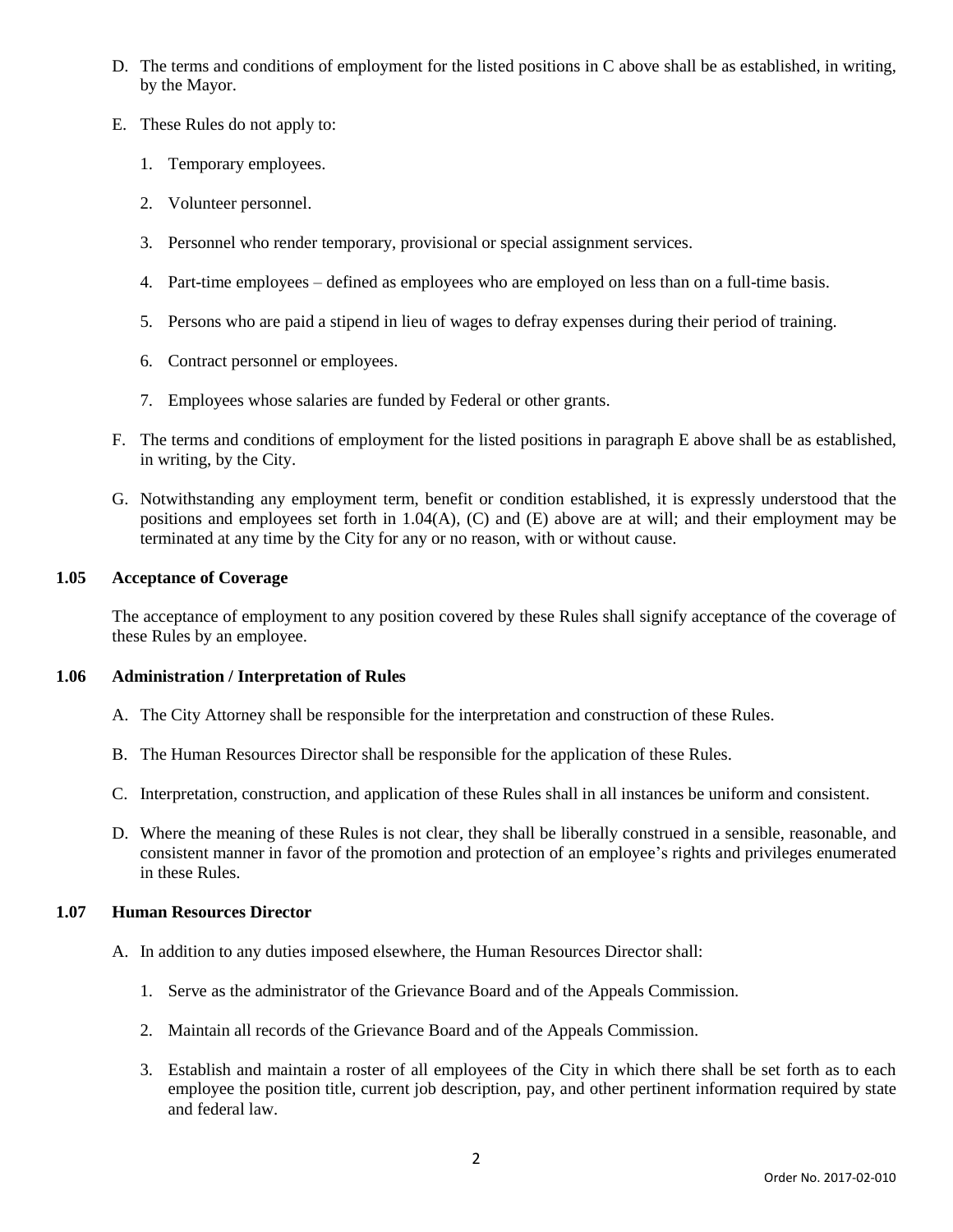D. The terms and conditions of employment for the listed positions in C above shall be as established, in writing, by the Mayor.

E. These Rules do not apply to:

   1. Temporary employees.

   2. Volunteer personnel.

   3. Personnel who render temporary, provisional or special assignment services.

   4. Part-time employees – defined as employees who are employed on less than on a full-time basis.

   5. Persons who are paid a stipend in lieu of wages to defray expenses during their period of training.

   6. Contract personnel or employees.

   7. Employees whose salaries are funded by Federal or other grants.

F. The terms and conditions of employment for the listed positions in paragraph E above shall be as established, in writing, by the City.

G. Notwithstanding any employment term, benefit or condition established, it is expressly understood that the positions and employees set forth in 1.04(A), (C) and (E) above are at will; and their employment may be terminated at any time by the City for any or no reason, with or without cause.

### 1.05 Acceptance of Coverage

The acceptance of employment to any position covered by these Rules shall signify acceptance of the coverage of these Rules by an employee.

### 1.06 Administration / Interpretation of Rules

A. The City Attorney shall be responsible for the interpretation and construction of these Rules.

B. The Human Resources Director shall be responsible for the application of these Rules.

C. Interpretation, construction, and application of these Rules shall in all instances be uniform and consistent.

D. Where the meaning of these Rules is not clear, they shall be liberally construed in a sensible, reasonable, and consistent manner in favor of the promotion and protection of an employee's rights and privileges enumerated in these Rules.

### 1.07 Human Resources Director

A. In addition to any duties imposed elsewhere, the Human Resources Director shall:

   1. Serve as the administrator of the Grievance Board and of the Appeals Commission.

   2. Maintain all records of the Grievance Board and of the Appeals Commission.

   3. Establish and maintain a roster of all employees of the City in which there shall be set forth as to each employee the position title, current job description, pay, and other pertinent information required by state and federal law.

Order No. 2017-02-010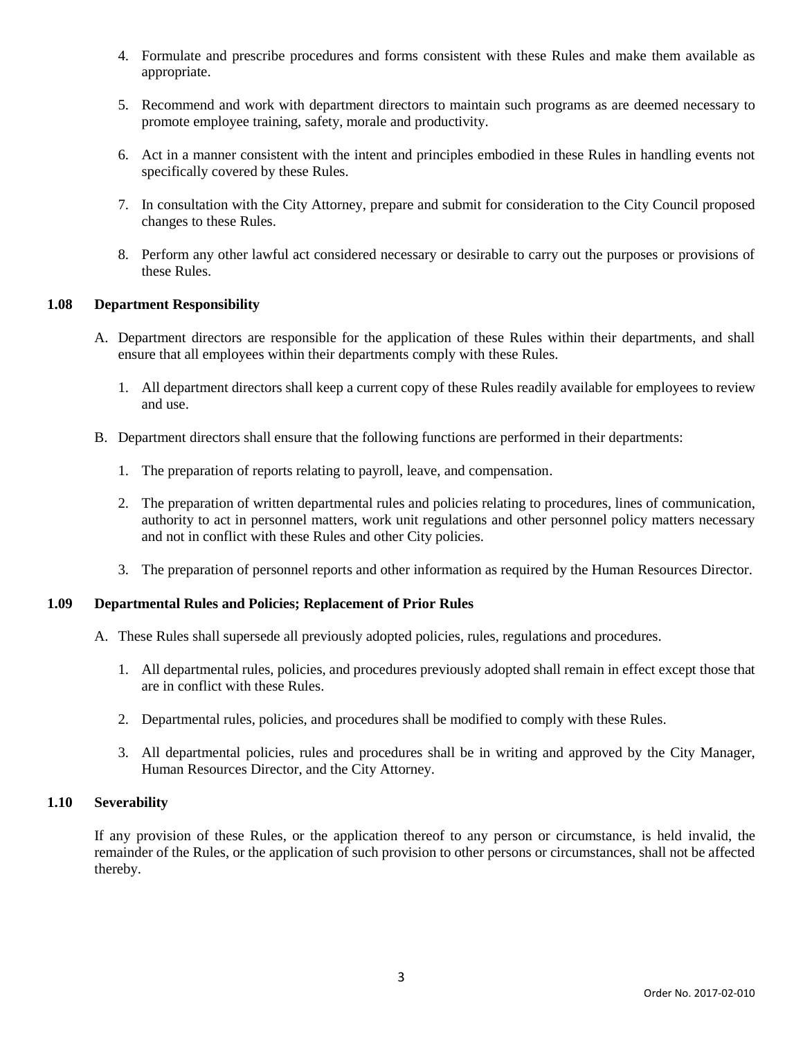4. Formulate and prescribe procedures and forms consistent with these Rules and make them available as appropriate.

5. Recommend and work with department directors to maintain such programs as are deemed necessary to promote employee training, safety, morale and productivity.

6. Act in a manner consistent with the intent and principles embodied in these Rules in handling events not specifically covered by these Rules.

7. In consultation with the City Attorney, prepare and submit for consideration to the City Council proposed changes to these Rules.

8. Perform any other lawful act considered necessary or desirable to carry out the purposes or provisions of these Rules.

### 1.08 Department Responsibility

A. Department directors are responsible for the application of these Rules within their departments, and shall ensure that all employees within their departments comply with these Rules.

   1. All department directors shall keep a current copy of these Rules readily available for employees to review and use.

B. Department directors shall ensure that the following functions are performed in their departments:

   1. The preparation of reports relating to payroll, leave, and compensation.

   2. The preparation of written departmental rules and policies relating to procedures, lines of communication, authority to act in personnel matters, work unit regulations and other personnel policy matters necessary and not in conflict with these Rules and other City policies.

   3. The preparation of personnel reports and other information as required by the Human Resources Director.

### 1.09 Departmental Rules and Policies; Replacement of Prior Rules

A. These Rules shall supersede all previously adopted policies, rules, regulations and procedures.

   1. All departmental rules, policies, and procedures previously adopted shall remain in effect except those that are in conflict with these Rules.

   2. Departmental rules, policies, and procedures shall be modified to comply with these Rules.

   3. All departmental policies, rules and procedures shall be in writing and approved by the City Manager, Human Resources Director, and the City Attorney.

### 1.10 Severability

If any provision of these Rules, or the application thereof to any person or circumstance, is held invalid, the remainder of the Rules, or the application of such provision to other persons or circumstances, shall not be affected thereby.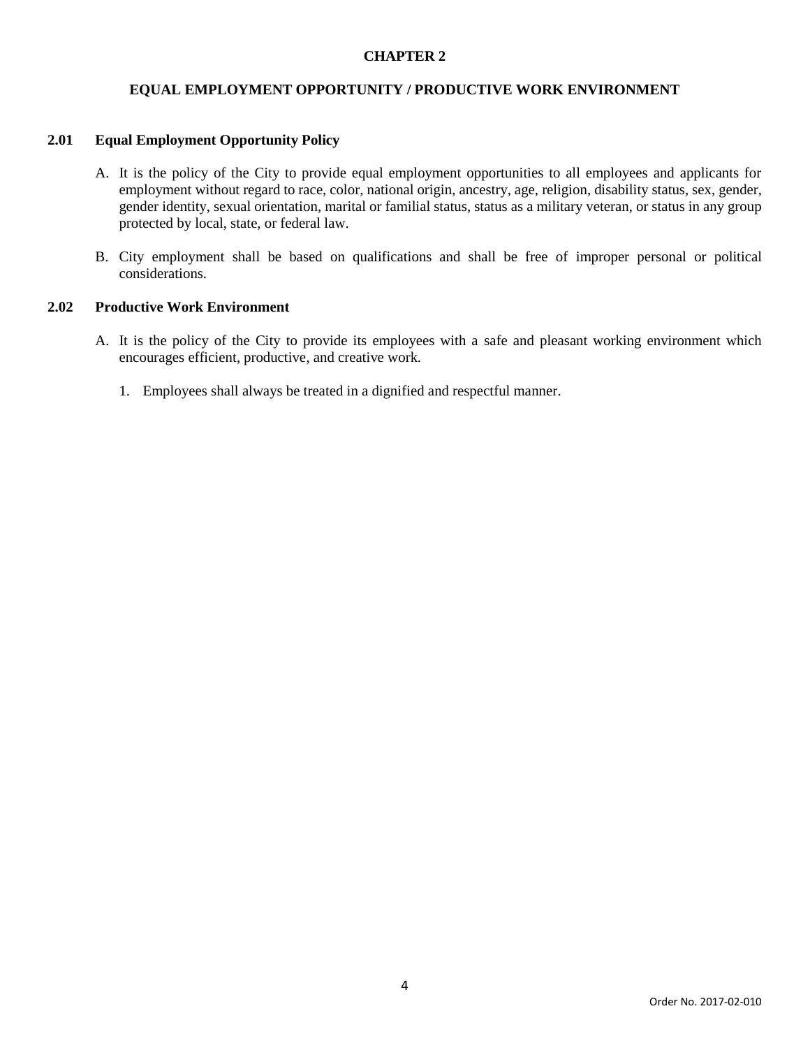# CHAPTER 2

## EQUAL EMPLOYMENT OPPORTUNITY / PRODUCTIVE WORK ENVIRONMENT

### 2.01 Equal Employment Opportunity Policy

A. It is the policy of the City to provide equal employment opportunities to all employees and applicants for employment without regard to race, color, national origin, ancestry, age, religion, disability status, sex, gender, gender identity, sexual orientation, marital or familial status, status as a military veteran, or status in any group protected by local, state, or federal law.

B. City employment shall be based on qualifications and shall be free of improper personal or political considerations.

### 2.02 Productive Work Environment

A. It is the policy of the City to provide its employees with a safe and pleasant working environment which encourages efficient, productive, and creative work.

   1. Employees shall always be treated in a dignified and respectful manner.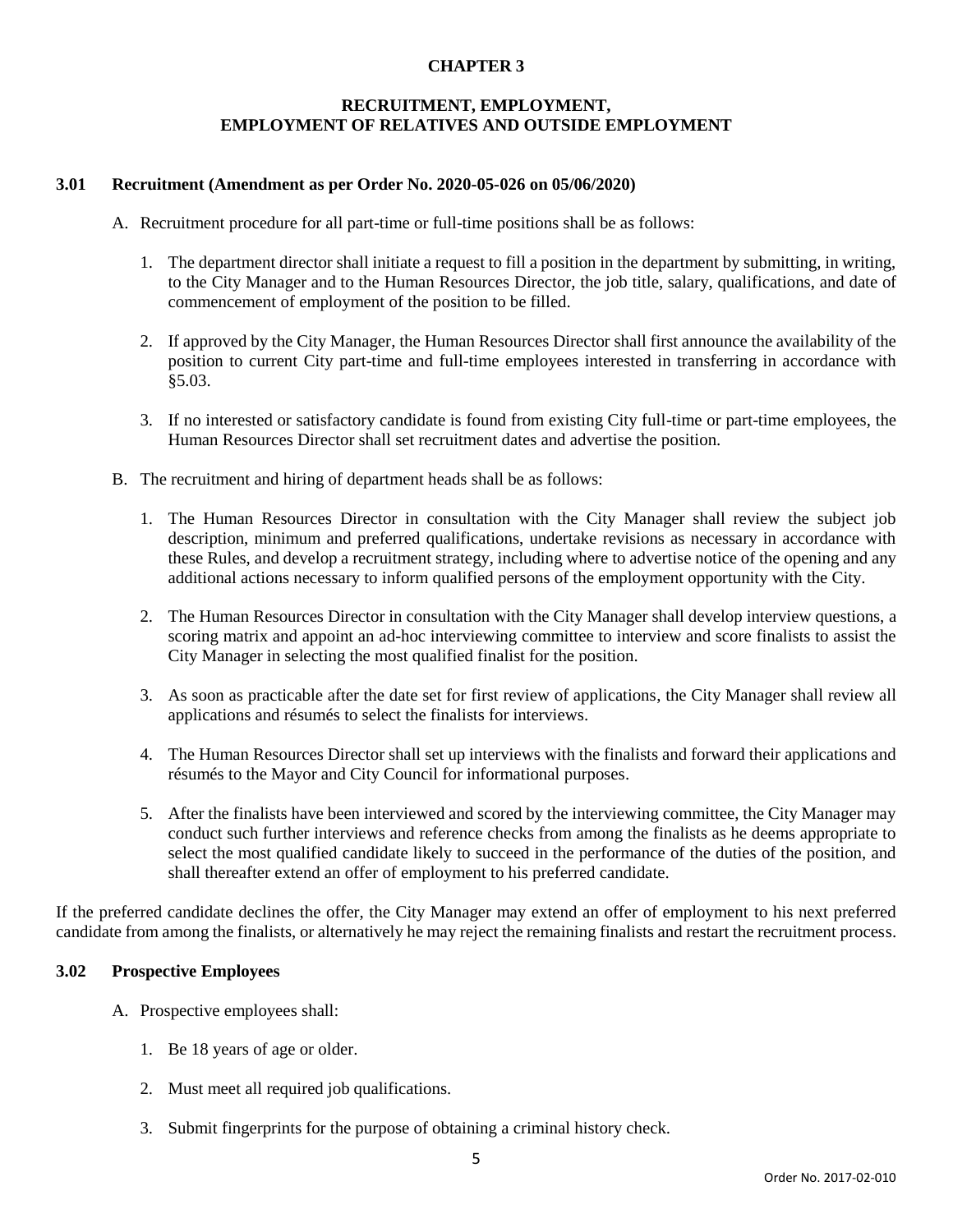# CHAPTER 3

## RECRUITMENT, EMPLOYMENT, EMPLOYMENT OF RELATIVES AND OUTSIDE EMPLOYMENT

### 3.01 Recruitment (Amendment as per Order No. 2020-05-026 on 05/06/2020)

A. Recruitment procedure for all part-time or full-time positions shall be as follows:

1. The department director shall initiate a request to fill a position in the department by submitting, in writing, to the City Manager and to the Human Resources Director, the job title, salary, qualifications, and date of commencement of employment of the position to be filled.

2. If approved by the City Manager, the Human Resources Director shall first announce the availability of the position to current City part-time and full-time employees interested in transferring in accordance with §5.03.

3. If no interested or satisfactory candidate is found from existing City full-time or part-time employees, the Human Resources Director shall set recruitment dates and advertise the position.

B. The recruitment and hiring of department heads shall be as follows:

1. The Human Resources Director in consultation with the City Manager shall review the subject job description, minimum and preferred qualifications, undertake revisions as necessary in accordance with these Rules, and develop a recruitment strategy, including where to advertise notice of the opening and any additional actions necessary to inform qualified persons of the employment opportunity with the City.

2. The Human Resources Director in consultation with the City Manager shall develop interview questions, a scoring matrix and appoint an ad-hoc interviewing committee to interview and score finalists to assist the City Manager in selecting the most qualified finalist for the position.

3. As soon as practicable after the date set for first review of applications, the City Manager shall review all applications and résumés to select the finalists for interviews.

4. The Human Resources Director shall set up interviews with the finalists and forward their applications and résumés to the Mayor and City Council for informational purposes.

5. After the finalists have been interviewed and scored by the interviewing committee, the City Manager may conduct such further interviews and reference checks from among the finalists as he deems appropriate to select the most qualified candidate likely to succeed in the performance of the duties of the position, and shall thereafter extend an offer of employment to his preferred candidate.

If the preferred candidate declines the offer, the City Manager may extend an offer of employment to his next preferred candidate from among the finalists, or alternatively he may reject the remaining finalists and restart the recruitment process.

### 3.02 Prospective Employees

A. Prospective employees shall:

1. Be 18 years of age or older.

2. Must meet all required job qualifications.

3. Submit fingerprints for the purpose of obtaining a criminal history check.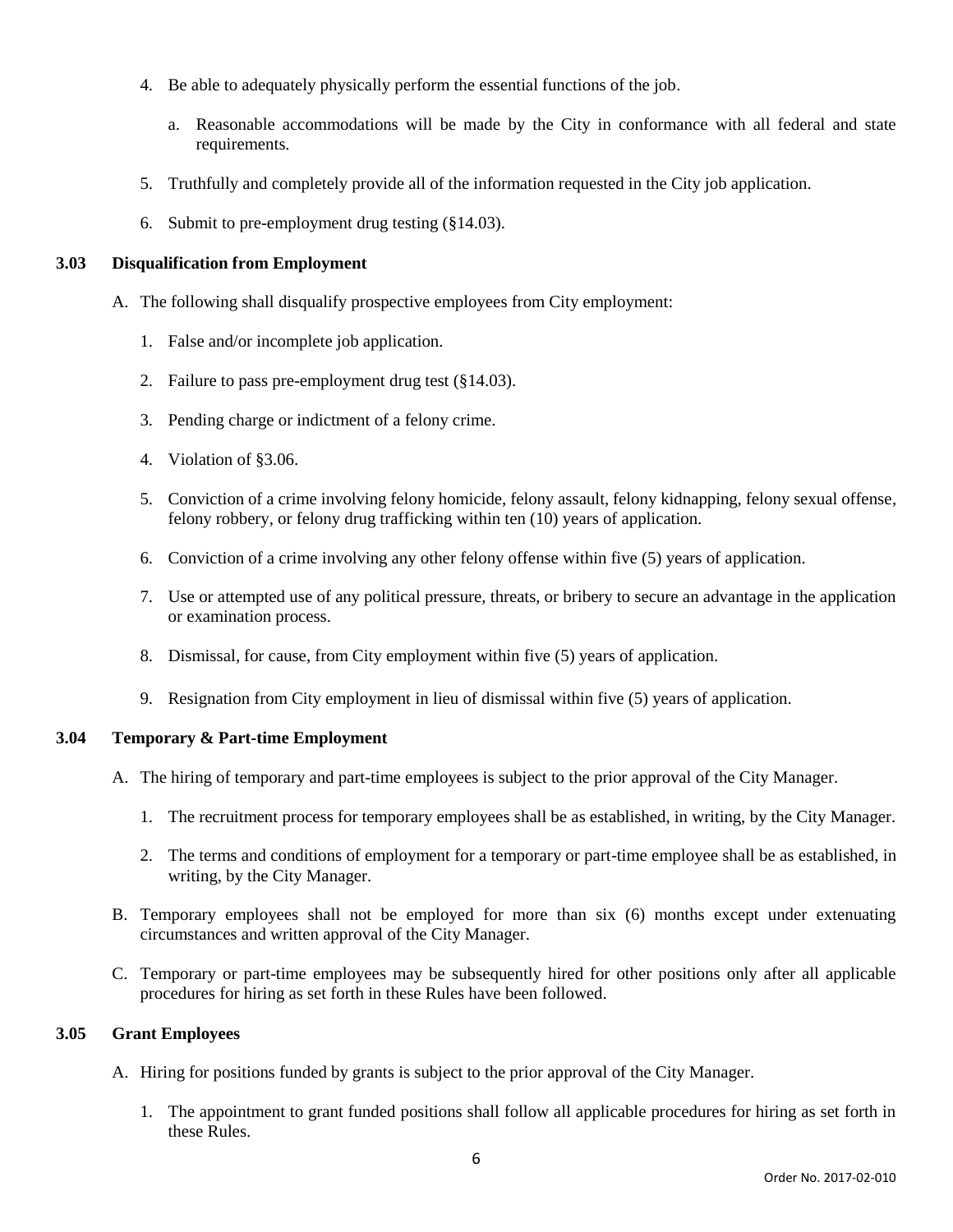4. Be able to adequately physically perform the essential functions of the job.

    a. Reasonable accommodations will be made by the City in conformance with all federal and state requirements.

5. Truthfully and completely provide all of the information requested in the City job application.

6. Submit to pre-employment drug testing (§14.03).

### 3.03 Disqualification from Employment

A. The following shall disqualify prospective employees from City employment:

    1. False and/or incomplete job application.

    2. Failure to pass pre-employment drug test (§14.03).

    3. Pending charge or indictment of a felony crime.

    4. Violation of §3.06.

    5. Conviction of a crime involving felony homicide, felony assault, felony kidnapping, felony sexual offense, felony robbery, or felony drug trafficking within ten (10) years of application.

    6. Conviction of a crime involving any other felony offense within five (5) years of application.

    7. Use or attempted use of any political pressure, threats, or bribery to secure an advantage in the application or examination process.

    8. Dismissal, for cause, from City employment within five (5) years of application.

    9. Resignation from City employment in lieu of dismissal within five (5) years of application.

### 3.04 Temporary & Part-time Employment

A. The hiring of temporary and part-time employees is subject to the prior approval of the City Manager.

    1. The recruitment process for temporary employees shall be as established, in writing, by the City Manager.

    2. The terms and conditions of employment for a temporary or part-time employee shall be as established, in writing, by the City Manager.

B. Temporary employees shall not be employed for more than six (6) months except under extenuating circumstances and written approval of the City Manager.

C. Temporary or part-time employees may be subsequently hired for other positions only after all applicable procedures for hiring as set forth in these Rules have been followed.

### 3.05 Grant Employees

A. Hiring for positions funded by grants is subject to the prior approval of the City Manager.

    1. The appointment to grant funded positions shall follow all applicable procedures for hiring as set forth in these Rules.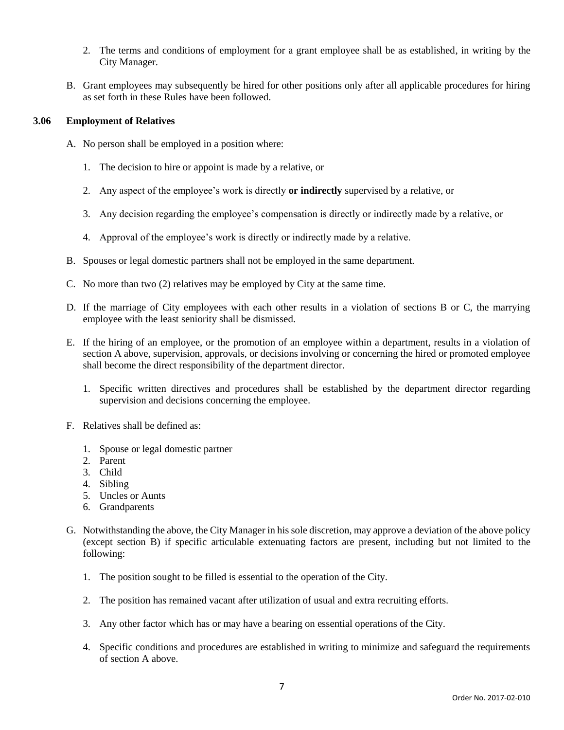2. The terms and conditions of employment for a grant employee shall be as established, in writing by the City Manager.

B. Grant employees may subsequently be hired for other positions only after all applicable procedures for hiring as set forth in these Rules have been followed.

### 3.06 Employment of Relatives

A. No person shall be employed in a position where:

1. The decision to hire or appoint is made by a relative, or

2. Any aspect of the employee's work is directly **or indirectly** supervised by a relative, or

3. Any decision regarding the employee's compensation is directly or indirectly made by a relative, or

4. Approval of the employee's work is directly or indirectly made by a relative.

B. Spouses or legal domestic partners shall not be employed in the same department.

C. No more than two (2) relatives may be employed by City at the same time.

D. If the marriage of City employees with each other results in a violation of sections B or C, the marrying employee with the least seniority shall be dismissed.

E. If the hiring of an employee, or the promotion of an employee within a department, results in a violation of section A above, supervision, approvals, or decisions involving or concerning the hired or promoted employee shall become the direct responsibility of the department director.

1. Specific written directives and procedures shall be established by the department director regarding supervision and decisions concerning the employee.

F. Relatives shall be defined as:

1. Spouse or legal domestic partner
2. Parent
3. Child
4. Sibling
5. Uncles or Aunts
6. Grandparents

G. Notwithstanding the above, the City Manager in his sole discretion, may approve a deviation of the above policy (except section B) if specific articulable extenuating factors are present, including but not limited to the following:

1. The position sought to be filled is essential to the operation of the City.

2. The position has remained vacant after utilization of usual and extra recruiting efforts.

3. Any other factor which has or may have a bearing on essential operations of the City.

4. Specific conditions and procedures are established in writing to minimize and safeguard the requirements of section A above.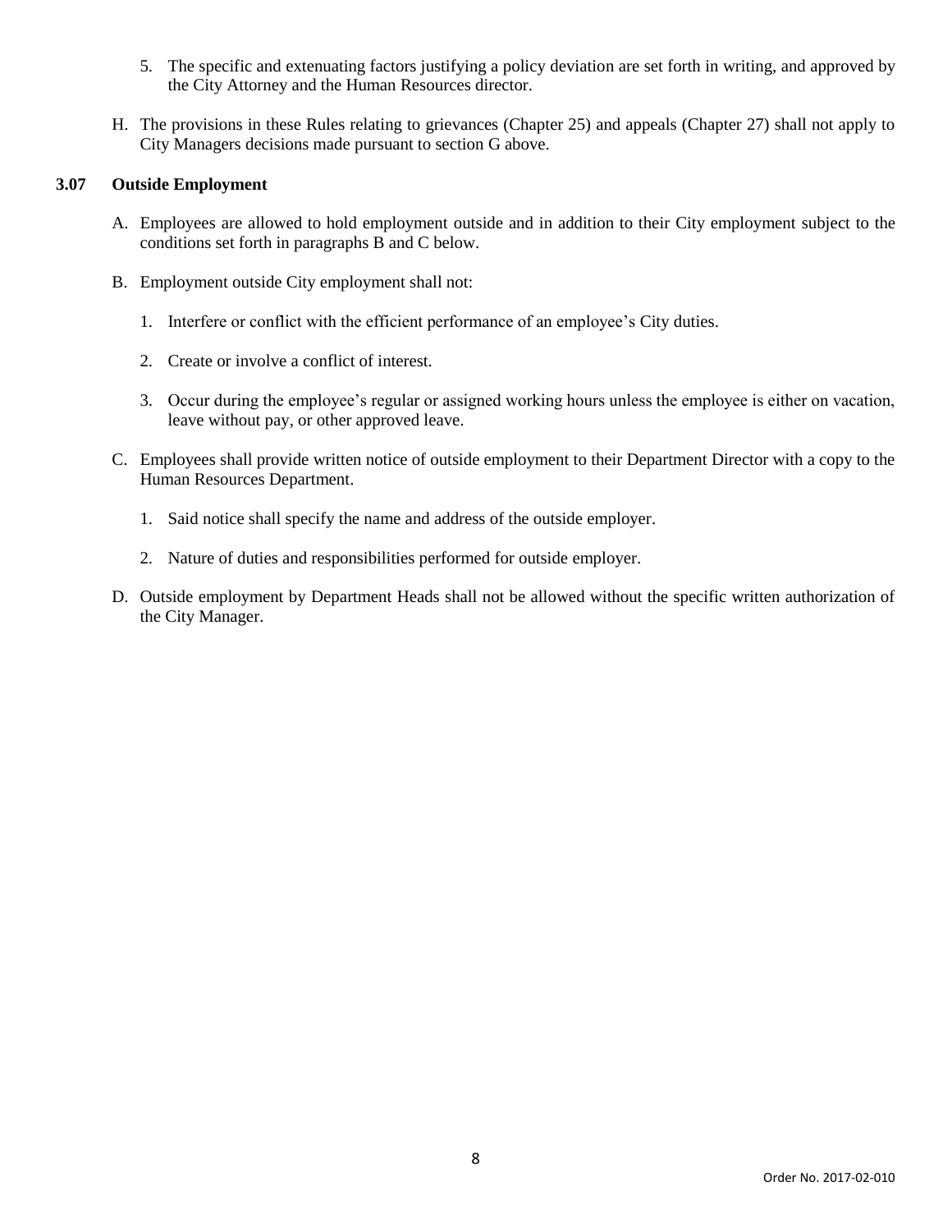5. The specific and extenuating factors justifying a policy deviation are set forth in writing, and approved by the City Attorney and the Human Resources director.

H. The provisions in these Rules relating to grievances (Chapter 25) and appeals (Chapter 27) shall not apply to City Managers decisions made pursuant to section G above.

### 3.07 Outside Employment

A. Employees are allowed to hold employment outside and in addition to their City employment subject to the conditions set forth in paragraphs B and C below.

B. Employment outside City employment shall not:

1. Interfere or conflict with the efficient performance of an employee's City duties.

2. Create or involve a conflict of interest.

3. Occur during the employee's regular or assigned working hours unless the employee is either on vacation, leave without pay, or other approved leave.

C. Employees shall provide written notice of outside employment to their Department Director with a copy to the Human Resources Department.

1. Said notice shall specify the name and address of the outside employer.

2. Nature of duties and responsibilities performed for outside employer.

D. Outside employment by Department Heads shall not be allowed without the specific written authorization of the City Manager.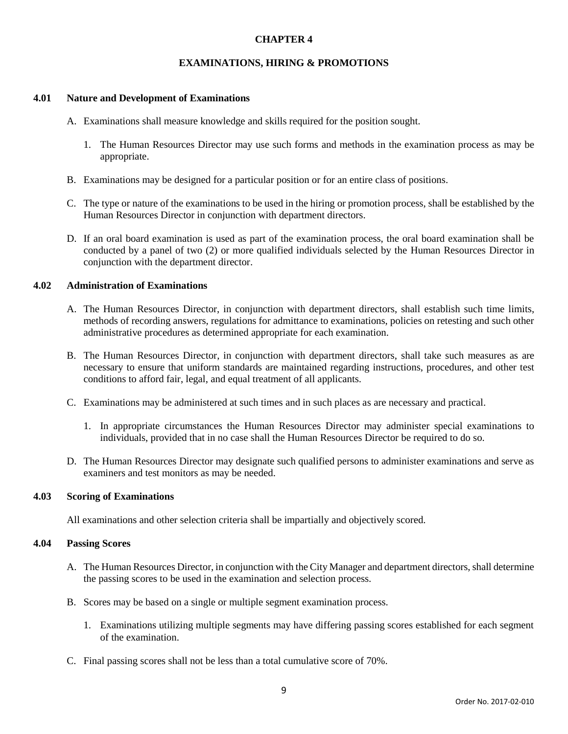# CHAPTER 4

## EXAMINATIONS, HIRING & PROMOTIONS

### 4.01 Nature and Development of Examinations

A. Examinations shall measure knowledge and skills required for the position sought.

   1. The Human Resources Director may use such forms and methods in the examination process as may be appropriate.

B. Examinations may be designed for a particular position or for an entire class of positions.

C. The type or nature of the examinations to be used in the hiring or promotion process, shall be established by the Human Resources Director in conjunction with department directors.

D. If an oral board examination is used as part of the examination process, the oral board examination shall be conducted by a panel of two (2) or more qualified individuals selected by the Human Resources Director in conjunction with the department director.

### 4.02 Administration of Examinations

A. The Human Resources Director, in conjunction with department directors, shall establish such time limits, methods of recording answers, regulations for admittance to examinations, policies on retesting and such other administrative procedures as determined appropriate for each examination.

B. The Human Resources Director, in conjunction with department directors, shall take such measures as are necessary to ensure that uniform standards are maintained regarding instructions, procedures, and other test conditions to afford fair, legal, and equal treatment of all applicants.

C. Examinations may be administered at such times and in such places as are necessary and practical.

   1. In appropriate circumstances the Human Resources Director may administer special examinations to individuals, provided that in no case shall the Human Resources Director be required to do so.

D. The Human Resources Director may designate such qualified persons to administer examinations and serve as examiners and test monitors as may be needed.

### 4.03 Scoring of Examinations

All examinations and other selection criteria shall be impartially and objectively scored.

### 4.04 Passing Scores

A. The Human Resources Director, in conjunction with the City Manager and department directors, shall determine the passing scores to be used in the examination and selection process.

B. Scores may be based on a single or multiple segment examination process.

   1. Examinations utilizing multiple segments may have differing passing scores established for each segment of the examination.

C. Final passing scores shall not be less than a total cumulative score of 70%.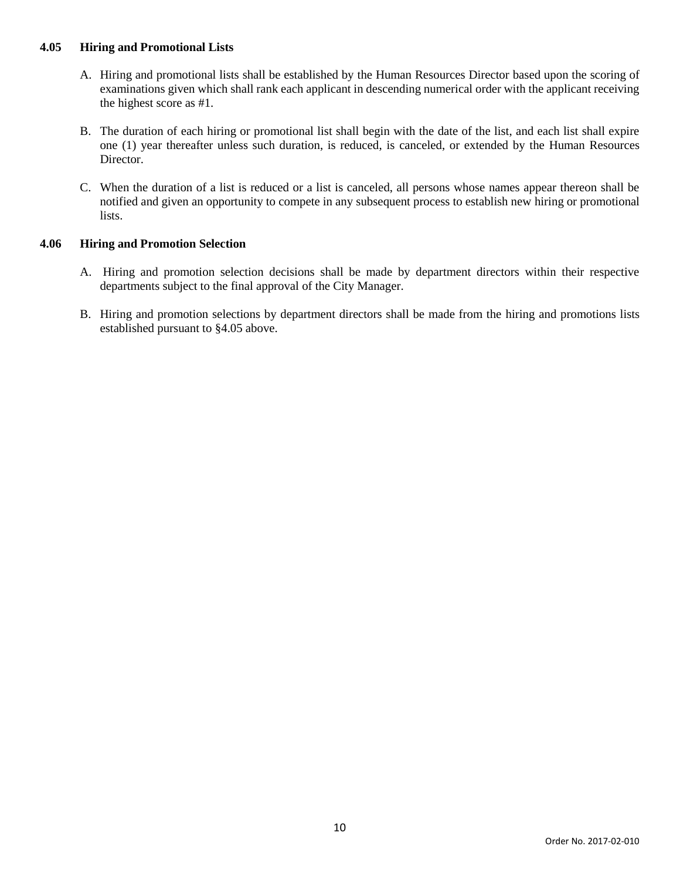### 4.05 Hiring and Promotional Lists

A. Hiring and promotional lists shall be established by the Human Resources Director based upon the scoring of examinations given which shall rank each applicant in descending numerical order with the applicant receiving the highest score as #1.

B. The duration of each hiring or promotional list shall begin with the date of the list, and each list shall expire one (1) year thereafter unless such duration, is reduced, is canceled, or extended by the Human Resources Director.

C. When the duration of a list is reduced or a list is canceled, all persons whose names appear thereon shall be notified and given an opportunity to compete in any subsequent process to establish new hiring or promotional lists.

### 4.06 Hiring and Promotion Selection

A. Hiring and promotion selection decisions shall be made by department directors within their respective departments subject to the final approval of the City Manager.

B. Hiring and promotion selections by department directors shall be made from the hiring and promotions lists established pursuant to §4.05 above.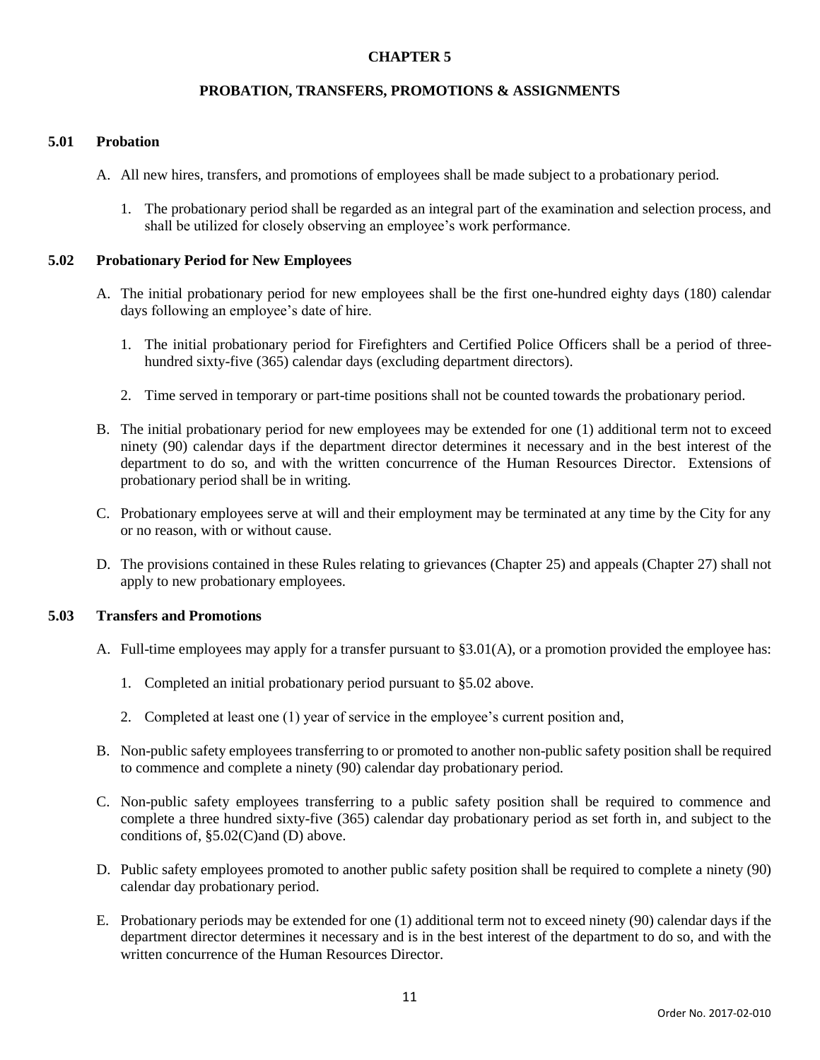# CHAPTER 5

## PROBATION, TRANSFERS, PROMOTIONS & ASSIGNMENTS

### 5.01 Probation

A. All new hires, transfers, and promotions of employees shall be made subject to a probationary period.

1. The probationary period shall be regarded as an integral part of the examination and selection process, and shall be utilized for closely observing an employee's work performance.

### 5.02 Probationary Period for New Employees

A. The initial probationary period for new employees shall be the first one-hundred eighty days (180) calendar days following an employee's date of hire.

1. The initial probationary period for Firefighters and Certified Police Officers shall be a period of three-hundred sixty-five (365) calendar days (excluding department directors).

2. Time served in temporary or part-time positions shall not be counted towards the probationary period.

B. The initial probationary period for new employees may be extended for one (1) additional term not to exceed ninety (90) calendar days if the department director determines it necessary and in the best interest of the department to do so, and with the written concurrence of the Human Resources Director. Extensions of probationary period shall be in writing.

C. Probationary employees serve at will and their employment may be terminated at any time by the City for any or no reason, with or without cause.

D. The provisions contained in these Rules relating to grievances (Chapter 25) and appeals (Chapter 27) shall not apply to new probationary employees.

### 5.03 Transfers and Promotions

A. Full-time employees may apply for a transfer pursuant to §3.01(A), or a promotion provided the employee has:

1. Completed an initial probationary period pursuant to §5.02 above.

2. Completed at least one (1) year of service in the employee's current position and,

B. Non-public safety employees transferring to or promoted to another non-public safety position shall be required to commence and complete a ninety (90) calendar day probationary period.

C. Non-public safety employees transferring to a public safety position shall be required to commence and complete a three hundred sixty-five (365) calendar day probationary period as set forth in, and subject to the conditions of, §5.02(C)and (D) above.

D. Public safety employees promoted to another public safety position shall be required to complete a ninety (90) calendar day probationary period.

E. Probationary periods may be extended for one (1) additional term not to exceed ninety (90) calendar days if the department director determines it necessary and is in the best interest of the department to do so, and with the written concurrence of the Human Resources Director.

Order No. 2017-02-010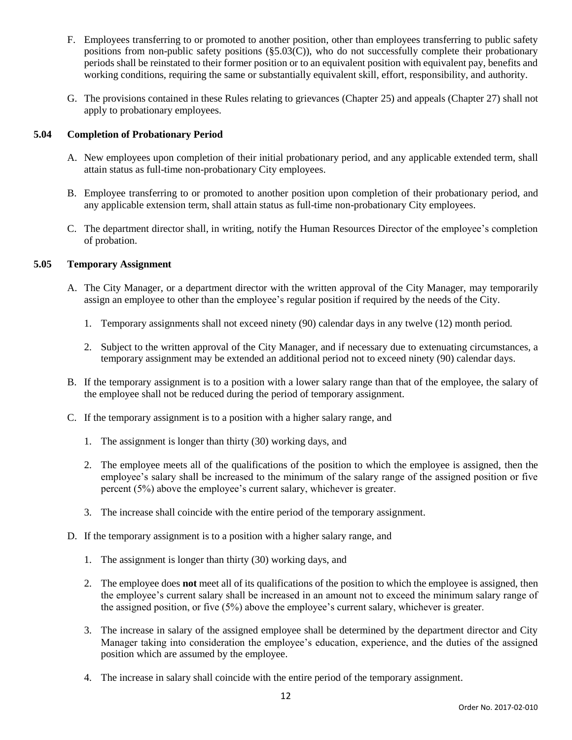F. Employees transferring to or promoted to another position, other than employees transferring to public safety positions from non-public safety positions (§5.03(C)), who do not successfully complete their probationary periods shall be reinstated to their former position or to an equivalent position with equivalent pay, benefits and working conditions, requiring the same or substantially equivalent skill, effort, responsibility, and authority.

G. The provisions contained in these Rules relating to grievances (Chapter 25) and appeals (Chapter 27) shall not apply to probationary employees.

### 5.04 Completion of Probationary Period

A. New employees upon completion of their initial probationary period, and any applicable extended term, shall attain status as full-time non-probationary City employees.

B. Employee transferring to or promoted to another position upon completion of their probationary period, and any applicable extension term, shall attain status as full-time non-probationary City employees.

C. The department director shall, in writing, notify the Human Resources Director of the employee's completion of probation.

### 5.05 Temporary Assignment

A. The City Manager, or a department director with the written approval of the City Manager, may temporarily assign an employee to other than the employee's regular position if required by the needs of the City.

   1. Temporary assignments shall not exceed ninety (90) calendar days in any twelve (12) month period.

   2. Subject to the written approval of the City Manager, and if necessary due to extenuating circumstances, a temporary assignment may be extended an additional period not to exceed ninety (90) calendar days.

B. If the temporary assignment is to a position with a lower salary range than that of the employee, the salary of the employee shall not be reduced during the period of temporary assignment.

C. If the temporary assignment is to a position with a higher salary range, and

   1. The assignment is longer than thirty (30) working days, and

   2. The employee meets all of the qualifications of the position to which the employee is assigned, then the employee's salary shall be increased to the minimum of the salary range of the assigned position or five percent (5%) above the employee's current salary, whichever is greater.

   3. The increase shall coincide with the entire period of the temporary assignment.

D. If the temporary assignment is to a position with a higher salary range, and

   1. The assignment is longer than thirty (30) working days, and

   2. The employee does **not** meet all of its qualifications of the position to which the employee is assigned, then the employee's current salary shall be increased in an amount not to exceed the minimum salary range of the assigned position, or five (5%) above the employee's current salary, whichever is greater.

   3. The increase in salary of the assigned employee shall be determined by the department director and City Manager taking into consideration the employee's education, experience, and the duties of the assigned position which are assumed by the employee.

   4. The increase in salary shall coincide with the entire period of the temporary assignment.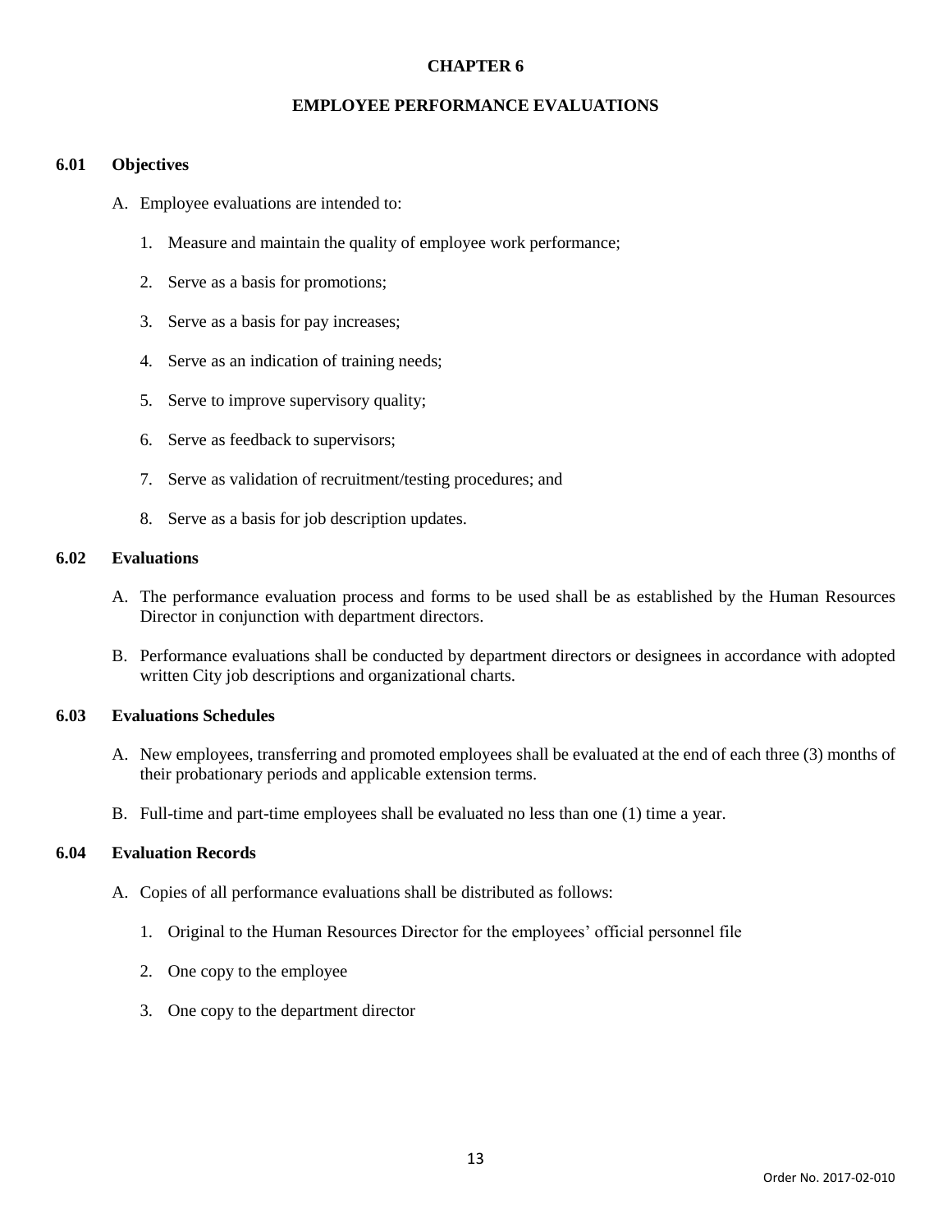# CHAPTER 6

## EMPLOYEE PERFORMANCE EVALUATIONS

### 6.01 Objectives

A. Employee evaluations are intended to:

1. Measure and maintain the quality of employee work performance;

2. Serve as a basis for promotions;

3. Serve as a basis for pay increases;

4. Serve as an indication of training needs;

5. Serve to improve supervisory quality;

6. Serve as feedback to supervisors;

7. Serve as validation of recruitment/testing procedures; and

8. Serve as a basis for job description updates.

### 6.02 Evaluations

A. The performance evaluation process and forms to be used shall be as established by the Human Resources Director in conjunction with department directors.

B. Performance evaluations shall be conducted by department directors or designees in accordance with adopted written City job descriptions and organizational charts.

### 6.03 Evaluations Schedules

A. New employees, transferring and promoted employees shall be evaluated at the end of each three (3) months of their probationary periods and applicable extension terms.

B. Full-time and part-time employees shall be evaluated no less than one (1) time a year.

### 6.04 Evaluation Records

A. Copies of all performance evaluations shall be distributed as follows:

1. Original to the Human Resources Director for the employees' official personnel file

2. One copy to the employee

3. One copy to the department director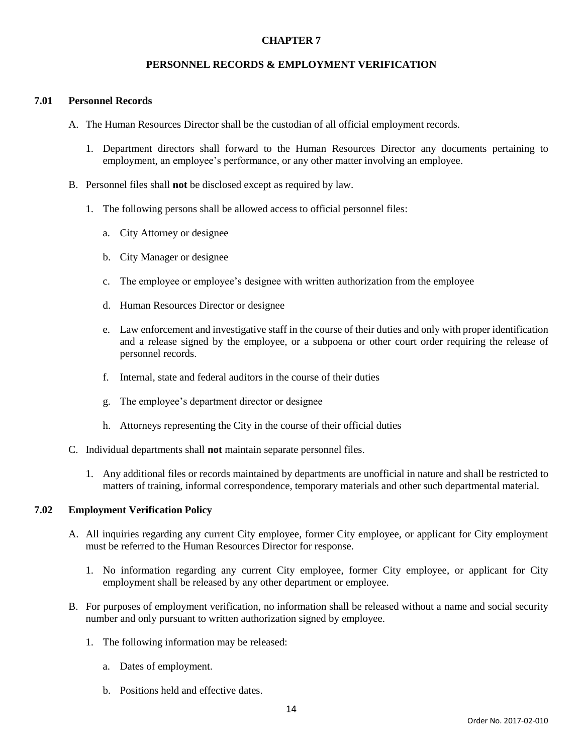# CHAPTER 7

## PERSONNEL RECORDS & EMPLOYMENT VERIFICATION

### 7.01 Personnel Records

A. The Human Resources Director shall be the custodian of all official employment records.

   1. Department directors shall forward to the Human Resources Director any documents pertaining to employment, an employee's performance, or any other matter involving an employee.

B. Personnel files shall **not** be disclosed except as required by law.

   1. The following persons shall be allowed access to official personnel files:

      a. City Attorney or designee

      b. City Manager or designee

      c. The employee or employee's designee with written authorization from the employee

      d. Human Resources Director or designee

      e. Law enforcement and investigative staff in the course of their duties and only with proper identification and a release signed by the employee, or a subpoena or other court order requiring the release of personnel records.

      f. Internal, state and federal auditors in the course of their duties

      g. The employee's department director or designee

      h. Attorneys representing the City in the course of their official duties

C. Individual departments shall **not** maintain separate personnel files.

   1. Any additional files or records maintained by departments are unofficial in nature and shall be restricted to matters of training, informal correspondence, temporary materials and other such departmental material.

### 7.02 Employment Verification Policy

A. All inquiries regarding any current City employee, former City employee, or applicant for City employment must be referred to the Human Resources Director for response.

   1. No information regarding any current City employee, former City employee, or applicant for City employment shall be released by any other department or employee.

B. For purposes of employment verification, no information shall be released without a name and social security number and only pursuant to written authorization signed by employee.

   1. The following information may be released:

      a. Dates of employment.

      b. Positions held and effective dates.

Order No. 2017-02-010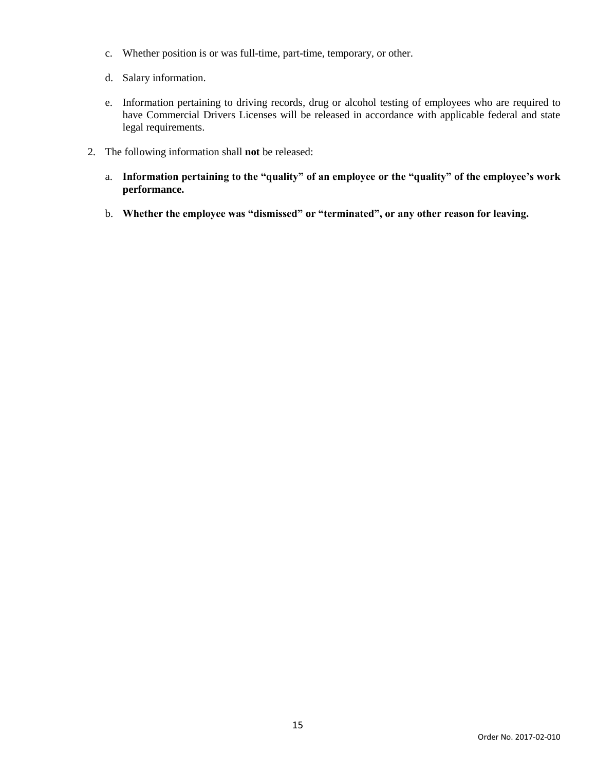c. Whether position is or was full-time, part-time, temporary, or other.

d. Salary information.

e. Information pertaining to driving records, drug or alcohol testing of employees who are required to have Commercial Drivers Licenses will be released in accordance with applicable federal and state legal requirements.

2. The following information shall **not** be released:

   a. **Information pertaining to the "quality" of an employee or the "quality" of the employee's work performance.**

   b. **Whether the employee was "dismissed" or "terminated", or any other reason for leaving.**

Order No. 2017-02-010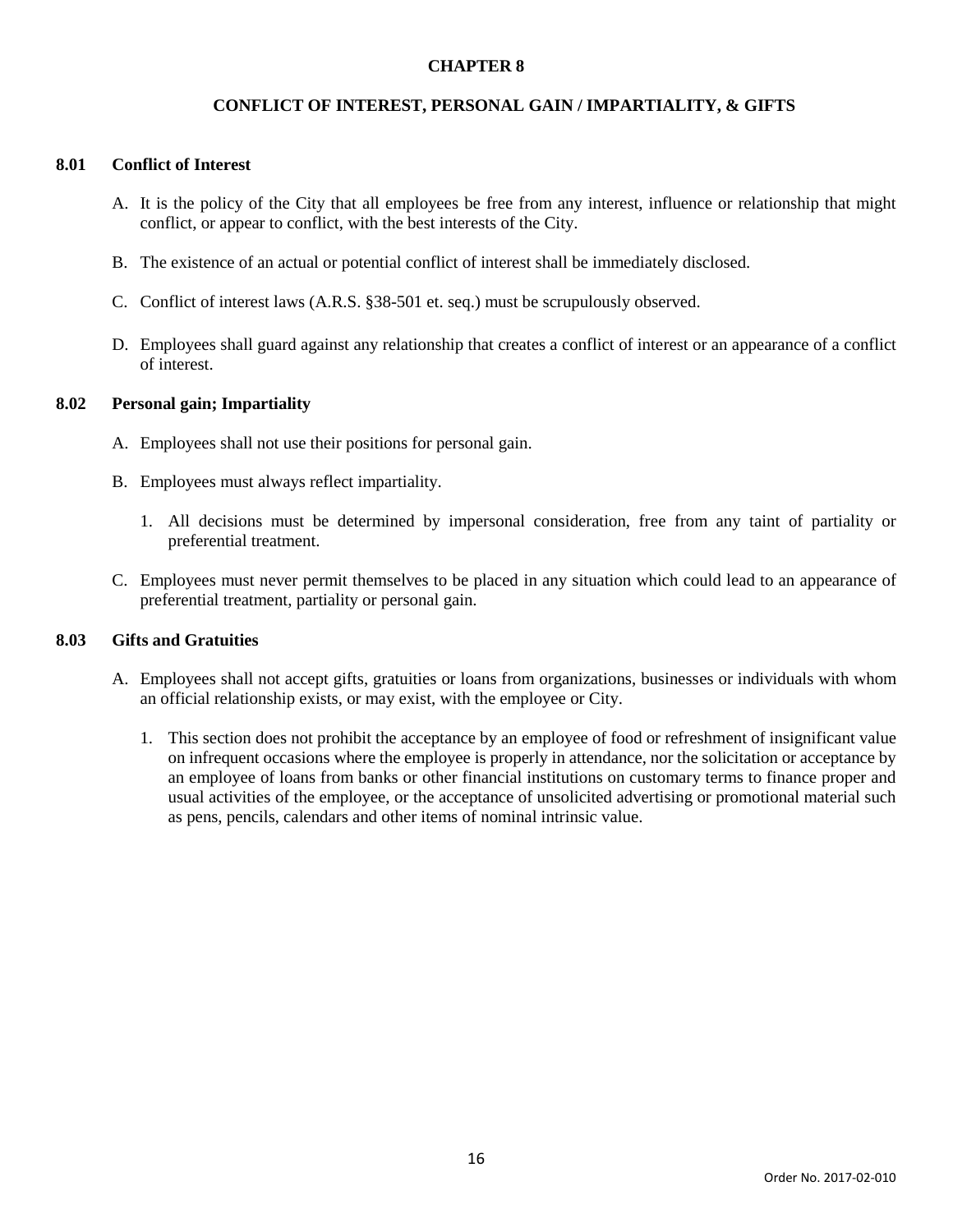# CHAPTER 8

## CONFLICT OF INTEREST, PERSONAL GAIN / IMPARTIALITY, & GIFTS

### 8.01 Conflict of Interest

A. It is the policy of the City that all employees be free from any interest, influence or relationship that might conflict, or appear to conflict, with the best interests of the City.

B. The existence of an actual or potential conflict of interest shall be immediately disclosed.

C. Conflict of interest laws (A.R.S. §38-501 et. seq.) must be scrupulously observed.

D. Employees shall guard against any relationship that creates a conflict of interest or an appearance of a conflict of interest.

### 8.02 Personal gain; Impartiality

A. Employees shall not use their positions for personal gain.

B. Employees must always reflect impartiality.

   1. All decisions must be determined by impersonal consideration, free from any taint of partiality or preferential treatment.

C. Employees must never permit themselves to be placed in any situation which could lead to an appearance of preferential treatment, partiality or personal gain.

### 8.03 Gifts and Gratuities

A. Employees shall not accept gifts, gratuities or loans from organizations, businesses or individuals with whom an official relationship exists, or may exist, with the employee or City.

   1. This section does not prohibit the acceptance by an employee of food or refreshment of insignificant value on infrequent occasions where the employee is properly in attendance, nor the solicitation or acceptance by an employee of loans from banks or other financial institutions on customary terms to finance proper and usual activities of the employee, or the acceptance of unsolicited advertising or promotional material such as pens, pencils, calendars and other items of nominal intrinsic value.

Order No. 2017-02-010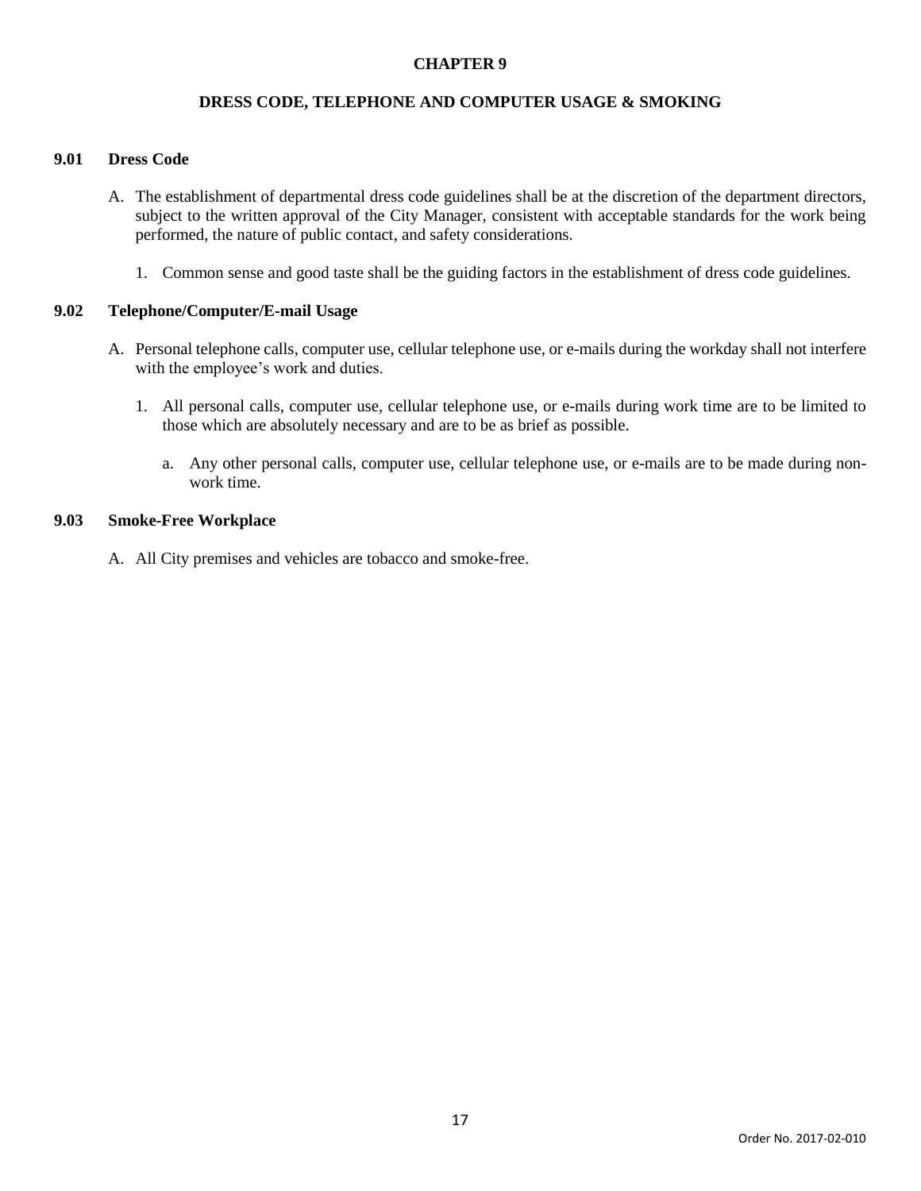# CHAPTER 9

## DRESS CODE, TELEPHONE AND COMPUTER USAGE & SMOKING

### 9.01 Dress Code

A. The establishment of departmental dress code guidelines shall be at the discretion of the department directors, subject to the written approval of the City Manager, consistent with acceptable standards for the work being performed, the nature of public contact, and safety considerations.

   1. Common sense and good taste shall be the guiding factors in the establishment of dress code guidelines.

### 9.02 Telephone/Computer/E-mail Usage

A. Personal telephone calls, computer use, cellular telephone use, or e-mails during the workday shall not interfere with the employee's work and duties.

   1. All personal calls, computer use, cellular telephone use, or e-mails during work time are to be limited to those which are absolutely necessary and are to be as brief as possible.

      a. Any other personal calls, computer use, cellular telephone use, or e-mails are to be made during non-work time.

### 9.03 Smoke-Free Workplace

A. All City premises and vehicles are tobacco and smoke-free.

Order No. 2017-02-010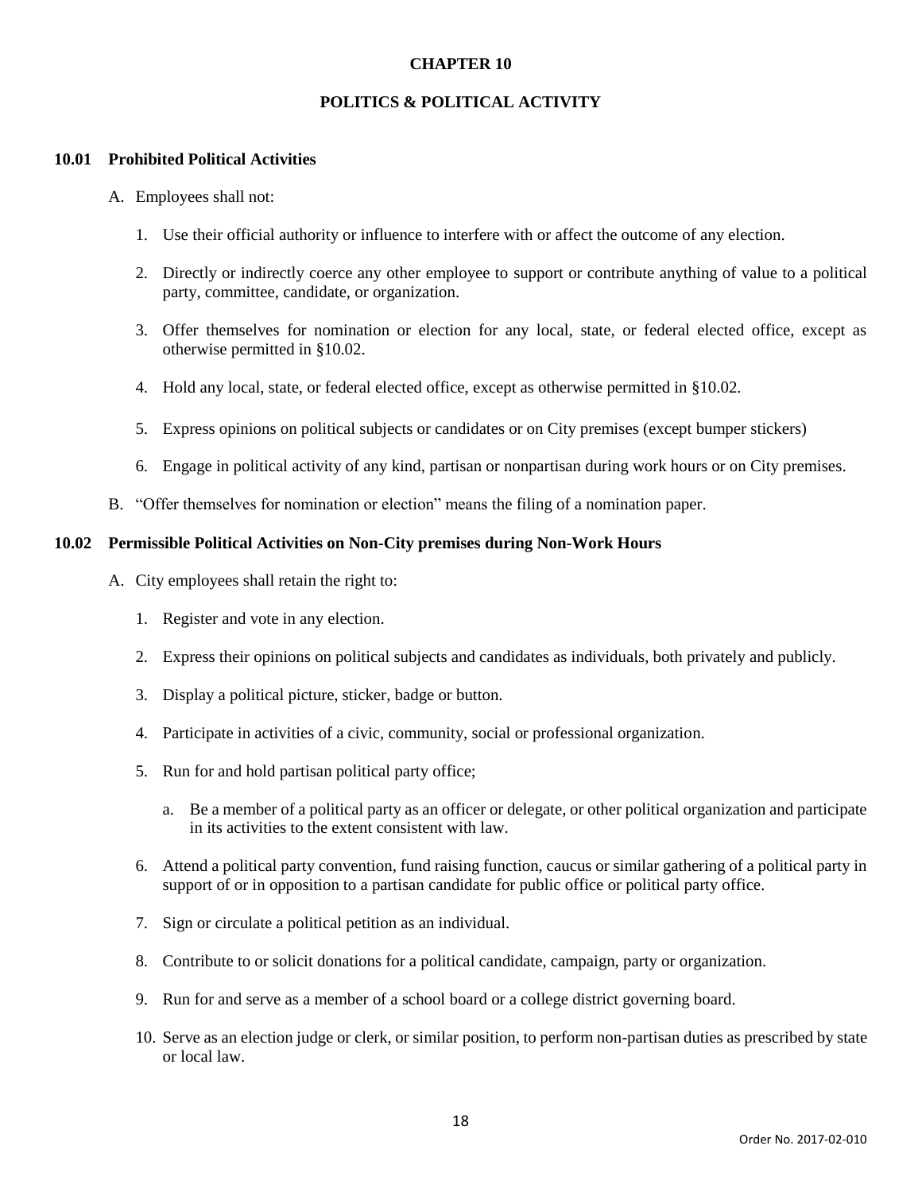# CHAPTER 10

# POLITICS & POLITICAL ACTIVITY

## 10.01 Prohibited Political Activities

A. Employees shall not:

1. Use their official authority or influence to interfere with or affect the outcome of any election.

2. Directly or indirectly coerce any other employee to support or contribute anything of value to a political party, committee, candidate, or organization.

3. Offer themselves for nomination or election for any local, state, or federal elected office, except as otherwise permitted in §10.02.

4. Hold any local, state, or federal elected office, except as otherwise permitted in §10.02.

5. Express opinions on political subjects or candidates or on City premises (except bumper stickers)

6. Engage in political activity of any kind, partisan or nonpartisan during work hours or on City premises.

B. "Offer themselves for nomination or election" means the filing of a nomination paper.

## 10.02 Permissible Political Activities on Non-City premises during Non-Work Hours

A. City employees shall retain the right to:

1. Register and vote in any election.

2. Express their opinions on political subjects and candidates as individuals, both privately and publicly.

3. Display a political picture, sticker, badge or button.

4. Participate in activities of a civic, community, social or professional organization.

5. Run for and hold partisan political party office;

   a. Be a member of a political party as an officer or delegate, or other political organization and participate in its activities to the extent consistent with law.

6. Attend a political party convention, fund raising function, caucus or similar gathering of a political party in support of or in opposition to a partisan candidate for public office or political party office.

7. Sign or circulate a political petition as an individual.

8. Contribute to or solicit donations for a political candidate, campaign, party or organization.

9. Run for and serve as a member of a school board or a college district governing board.

10. Serve as an election judge or clerk, or similar position, to perform non-partisan duties as prescribed by state or local law.

Order No. 2017-02-010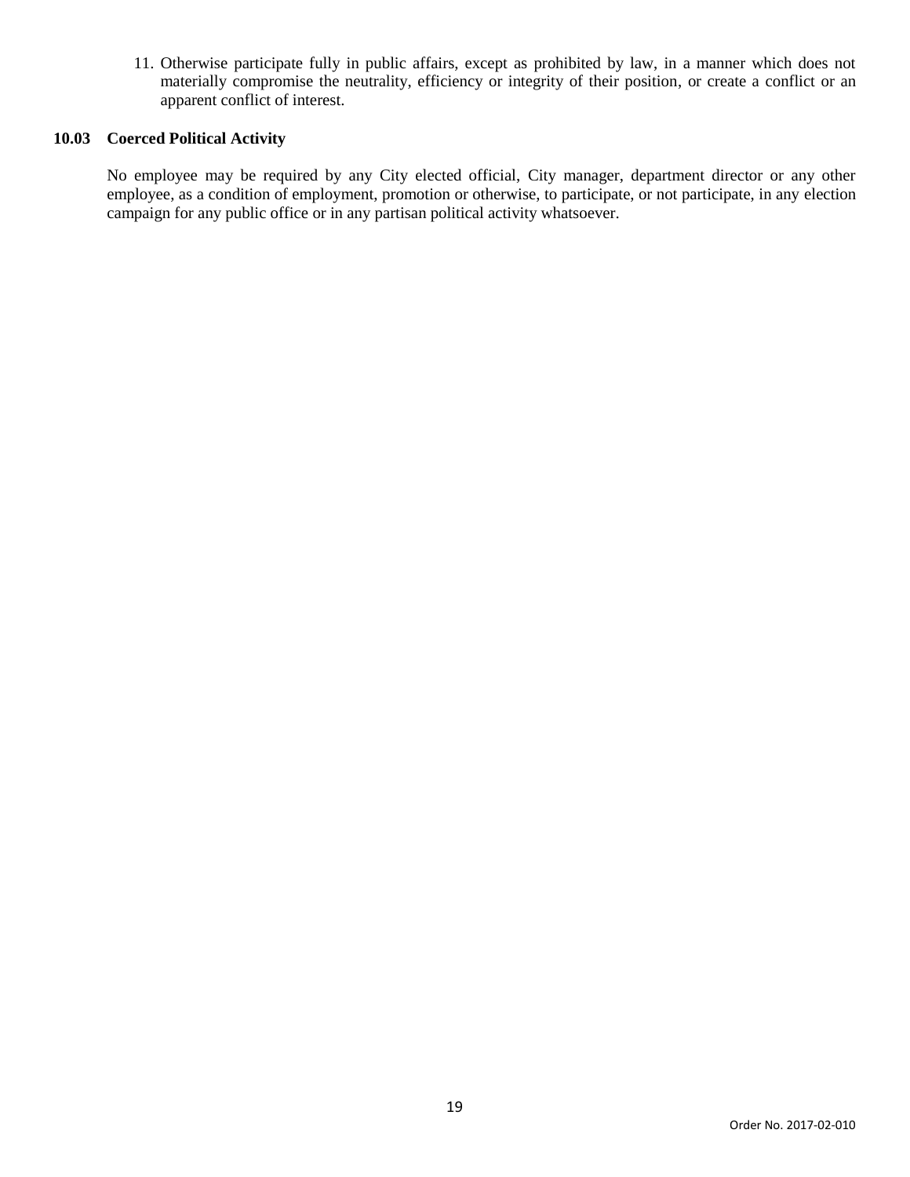11. Otherwise participate fully in public affairs, except as prohibited by law, in a manner which does not materially compromise the neutrality, efficiency or integrity of their position, or create a conflict or an apparent conflict of interest.

### 10.03 Coerced Political Activity

No employee may be required by any City elected official, City manager, department director or any other employee, as a condition of employment, promotion or otherwise, to participate, or not participate, in any election campaign for any public office or in any partisan political activity whatsoever.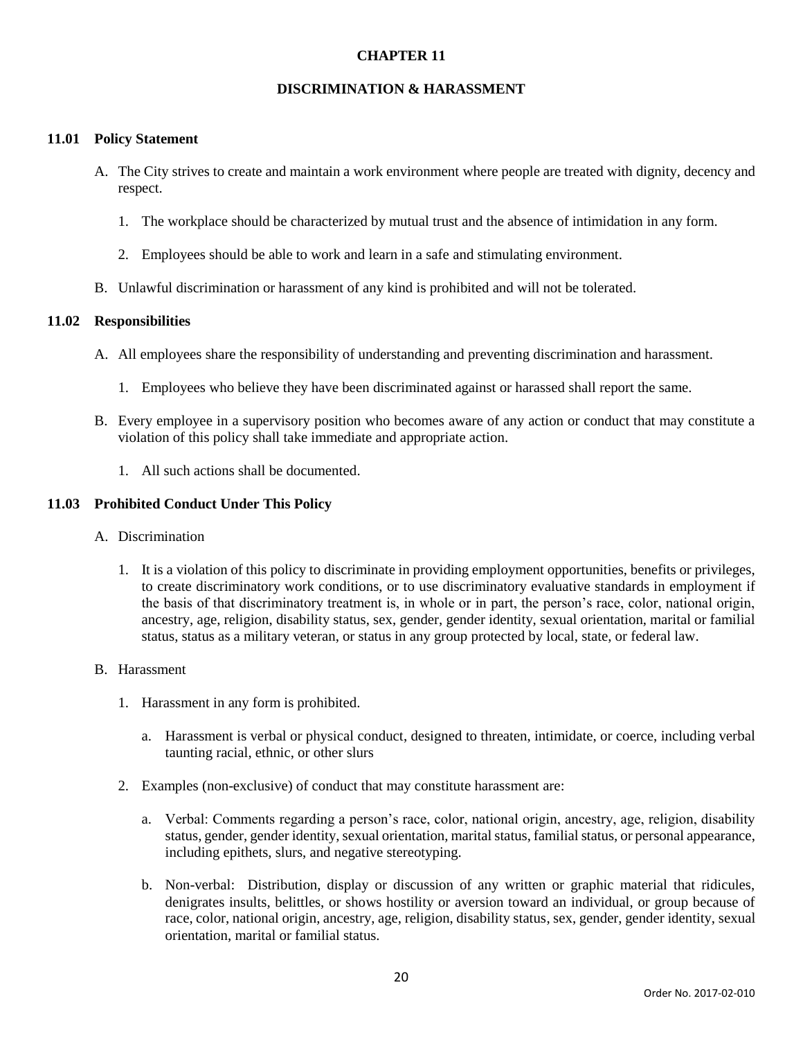# CHAPTER 11

# DISCRIMINATION & HARASSMENT

## 11.01 Policy Statement

A. The City strives to create and maintain a work environment where people are treated with dignity, decency and respect.

   1. The workplace should be characterized by mutual trust and the absence of intimidation in any form.

   2. Employees should be able to work and learn in a safe and stimulating environment.

B. Unlawful discrimination or harassment of any kind is prohibited and will not be tolerated.

## 11.02 Responsibilities

A. All employees share the responsibility of understanding and preventing discrimination and harassment.

   1. Employees who believe they have been discriminated against or harassed shall report the same.

B. Every employee in a supervisory position who becomes aware of any action or conduct that may constitute a violation of this policy shall take immediate and appropriate action.

   1. All such actions shall be documented.

## 11.03 Prohibited Conduct Under This Policy

A. Discrimination

   1. It is a violation of this policy to discriminate in providing employment opportunities, benefits or privileges, to create discriminatory work conditions, or to use discriminatory evaluative standards in employment if the basis of that discriminatory treatment is, in whole or in part, the person's race, color, national origin, ancestry, age, religion, disability status, sex, gender, gender identity, sexual orientation, marital or familial status, status as a military veteran, or status in any group protected by local, state, or federal law.

B. Harassment

   1. Harassment in any form is prohibited.

      a. Harassment is verbal or physical conduct, designed to threaten, intimidate, or coerce, including verbal taunting racial, ethnic, or other slurs

   2. Examples (non-exclusive) of conduct that may constitute harassment are:

      a. Verbal: Comments regarding a person's race, color, national origin, ancestry, age, religion, disability status, gender, gender identity, sexual orientation, marital status, familial status, or personal appearance, including epithets, slurs, and negative stereotyping.

      b. Non-verbal: Distribution, display or discussion of any written or graphic material that ridicules, denigrates insults, belittles, or shows hostility or aversion toward an individual, or group because of race, color, national origin, ancestry, age, religion, disability status, sex, gender, gender identity, sexual orientation, marital or familial status.

Order No. 2017-02-010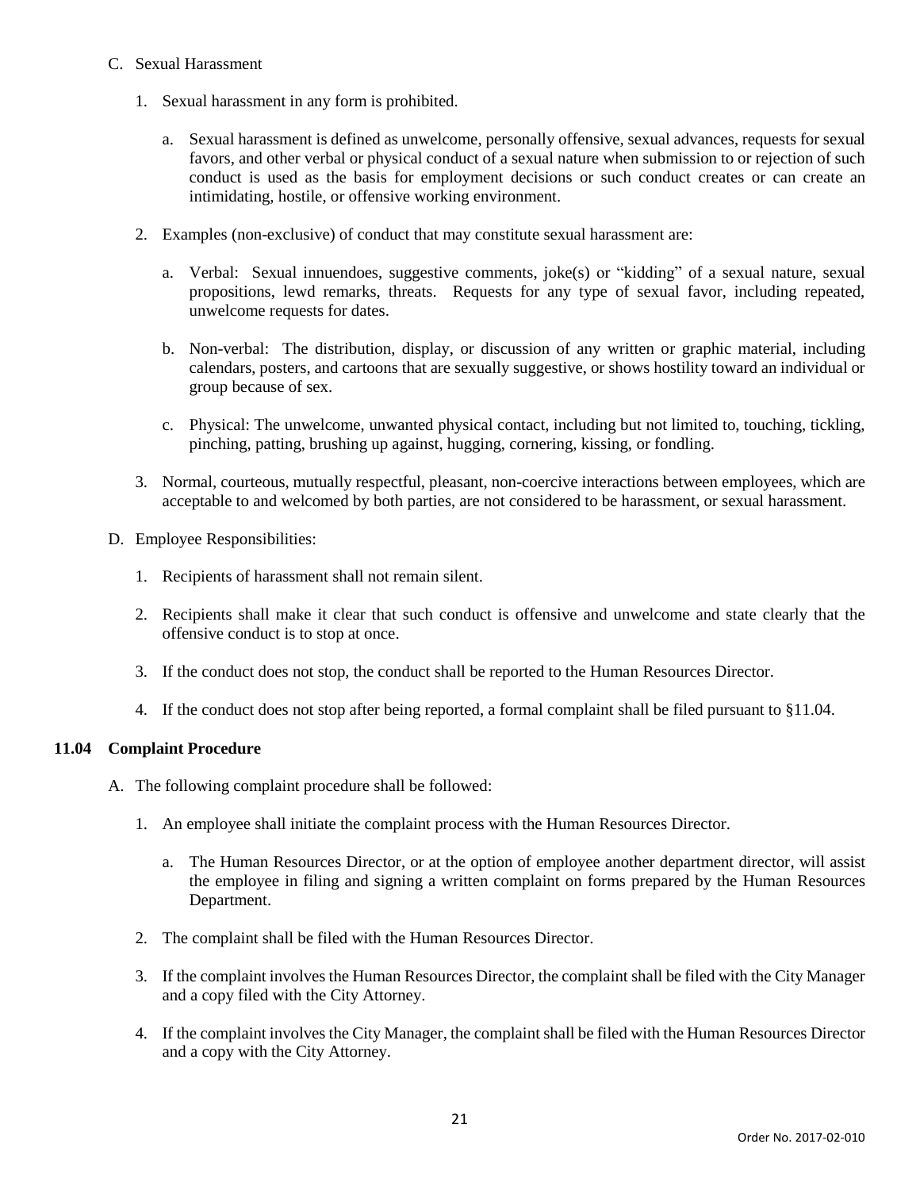C. Sexual Harassment

1. Sexual harassment in any form is prohibited.

   a. Sexual harassment is defined as unwelcome, personally offensive, sexual advances, requests for sexual favors, and other verbal or physical conduct of a sexual nature when submission to or rejection of such conduct is used as the basis for employment decisions or such conduct creates or can create an intimidating, hostile, or offensive working environment.

2. Examples (non-exclusive) of conduct that may constitute sexual harassment are:

   a. Verbal: Sexual innuendoes, suggestive comments, joke(s) or "kidding" of a sexual nature, sexual propositions, lewd remarks, threats. Requests for any type of sexual favor, including repeated, unwelcome requests for dates.

   b. Non-verbal: The distribution, display, or discussion of any written or graphic material, including calendars, posters, and cartoons that are sexually suggestive, or shows hostility toward an individual or group because of sex.

   c. Physical: The unwelcome, unwanted physical contact, including but not limited to, touching, tickling, pinching, patting, brushing up against, hugging, cornering, kissing, or fondling.

3. Normal, courteous, mutually respectful, pleasant, non-coercive interactions between employees, which are acceptable to and welcomed by both parties, are not considered to be harassment, or sexual harassment.

D. Employee Responsibilities:

1. Recipients of harassment shall not remain silent.

2. Recipients shall make it clear that such conduct is offensive and unwelcome and state clearly that the offensive conduct is to stop at once.

3. If the conduct does not stop, the conduct shall be reported to the Human Resources Director.

4. If the conduct does not stop after being reported, a formal complaint shall be filed pursuant to §11.04.

### 11.04 Complaint Procedure

A. The following complaint procedure shall be followed:

1. An employee shall initiate the complaint process with the Human Resources Director.

   a. The Human Resources Director, or at the option of employee another department director, will assist the employee in filing and signing a written complaint on forms prepared by the Human Resources Department.

2. The complaint shall be filed with the Human Resources Director.

3. If the complaint involves the Human Resources Director, the complaint shall be filed with the City Manager and a copy filed with the City Attorney.

4. If the complaint involves the City Manager, the complaint shall be filed with the Human Resources Director and a copy with the City Attorney.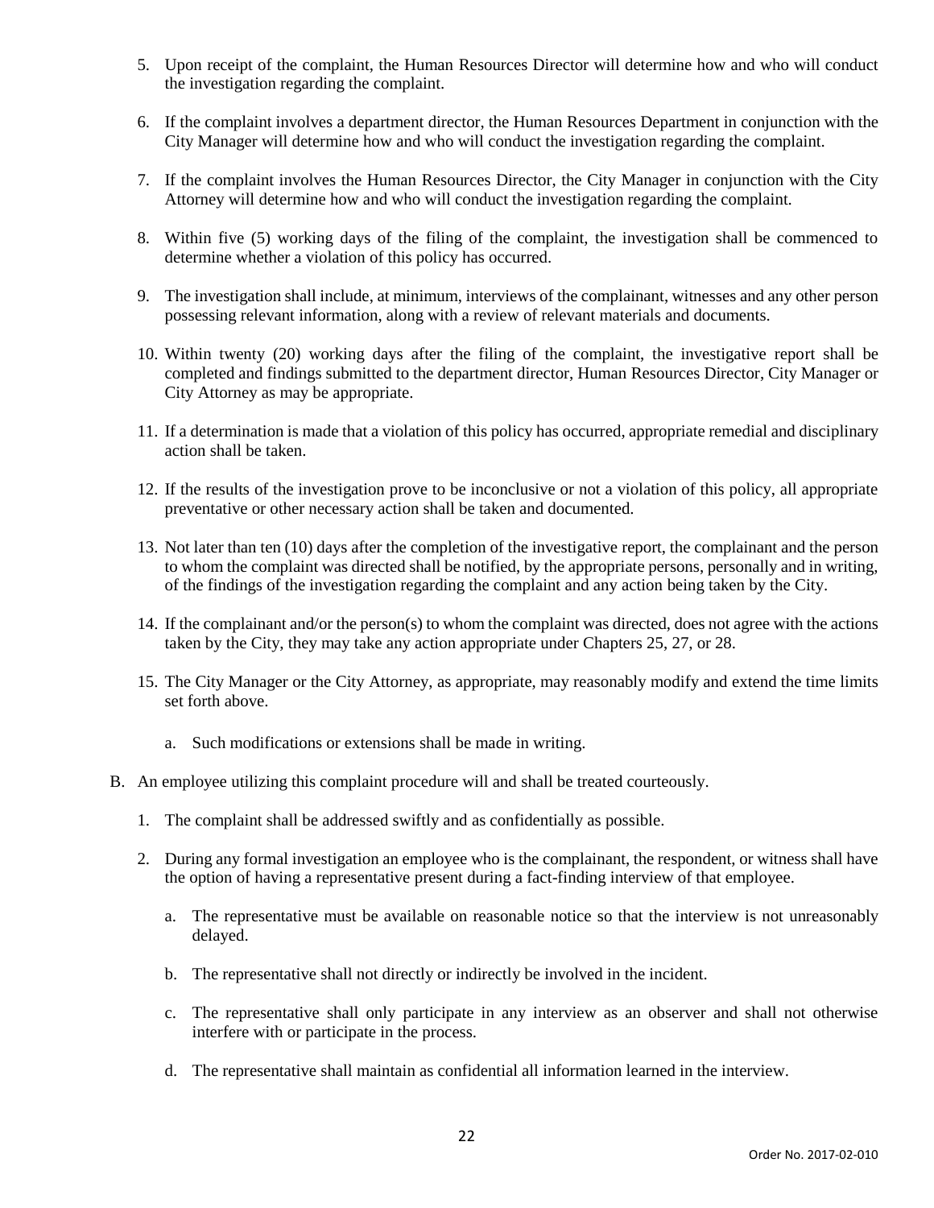5. Upon receipt of the complaint, the Human Resources Director will determine how and who will conduct the investigation regarding the complaint.

6. If the complaint involves a department director, the Human Resources Department in conjunction with the City Manager will determine how and who will conduct the investigation regarding the complaint.

7. If the complaint involves the Human Resources Director, the City Manager in conjunction with the City Attorney will determine how and who will conduct the investigation regarding the complaint.

8. Within five (5) working days of the filing of the complaint, the investigation shall be commenced to determine whether a violation of this policy has occurred.

9. The investigation shall include, at minimum, interviews of the complainant, witnesses and any other person possessing relevant information, along with a review of relevant materials and documents.

10. Within twenty (20) working days after the filing of the complaint, the investigative report shall be completed and findings submitted to the department director, Human Resources Director, City Manager or City Attorney as may be appropriate.

11. If a determination is made that a violation of this policy has occurred, appropriate remedial and disciplinary action shall be taken.

12. If the results of the investigation prove to be inconclusive or not a violation of this policy, all appropriate preventative or other necessary action shall be taken and documented.

13. Not later than ten (10) days after the completion of the investigative report, the complainant and the person to whom the complaint was directed shall be notified, by the appropriate persons, personally and in writing, of the findings of the investigation regarding the complaint and any action being taken by the City.

14. If the complainant and/or the person(s) to whom the complaint was directed, does not agree with the actions taken by the City, they may take any action appropriate under Chapters 25, 27, or 28.

15. The City Manager or the City Attorney, as appropriate, may reasonably modify and extend the time limits set forth above.

    a. Such modifications or extensions shall be made in writing.

B. An employee utilizing this complaint procedure will and shall be treated courteously.

    1. The complaint shall be addressed swiftly and as confidentially as possible.

    2. During any formal investigation an employee who is the complainant, the respondent, or witness shall have the option of having a representative present during a fact-finding interview of that employee.

        a. The representative must be available on reasonable notice so that the interview is not unreasonably delayed.

        b. The representative shall not directly or indirectly be involved in the incident.

        c. The representative shall only participate in any interview as an observer and shall not otherwise interfere with or participate in the process.

        d. The representative shall maintain as confidential all information learned in the interview.

Order No. 2017-02-010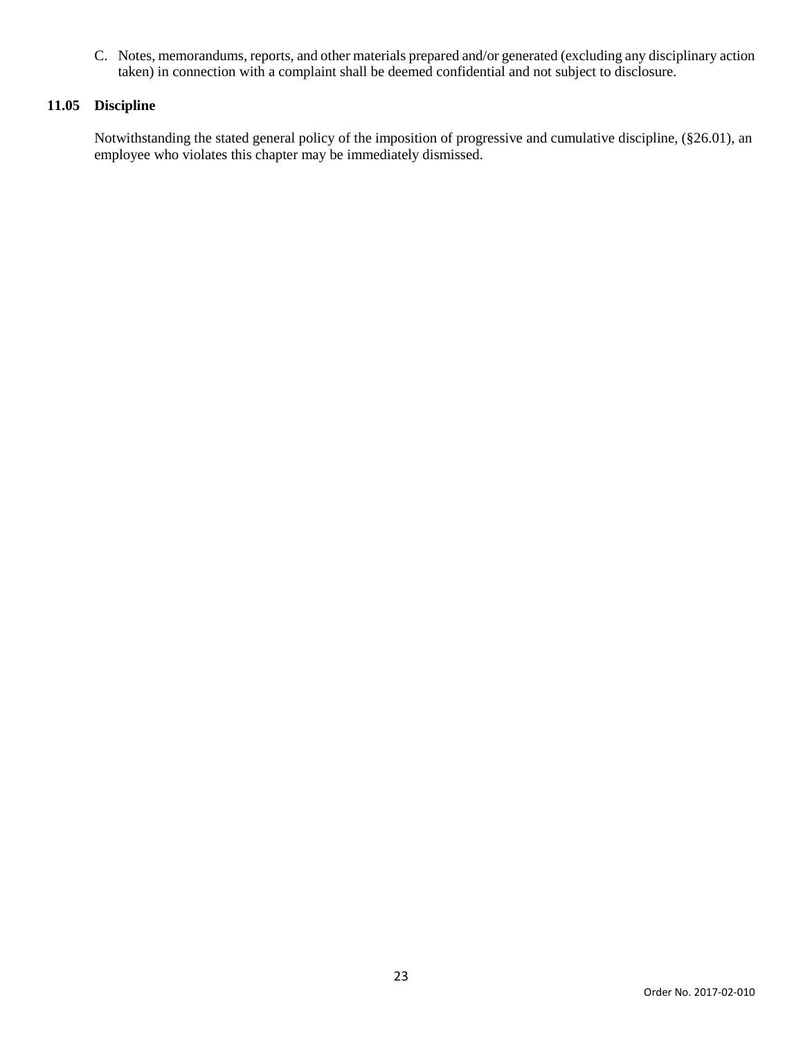C. Notes, memorandums, reports, and other materials prepared and/or generated (excluding any disciplinary action taken) in connection with a complaint shall be deemed confidential and not subject to disclosure.

## 11.05 Discipline

Notwithstanding the stated general policy of the imposition of progressive and cumulative discipline, (§26.01), an employee who violates this chapter may be immediately dismissed.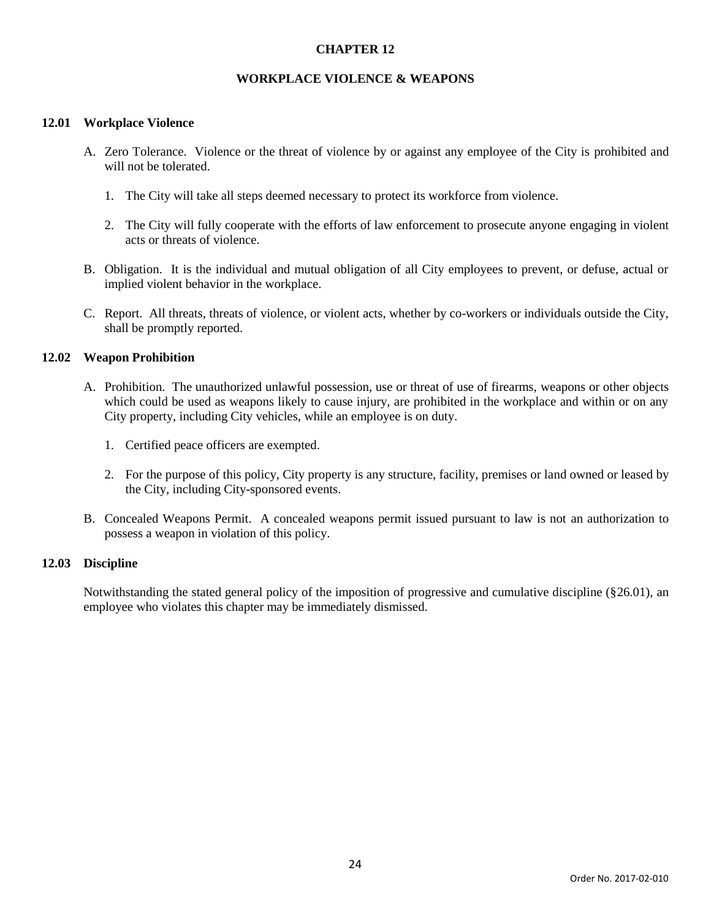# CHAPTER 12

## WORKPLACE VIOLENCE & WEAPONS

### 12.01 Workplace Violence

A. Zero Tolerance. Violence or the threat of violence by or against any employee of the City is prohibited and will not be tolerated.

1. The City will take all steps deemed necessary to protect its workforce from violence.

2. The City will fully cooperate with the efforts of law enforcement to prosecute anyone engaging in violent acts or threats of violence.

B. Obligation. It is the individual and mutual obligation of all City employees to prevent, or defuse, actual or implied violent behavior in the workplace.

C. Report. All threats, threats of violence, or violent acts, whether by co-workers or individuals outside the City, shall be promptly reported.

### 12.02 Weapon Prohibition

A. Prohibition. The unauthorized unlawful possession, use or threat of use of firearms, weapons or other objects which could be used as weapons likely to cause injury, are prohibited in the workplace and within or on any City property, including City vehicles, while an employee is on duty.

1. Certified peace officers are exempted.

2. For the purpose of this policy, City property is any structure, facility, premises or land owned or leased by the City, including City-sponsored events.

B. Concealed Weapons Permit. A concealed weapons permit issued pursuant to law is not an authorization to possess a weapon in violation of this policy.

### 12.03 Discipline

Notwithstanding the stated general policy of the imposition of progressive and cumulative discipline (§26.01), an employee who violates this chapter may be immediately dismissed.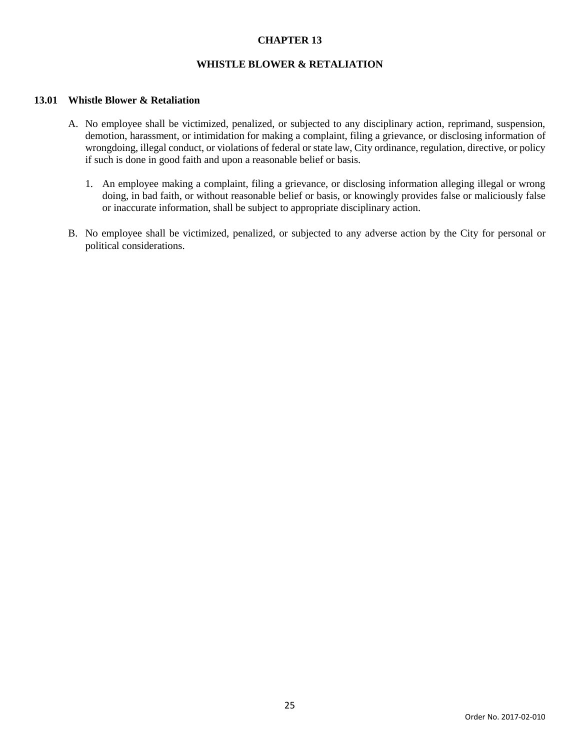# CHAPTER 13

## WHISTLE BLOWER & RETALIATION

### 13.01 Whistle Blower & Retaliation

A. No employee shall be victimized, penalized, or subjected to any disciplinary action, reprimand, suspension, demotion, harassment, or intimidation for making a complaint, filing a grievance, or disclosing information of wrongdoing, illegal conduct, or violations of federal or state law, City ordinance, regulation, directive, or policy if such is done in good faith and upon a reasonable belief or basis.

   1. An employee making a complaint, filing a grievance, or disclosing information alleging illegal or wrong doing, in bad faith, or without reasonable belief or basis, or knowingly provides false or maliciously false or inaccurate information, shall be subject to appropriate disciplinary action.

B. No employee shall be victimized, penalized, or subjected to any adverse action by the City for personal or political considerations.

Order No. 2017-02-010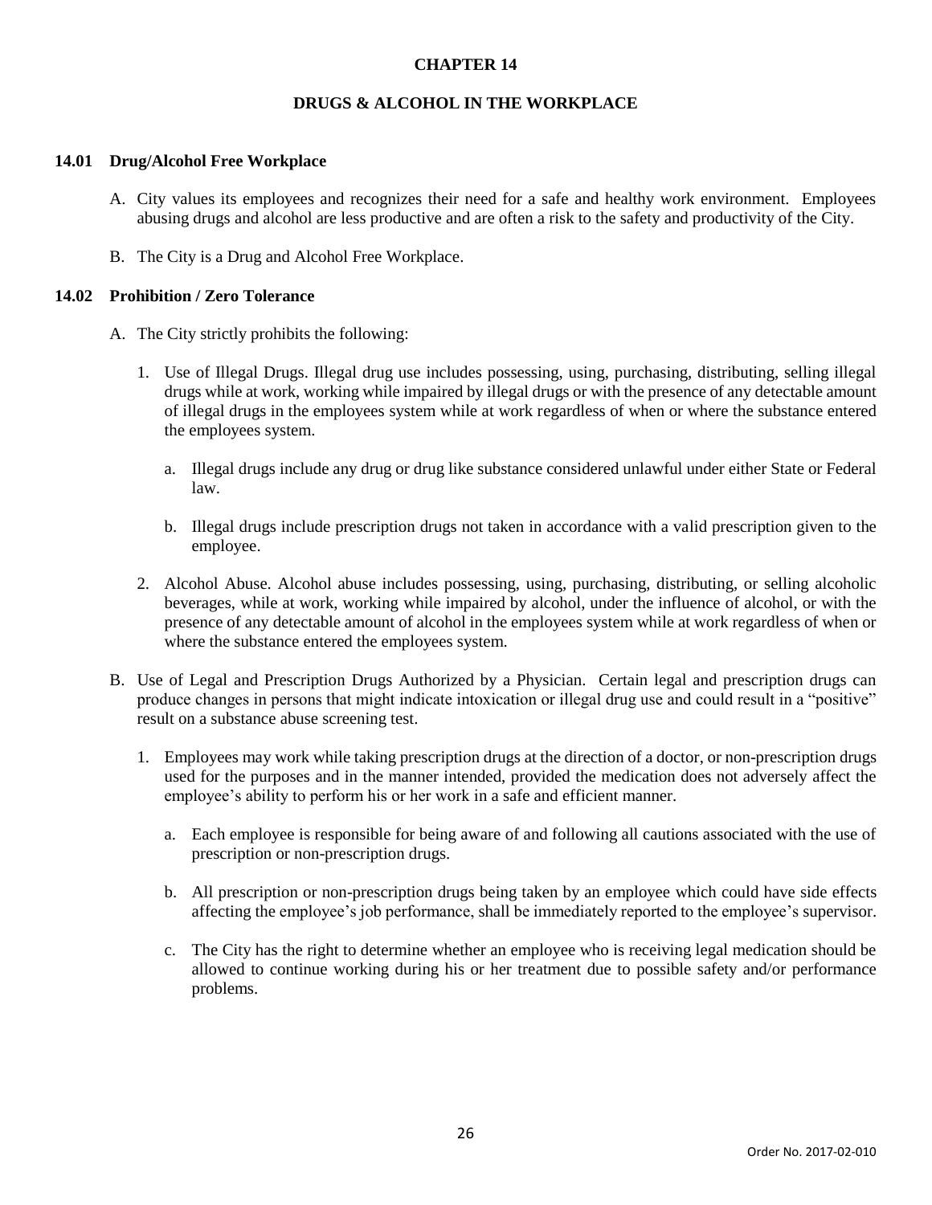# CHAPTER 14

## DRUGS & ALCOHOL IN THE WORKPLACE

### 14.01 Drug/Alcohol Free Workplace

A. City values its employees and recognizes their need for a safe and healthy work environment. Employees abusing drugs and alcohol are less productive and are often a risk to the safety and productivity of the City.

B. The City is a Drug and Alcohol Free Workplace.

### 14.02 Prohibition / Zero Tolerance

A. The City strictly prohibits the following:

1. Use of Illegal Drugs. Illegal drug use includes possessing, using, purchasing, distributing, selling illegal drugs while at work, working while impaired by illegal drugs or with the presence of any detectable amount of illegal drugs in the employees system while at work regardless of when or where the substance entered the employees system.

   a. Illegal drugs include any drug or drug like substance considered unlawful under either State or Federal law.

   b. Illegal drugs include prescription drugs not taken in accordance with a valid prescription given to the employee.

2. Alcohol Abuse. Alcohol abuse includes possessing, using, purchasing, distributing, or selling alcoholic beverages, while at work, working while impaired by alcohol, under the influence of alcohol, or with the presence of any detectable amount of alcohol in the employees system while at work regardless of when or where the substance entered the employees system.

B. Use of Legal and Prescription Drugs Authorized by a Physician. Certain legal and prescription drugs can produce changes in persons that might indicate intoxication or illegal drug use and could result in a "positive" result on a substance abuse screening test.

1. Employees may work while taking prescription drugs at the direction of a doctor, or non-prescription drugs used for the purposes and in the manner intended, provided the medication does not adversely affect the employee's ability to perform his or her work in a safe and efficient manner.

   a. Each employee is responsible for being aware of and following all cautions associated with the use of prescription or non-prescription drugs.

   b. All prescription or non-prescription drugs being taken by an employee which could have side effects affecting the employee's job performance, shall be immediately reported to the employee's supervisor.

   c. The City has the right to determine whether an employee who is receiving legal medication should be allowed to continue working during his or her treatment due to possible safety and/or performance problems.

Order No. 2017-02-010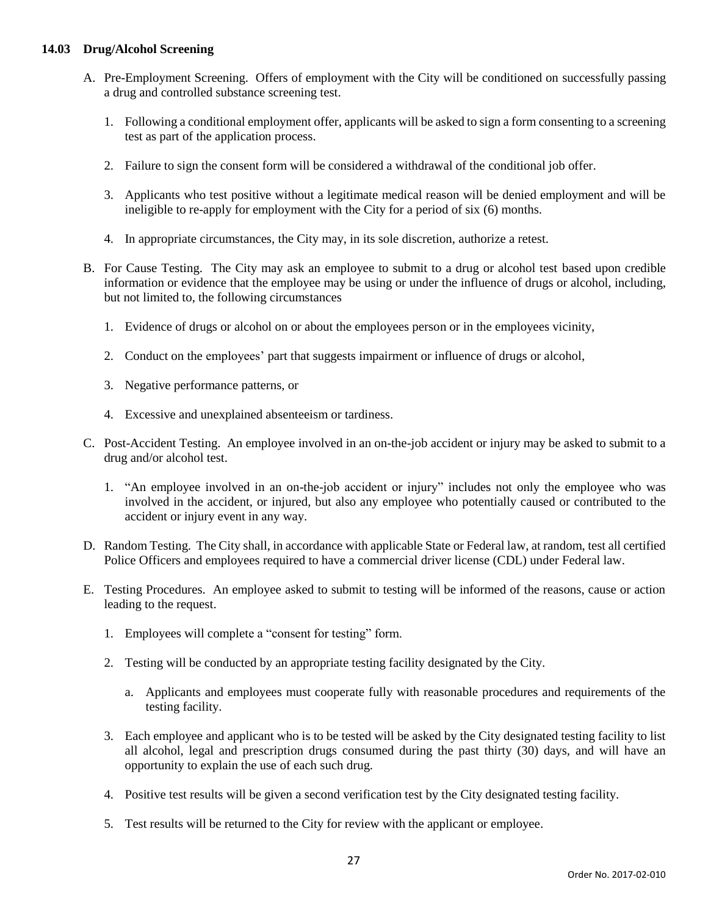### 14.03 Drug/Alcohol Screening

A. Pre-Employment Screening. Offers of employment with the City will be conditioned on successfully passing a drug and controlled substance screening test.

   1. Following a conditional employment offer, applicants will be asked to sign a form consenting to a screening test as part of the application process.

   2. Failure to sign the consent form will be considered a withdrawal of the conditional job offer.

   3. Applicants who test positive without a legitimate medical reason will be denied employment and will be ineligible to re-apply for employment with the City for a period of six (6) months.

   4. In appropriate circumstances, the City may, in its sole discretion, authorize a retest.

B. For Cause Testing. The City may ask an employee to submit to a drug or alcohol test based upon credible information or evidence that the employee may be using or under the influence of drugs or alcohol, including, but not limited to, the following circumstances

   1. Evidence of drugs or alcohol on or about the employees person or in the employees vicinity,

   2. Conduct on the employees' part that suggests impairment or influence of drugs or alcohol,

   3. Negative performance patterns, or

   4. Excessive and unexplained absenteeism or tardiness.

C. Post-Accident Testing. An employee involved in an on-the-job accident or injury may be asked to submit to a drug and/or alcohol test.

   1. "An employee involved in an on-the-job accident or injury" includes not only the employee who was involved in the accident, or injured, but also any employee who potentially caused or contributed to the accident or injury event in any way.

D. Random Testing. The City shall, in accordance with applicable State or Federal law, at random, test all certified Police Officers and employees required to have a commercial driver license (CDL) under Federal law.

E. Testing Procedures. An employee asked to submit to testing will be informed of the reasons, cause or action leading to the request.

   1. Employees will complete a "consent for testing" form.

   2. Testing will be conducted by an appropriate testing facility designated by the City.

      a. Applicants and employees must cooperate fully with reasonable procedures and requirements of the testing facility.

   3. Each employee and applicant who is to be tested will be asked by the City designated testing facility to list all alcohol, legal and prescription drugs consumed during the past thirty (30) days, and will have an opportunity to explain the use of each such drug.

   4. Positive test results will be given a second verification test by the City designated testing facility.

   5. Test results will be returned to the City for review with the applicant or employee.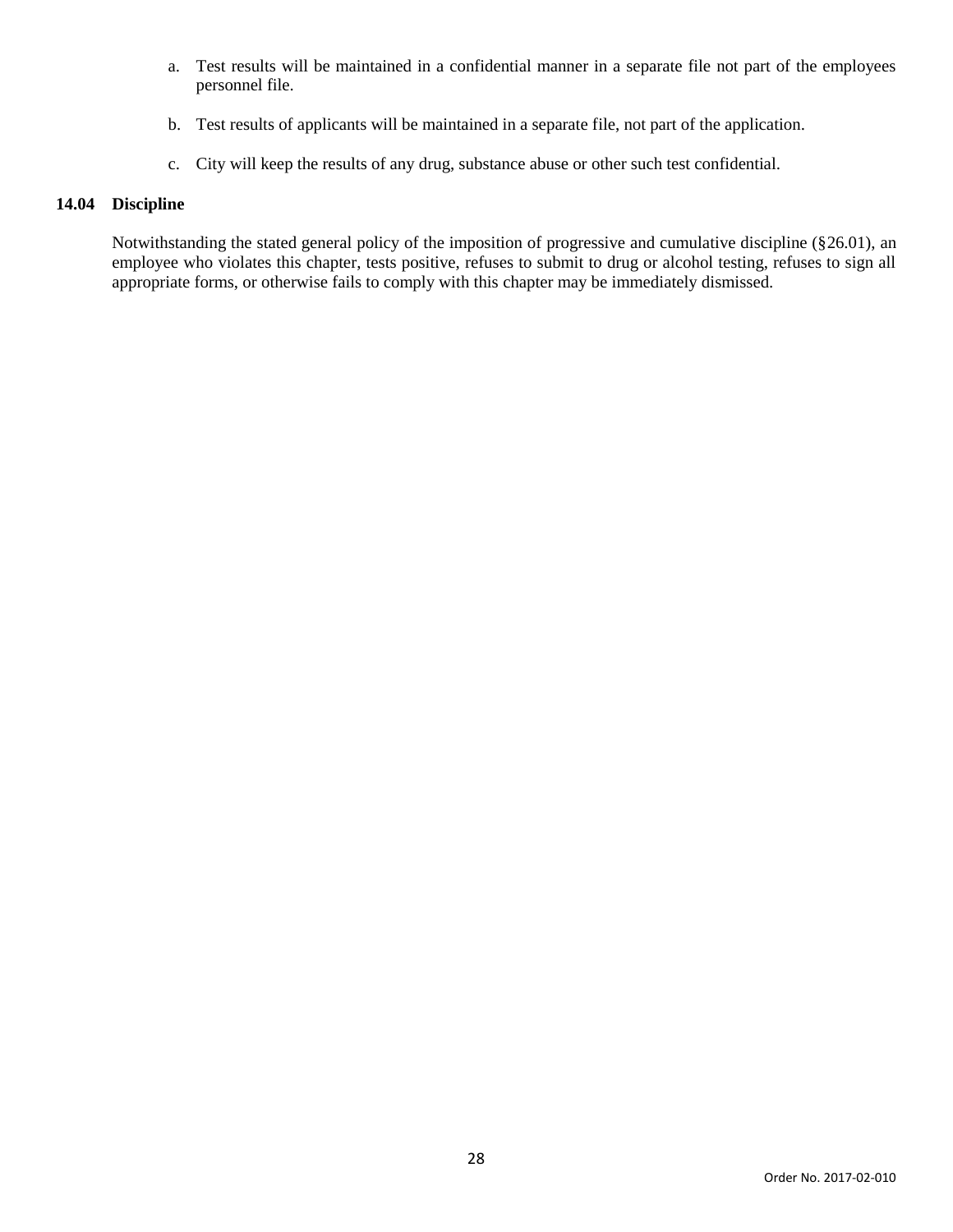a. Test results will be maintained in a confidential manner in a separate file not part of the employees personnel file.

b. Test results of applicants will be maintained in a separate file, not part of the application.

c. City will keep the results of any drug, substance abuse or other such test confidential.

### 14.04 Discipline

Notwithstanding the stated general policy of the imposition of progressive and cumulative discipline (§26.01), an employee who violates this chapter, tests positive, refuses to submit to drug or alcohol testing, refuses to sign all appropriate forms, or otherwise fails to comply with this chapter may be immediately dismissed.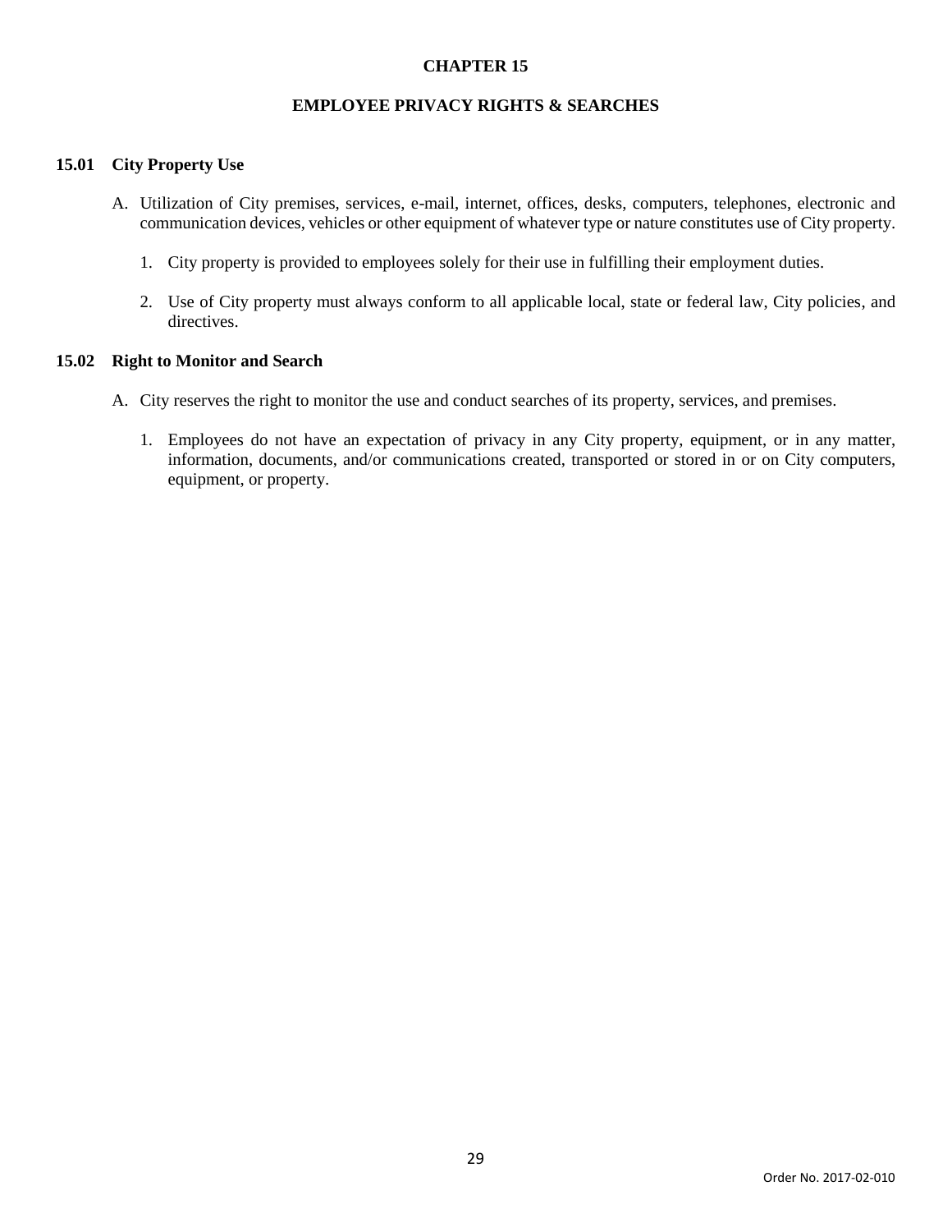# CHAPTER 15

## EMPLOYEE PRIVACY RIGHTS & SEARCHES

### 15.01 City Property Use

A. Utilization of City premises, services, e-mail, internet, offices, desks, computers, telephones, electronic and communication devices, vehicles or other equipment of whatever type or nature constitutes use of City property.

   1. City property is provided to employees solely for their use in fulfilling their employment duties.

   2. Use of City property must always conform to all applicable local, state or federal law, City policies, and directives.

### 15.02 Right to Monitor and Search

A. City reserves the right to monitor the use and conduct searches of its property, services, and premises.

   1. Employees do not have an expectation of privacy in any City property, equipment, or in any matter, information, documents, and/or communications created, transported or stored in or on City computers, equipment, or property.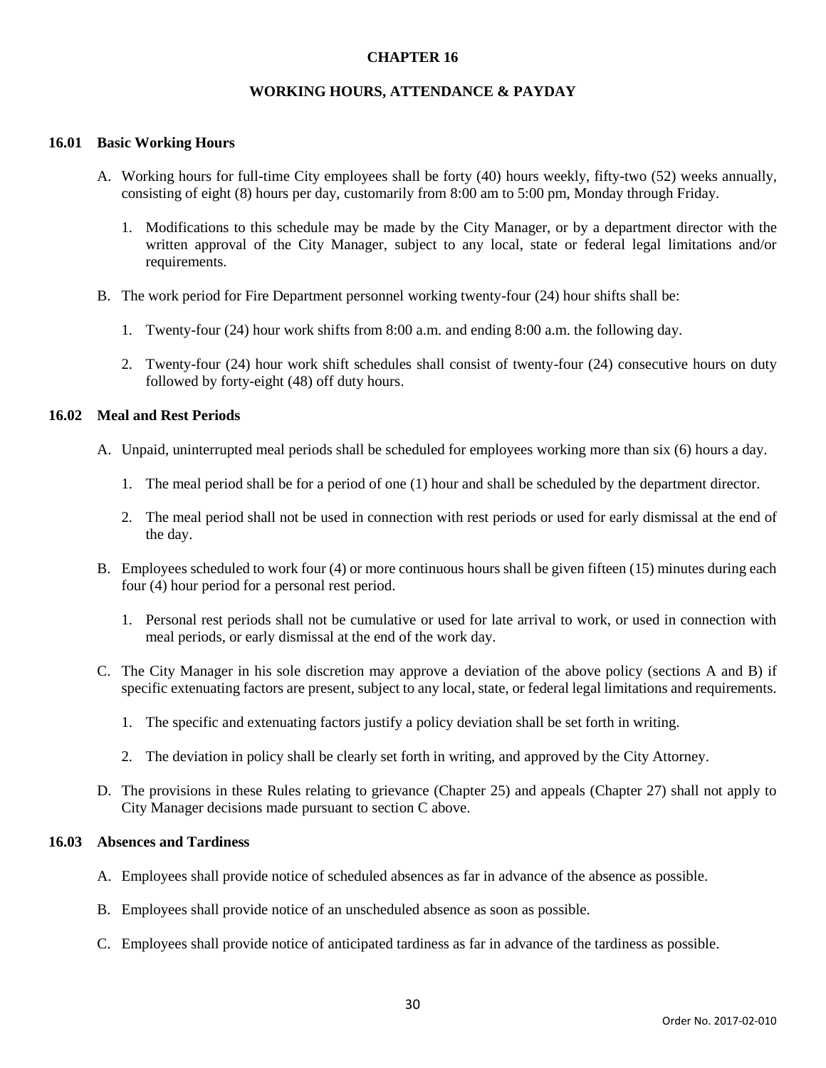# CHAPTER 16

## WORKING HOURS, ATTENDANCE & PAYDAY

### 16.01 Basic Working Hours

A. Working hours for full-time City employees shall be forty (40) hours weekly, fifty-two (52) weeks annually, consisting of eight (8) hours per day, customarily from 8:00 am to 5:00 pm, Monday through Friday.

   1. Modifications to this schedule may be made by the City Manager, or by a department director with the written approval of the City Manager, subject to any local, state or federal legal limitations and/or requirements.

B. The work period for Fire Department personnel working twenty-four (24) hour shifts shall be:

   1. Twenty-four (24) hour work shifts from 8:00 a.m. and ending 8:00 a.m. the following day.

   2. Twenty-four (24) hour work shift schedules shall consist of twenty-four (24) consecutive hours on duty followed by forty-eight (48) off duty hours.

### 16.02 Meal and Rest Periods

A. Unpaid, uninterrupted meal periods shall be scheduled for employees working more than six (6) hours a day.

   1. The meal period shall be for a period of one (1) hour and shall be scheduled by the department director.

   2. The meal period shall not be used in connection with rest periods or used for early dismissal at the end of the day.

B. Employees scheduled to work four (4) or more continuous hours shall be given fifteen (15) minutes during each four (4) hour period for a personal rest period.

   1. Personal rest periods shall not be cumulative or used for late arrival to work, or used in connection with meal periods, or early dismissal at the end of the work day.

C. The City Manager in his sole discretion may approve a deviation of the above policy (sections A and B) if specific extenuating factors are present, subject to any local, state, or federal legal limitations and requirements.

   1. The specific and extenuating factors justify a policy deviation shall be set forth in writing.

   2. The deviation in policy shall be clearly set forth in writing, and approved by the City Attorney.

D. The provisions in these Rules relating to grievance (Chapter 25) and appeals (Chapter 27) shall not apply to City Manager decisions made pursuant to section C above.

### 16.03 Absences and Tardiness

A. Employees shall provide notice of scheduled absences as far in advance of the absence as possible.

B. Employees shall provide notice of an unscheduled absence as soon as possible.

C. Employees shall provide notice of anticipated tardiness as far in advance of the tardiness as possible.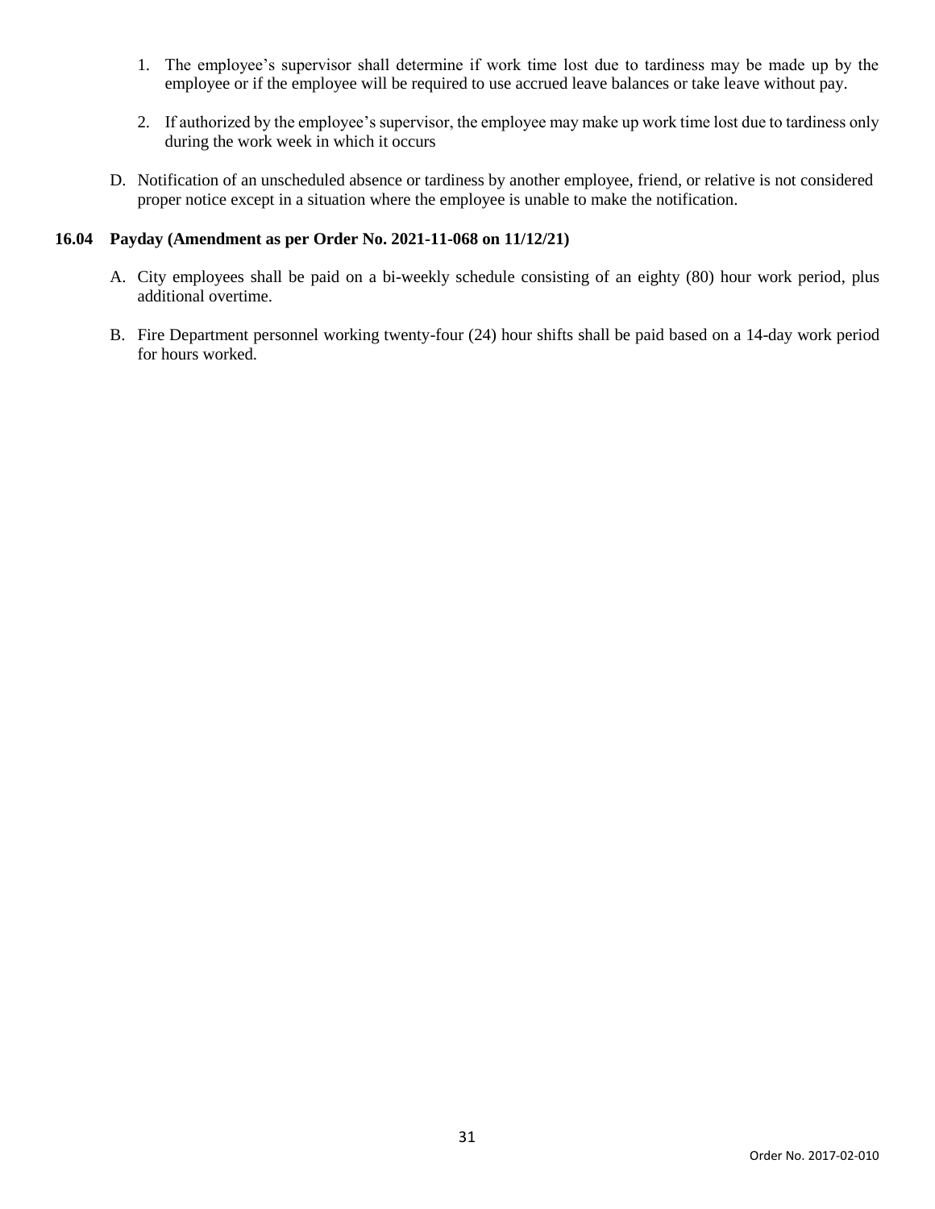1. The employee's supervisor shall determine if work time lost due to tardiness may be made up by the employee or if the employee will be required to use accrued leave balances or take leave without pay.

2. If authorized by the employee's supervisor, the employee may make up work time lost due to tardiness only during the work week in which it occurs

D. Notification of an unscheduled absence or tardiness by another employee, friend, or relative is not considered proper notice except in a situation where the employee is unable to make the notification.

### 16.04 Payday (Amendment as per Order No. 2021-11-068 on 11/12/21)

A. City employees shall be paid on a bi-weekly schedule consisting of an eighty (80) hour work period, plus additional overtime.

B. Fire Department personnel working twenty-four (24) hour shifts shall be paid based on a 14-day work period for hours worked.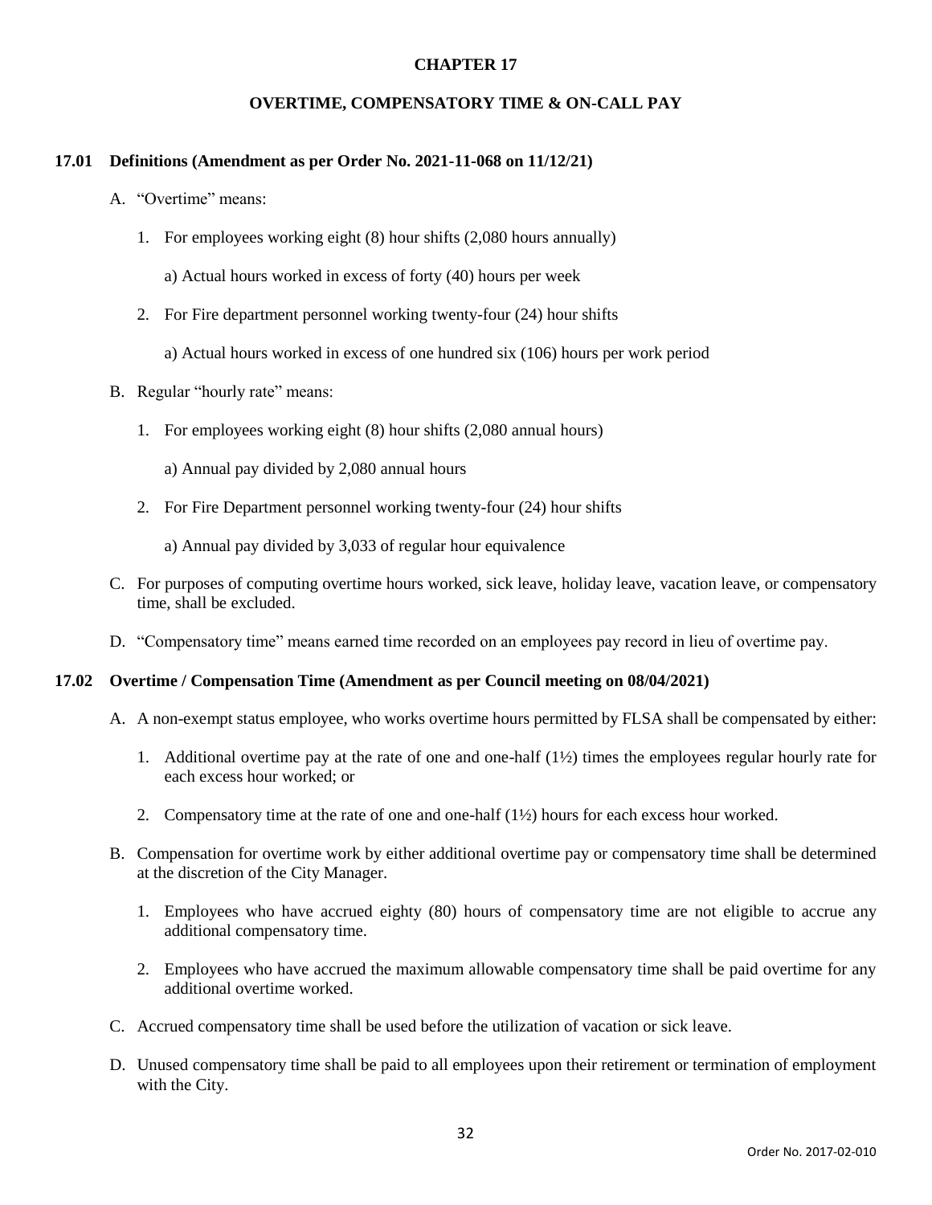# CHAPTER 17

## OVERTIME, COMPENSATORY TIME & ON-CALL PAY

### 17.01 Definitions (Amendment as per Order No. 2021-11-068 on 11/12/21)

A. "Overtime" means:

1. For employees working eight (8) hour shifts (2,080 hours annually)

   a) Actual hours worked in excess of forty (40) hours per week

2. For Fire department personnel working twenty-four (24) hour shifts

   a) Actual hours worked in excess of one hundred six (106) hours per work period

B. Regular "hourly rate" means:

1. For employees working eight (8) hour shifts (2,080 annual hours)

   a) Annual pay divided by 2,080 annual hours

2. For Fire Department personnel working twenty-four (24) hour shifts

   a) Annual pay divided by 3,033 of regular hour equivalence

C. For purposes of computing overtime hours worked, sick leave, holiday leave, vacation leave, or compensatory time, shall be excluded.

D. "Compensatory time" means earned time recorded on an employees pay record in lieu of overtime pay.

### 17.02 Overtime / Compensation Time (Amendment as per Council meeting on 08/04/2021)

A. A non-exempt status employee, who works overtime hours permitted by FLSA shall be compensated by either:

1. Additional overtime pay at the rate of one and one-half (1½) times the employees regular hourly rate for each excess hour worked; or

2. Compensatory time at the rate of one and one-half (1½) hours for each excess hour worked.

B. Compensation for overtime work by either additional overtime pay or compensatory time shall be determined at the discretion of the City Manager.

1. Employees who have accrued eighty (80) hours of compensatory time are not eligible to accrue any additional compensatory time.

2. Employees who have accrued the maximum allowable compensatory time shall be paid overtime for any additional overtime worked.

C. Accrued compensatory time shall be used before the utilization of vacation or sick leave.

D. Unused compensatory time shall be paid to all employees upon their retirement or termination of employment with the City.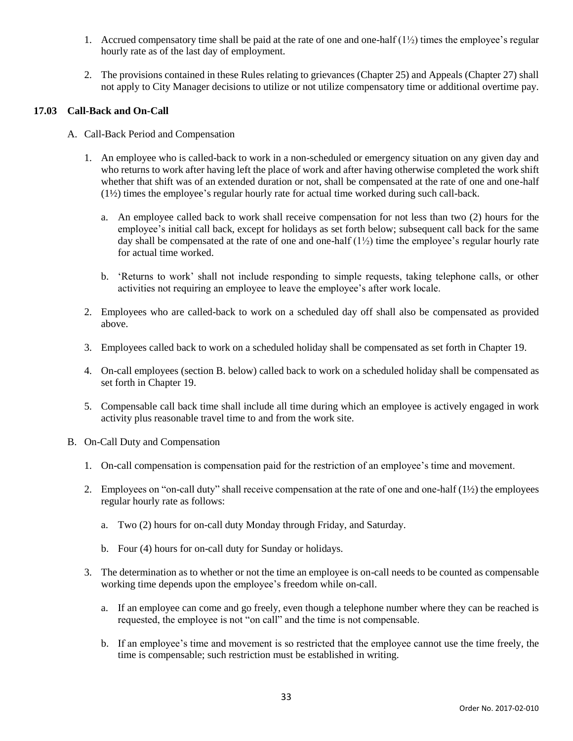1. Accrued compensatory time shall be paid at the rate of one and one-half (1½) times the employee's regular hourly rate as of the last day of employment.

2. The provisions contained in these Rules relating to grievances (Chapter 25) and Appeals (Chapter 27) shall not apply to City Manager decisions to utilize or not utilize compensatory time or additional overtime pay.

### 17.03 Call-Back and On-Call

A. Call-Back Period and Compensation

1. An employee who is called-back to work in a non-scheduled or emergency situation on any given day and who returns to work after having left the place of work and after having otherwise completed the work shift whether that shift was of an extended duration or not, shall be compensated at the rate of one and one-half (1½) times the employee's regular hourly rate for actual time worked during such call-back.

   a. An employee called back to work shall receive compensation for not less than two (2) hours for the employee's initial call back, except for holidays as set forth below; subsequent call back for the same day shall be compensated at the rate of one and one-half (1½) time the employee's regular hourly rate for actual time worked.

   b. 'Returns to work' shall not include responding to simple requests, taking telephone calls, or other activities not requiring an employee to leave the employee's after work locale.

2. Employees who are called-back to work on a scheduled day off shall also be compensated as provided above.

3. Employees called back to work on a scheduled holiday shall be compensated as set forth in Chapter 19.

4. On-call employees (section B. below) called back to work on a scheduled holiday shall be compensated as set forth in Chapter 19.

5. Compensable call back time shall include all time during which an employee is actively engaged in work activity plus reasonable travel time to and from the work site.

B. On-Call Duty and Compensation

1. On-call compensation is compensation paid for the restriction of an employee's time and movement.

2. Employees on "on-call duty" shall receive compensation at the rate of one and one-half (1½) the employees regular hourly rate as follows:

   a. Two (2) hours for on-call duty Monday through Friday, and Saturday.

   b. Four (4) hours for on-call duty for Sunday or holidays.

3. The determination as to whether or not the time an employee is on-call needs to be counted as compensable working time depends upon the employee's freedom while on-call.

   a. If an employee can come and go freely, even though a telephone number where they can be reached is requested, the employee is not "on call" and the time is not compensable.

   b. If an employee's time and movement is so restricted that the employee cannot use the time freely, the time is compensable; such restriction must be established in writing.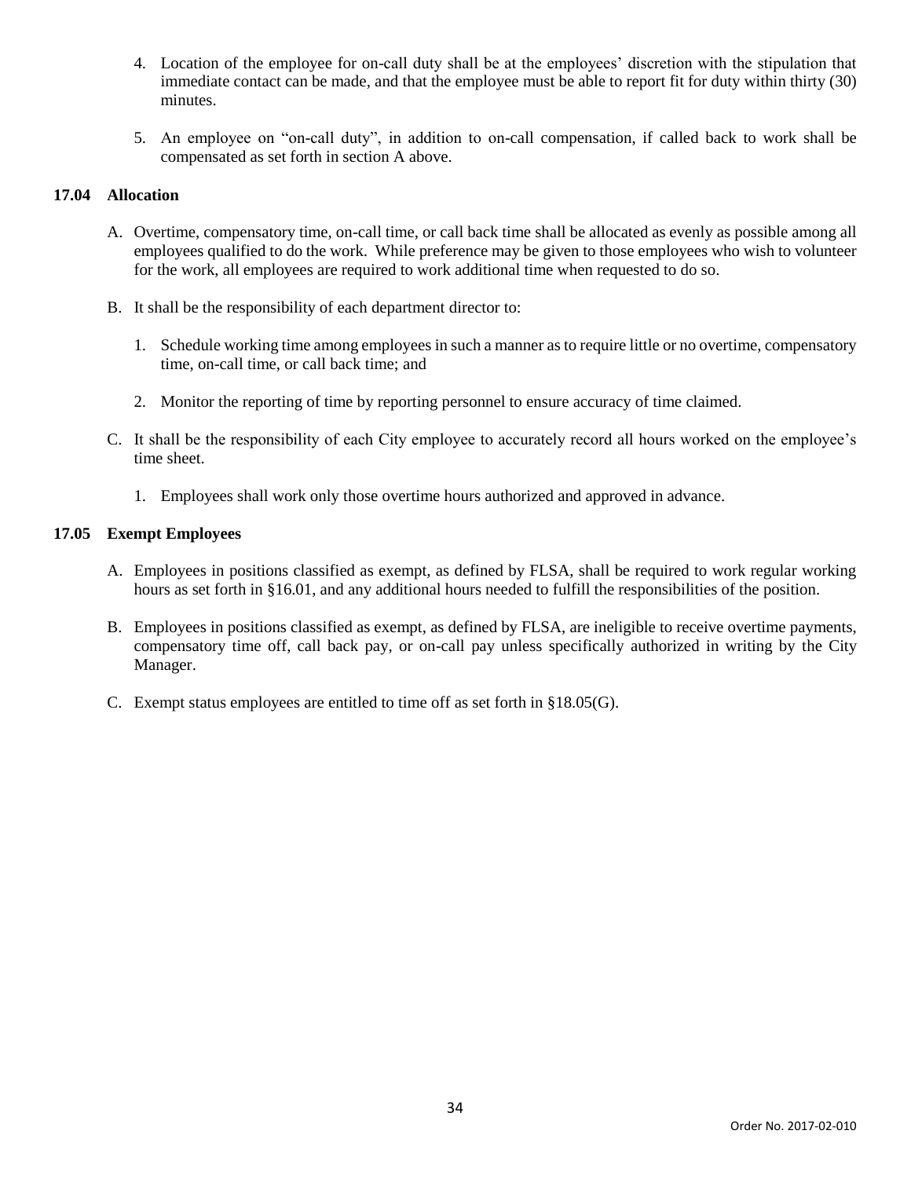4. Location of the employee for on-call duty shall be at the employees' discretion with the stipulation that immediate contact can be made, and that the employee must be able to report fit for duty within thirty (30) minutes.

5. An employee on "on-call duty", in addition to on-call compensation, if called back to work shall be compensated as set forth in section A above.

### 17.04 Allocation

A. Overtime, compensatory time, on-call time, or call back time shall be allocated as evenly as possible among all employees qualified to do the work. While preference may be given to those employees who wish to volunteer for the work, all employees are required to work additional time when requested to do so.

B. It shall be the responsibility of each department director to:

   1. Schedule working time among employees in such a manner as to require little or no overtime, compensatory time, on-call time, or call back time; and

   2. Monitor the reporting of time by reporting personnel to ensure accuracy of time claimed.

C. It shall be the responsibility of each City employee to accurately record all hours worked on the employee's time sheet.

   1. Employees shall work only those overtime hours authorized and approved in advance.

### 17.05 Exempt Employees

A. Employees in positions classified as exempt, as defined by FLSA, shall be required to work regular working hours as set forth in §16.01, and any additional hours needed to fulfill the responsibilities of the position.

B. Employees in positions classified as exempt, as defined by FLSA, are ineligible to receive overtime payments, compensatory time off, call back pay, or on-call pay unless specifically authorized in writing by the City Manager.

C. Exempt status employees are entitled to time off as set forth in §18.05(G).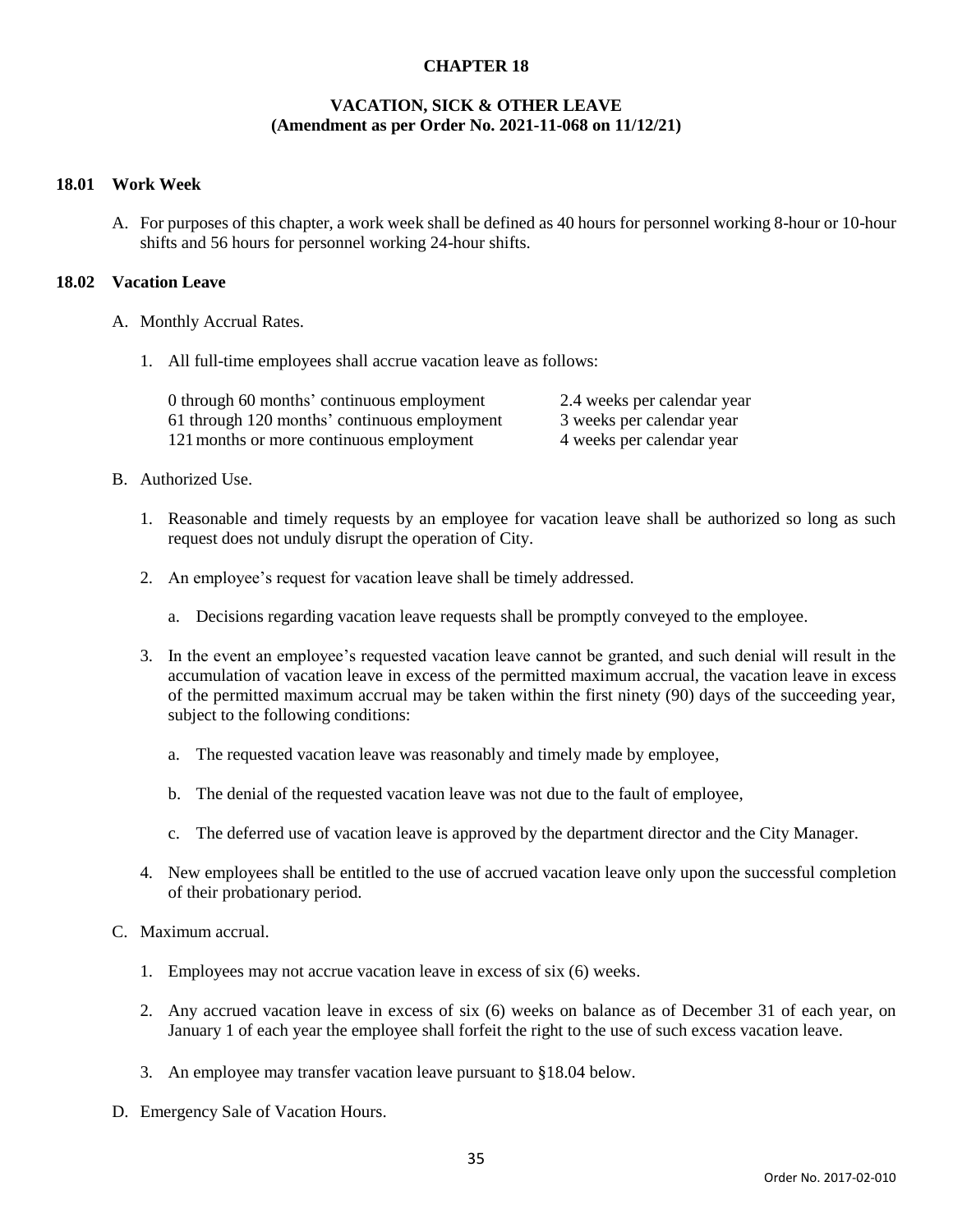# CHAPTER 18

## VACATION, SICK & OTHER LEAVE
**(Amendment as per Order No. 2021-11-068 on 11/12/21)**

### 18.01 Work Week

A. For purposes of this chapter, a work week shall be defined as 40 hours for personnel working 8-hour or 10-hour shifts and 56 hours for personnel working 24-hour shifts.

### 18.02 Vacation Leave

A. Monthly Accrual Rates.

1. All full-time employees shall accrue vacation leave as follows:

| | |
|---|---|
| 0 through 60 months' continuous employment | 2.4 weeks per calendar year |
| 61 through 120 months' continuous employment | 3 weeks per calendar year |
| 121 months or more continuous employment | 4 weeks per calendar year |

B. Authorized Use.

1. Reasonable and timely requests by an employee for vacation leave shall be authorized so long as such request does not unduly disrupt the operation of City.

2. An employee's request for vacation leave shall be timely addressed.

   a. Decisions regarding vacation leave requests shall be promptly conveyed to the employee.

3. In the event an employee's requested vacation leave cannot be granted, and such denial will result in the accumulation of vacation leave in excess of the permitted maximum accrual, the vacation leave in excess of the permitted maximum accrual may be taken within the first ninety (90) days of the succeeding year, subject to the following conditions:

   a. The requested vacation leave was reasonably and timely made by employee,

   b. The denial of the requested vacation leave was not due to the fault of employee,

   c. The deferred use of vacation leave is approved by the department director and the City Manager.

4. New employees shall be entitled to the use of accrued vacation leave only upon the successful completion of their probationary period.

C. Maximum accrual.

1. Employees may not accrue vacation leave in excess of six (6) weeks.

2. Any accrued vacation leave in excess of six (6) weeks on balance as of December 31 of each year, on January 1 of each year the employee shall forfeit the right to the use of such excess vacation leave.

3. An employee may transfer vacation leave pursuant to §18.04 below.

D. Emergency Sale of Vacation Hours.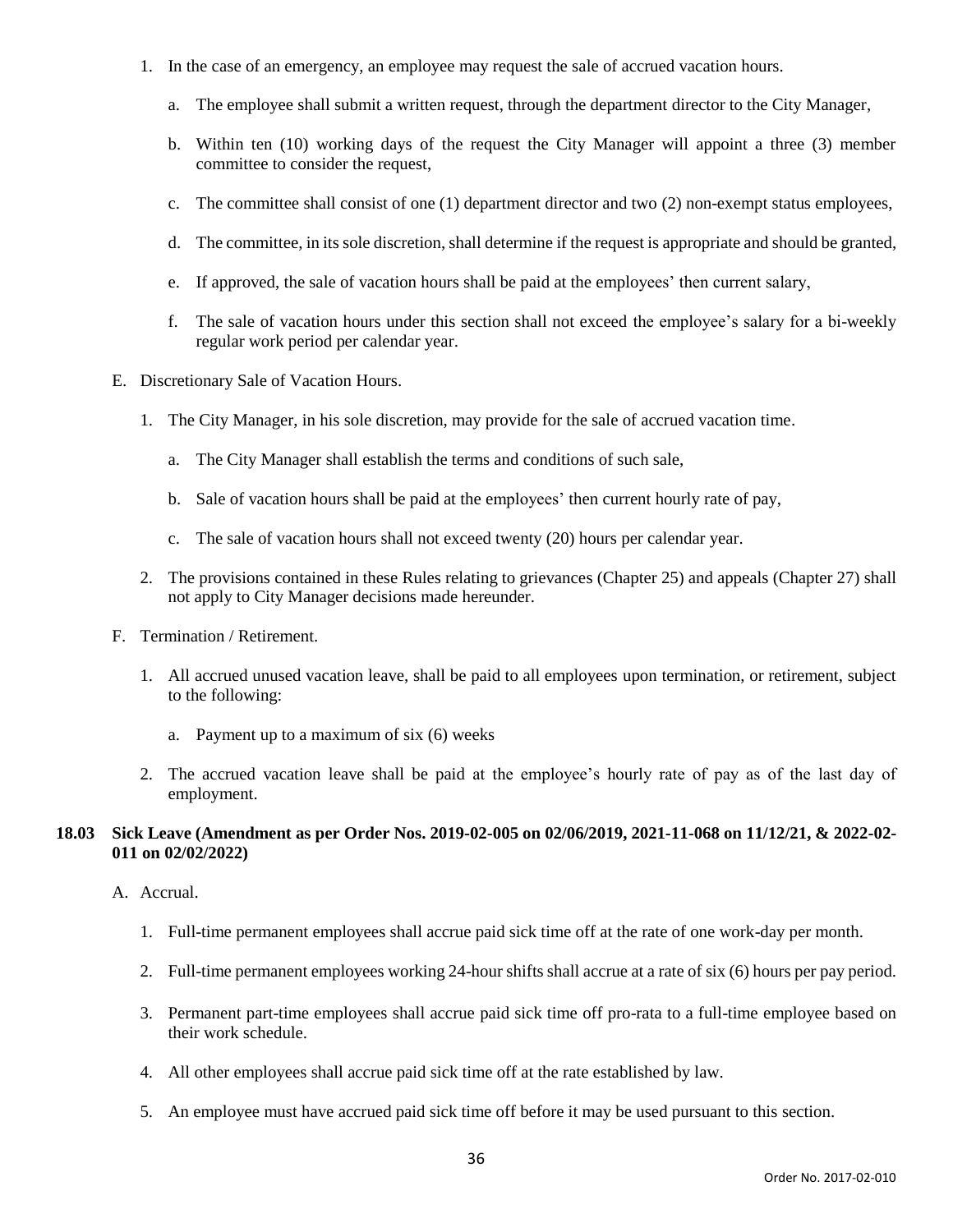1. In the case of an emergency, an employee may request the sale of accrued vacation hours.

   a. The employee shall submit a written request, through the department director to the City Manager,

   b. Within ten (10) working days of the request the City Manager will appoint a three (3) member committee to consider the request,

   c. The committee shall consist of one (1) department director and two (2) non-exempt status employees,

   d. The committee, in its sole discretion, shall determine if the request is appropriate and should be granted,

   e. If approved, the sale of vacation hours shall be paid at the employees' then current salary,

   f. The sale of vacation hours under this section shall not exceed the employee's salary for a bi-weekly regular work period per calendar year.

E. Discretionary Sale of Vacation Hours.

1. The City Manager, in his sole discretion, may provide for the sale of accrued vacation time.

   a. The City Manager shall establish the terms and conditions of such sale,

   b. Sale of vacation hours shall be paid at the employees' then current hourly rate of pay,

   c. The sale of vacation hours shall not exceed twenty (20) hours per calendar year.

2. The provisions contained in these Rules relating to grievances (Chapter 25) and appeals (Chapter 27) shall not apply to City Manager decisions made hereunder.

F. Termination / Retirement.

1. All accrued unused vacation leave, shall be paid to all employees upon termination, or retirement, subject to the following:

   a. Payment up to a maximum of six (6) weeks

2. The accrued vacation leave shall be paid at the employee's hourly rate of pay as of the last day of employment.

**18.03 Sick Leave (Amendment as per Order Nos. 2019-02-005 on 02/06/2019, 2021-11-068 on 11/12/21, & 2022-02-011 on 02/02/2022)**

A. Accrual.

1. Full-time permanent employees shall accrue paid sick time off at the rate of one work-day per month.

2. Full-time permanent employees working 24-hour shifts shall accrue at a rate of six (6) hours per pay period.

3. Permanent part-time employees shall accrue paid sick time off pro-rata to a full-time employee based on their work schedule.

4. All other employees shall accrue paid sick time off at the rate established by law.

5. An employee must have accrued paid sick time off before it may be used pursuant to this section.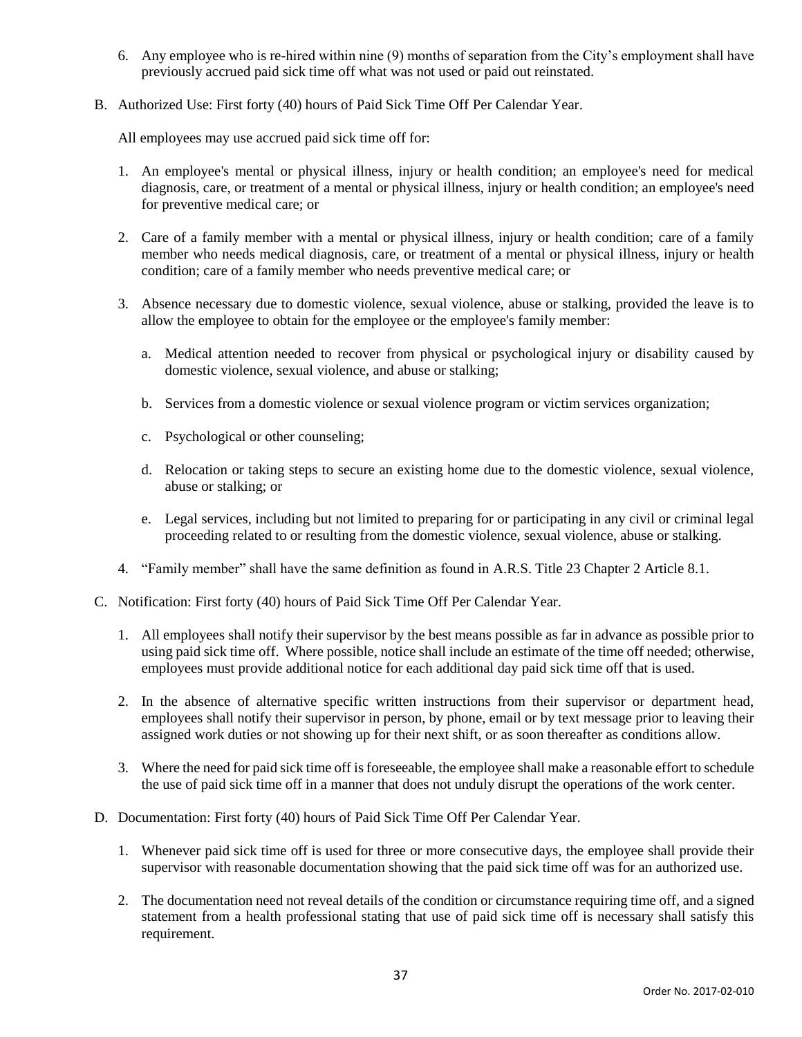6. Any employee who is re-hired within nine (9) months of separation from the City's employment shall have previously accrued paid sick time off what was not used or paid out reinstated.

B. Authorized Use: First forty (40) hours of Paid Sick Time Off Per Calendar Year.

   All employees may use accrued paid sick time off for:

   1. An employee's mental or physical illness, injury or health condition; an employee's need for medical diagnosis, care, or treatment of a mental or physical illness, injury or health condition; an employee's need for preventive medical care; or

   2. Care of a family member with a mental or physical illness, injury or health condition; care of a family member who needs medical diagnosis, care, or treatment of a mental or physical illness, injury or health condition; care of a family member who needs preventive medical care; or

   3. Absence necessary due to domestic violence, sexual violence, abuse or stalking, provided the leave is to allow the employee to obtain for the employee or the employee's family member:

      a. Medical attention needed to recover from physical or psychological injury or disability caused by domestic violence, sexual violence, and abuse or stalking;

      b. Services from a domestic violence or sexual violence program or victim services organization;

      c. Psychological or other counseling;

      d. Relocation or taking steps to secure an existing home due to the domestic violence, sexual violence, abuse or stalking; or

      e. Legal services, including but not limited to preparing for or participating in any civil or criminal legal proceeding related to or resulting from the domestic violence, sexual violence, abuse or stalking.

   4. "Family member" shall have the same definition as found in A.R.S. Title 23 Chapter 2 Article 8.1.

C. Notification: First forty (40) hours of Paid Sick Time Off Per Calendar Year.

   1. All employees shall notify their supervisor by the best means possible as far in advance as possible prior to using paid sick time off. Where possible, notice shall include an estimate of the time off needed; otherwise, employees must provide additional notice for each additional day paid sick time off that is used.

   2. In the absence of alternative specific written instructions from their supervisor or department head, employees shall notify their supervisor in person, by phone, email or by text message prior to leaving their assigned work duties or not showing up for their next shift, or as soon thereafter as conditions allow.

   3. Where the need for paid sick time off is foreseeable, the employee shall make a reasonable effort to schedule the use of paid sick time off in a manner that does not unduly disrupt the operations of the work center.

D. Documentation: First forty (40) hours of Paid Sick Time Off Per Calendar Year.

   1. Whenever paid sick time off is used for three or more consecutive days, the employee shall provide their supervisor with reasonable documentation showing that the paid sick time off was for an authorized use.

   2. The documentation need not reveal details of the condition or circumstance requiring time off, and a signed statement from a health professional stating that use of paid sick time off is necessary shall satisfy this requirement.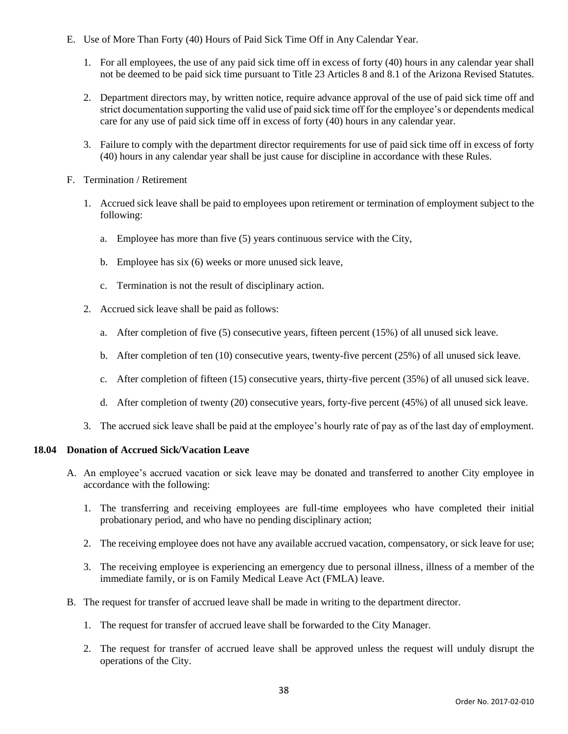E. Use of More Than Forty (40) Hours of Paid Sick Time Off in Any Calendar Year.

   1. For all employees, the use of any paid sick time off in excess of forty (40) hours in any calendar year shall not be deemed to be paid sick time pursuant to Title 23 Articles 8 and 8.1 of the Arizona Revised Statutes.

   2. Department directors may, by written notice, require advance approval of the use of paid sick time off and strict documentation supporting the valid use of paid sick time off for the employee's or dependents medical care for any use of paid sick time off in excess of forty (40) hours in any calendar year.

   3. Failure to comply with the department director requirements for use of paid sick time off in excess of forty (40) hours in any calendar year shall be just cause for discipline in accordance with these Rules.

F. Termination / Retirement

   1. Accrued sick leave shall be paid to employees upon retirement or termination of employment subject to the following:

      a. Employee has more than five (5) years continuous service with the City,

      b. Employee has six (6) weeks or more unused sick leave,

      c. Termination is not the result of disciplinary action.

   2. Accrued sick leave shall be paid as follows:

      a. After completion of five (5) consecutive years, fifteen percent (15%) of all unused sick leave.

      b. After completion of ten (10) consecutive years, twenty-five percent (25%) of all unused sick leave.

      c. After completion of fifteen (15) consecutive years, thirty-five percent (35%) of all unused sick leave.

      d. After completion of twenty (20) consecutive years, forty-five percent (45%) of all unused sick leave.

   3. The accrued sick leave shall be paid at the employee's hourly rate of pay as of the last day of employment.

### 18.04 Donation of Accrued Sick/Vacation Leave

A. An employee's accrued vacation or sick leave may be donated and transferred to another City employee in accordance with the following:

   1. The transferring and receiving employees are full-time employees who have completed their initial probationary period, and who have no pending disciplinary action;

   2. The receiving employee does not have any available accrued vacation, compensatory, or sick leave for use;

   3. The receiving employee is experiencing an emergency due to personal illness, illness of a member of the immediate family, or is on Family Medical Leave Act (FMLA) leave.

B. The request for transfer of accrued leave shall be made in writing to the department director.

   1. The request for transfer of accrued leave shall be forwarded to the City Manager.

   2. The request for transfer of accrued leave shall be approved unless the request will unduly disrupt the operations of the City.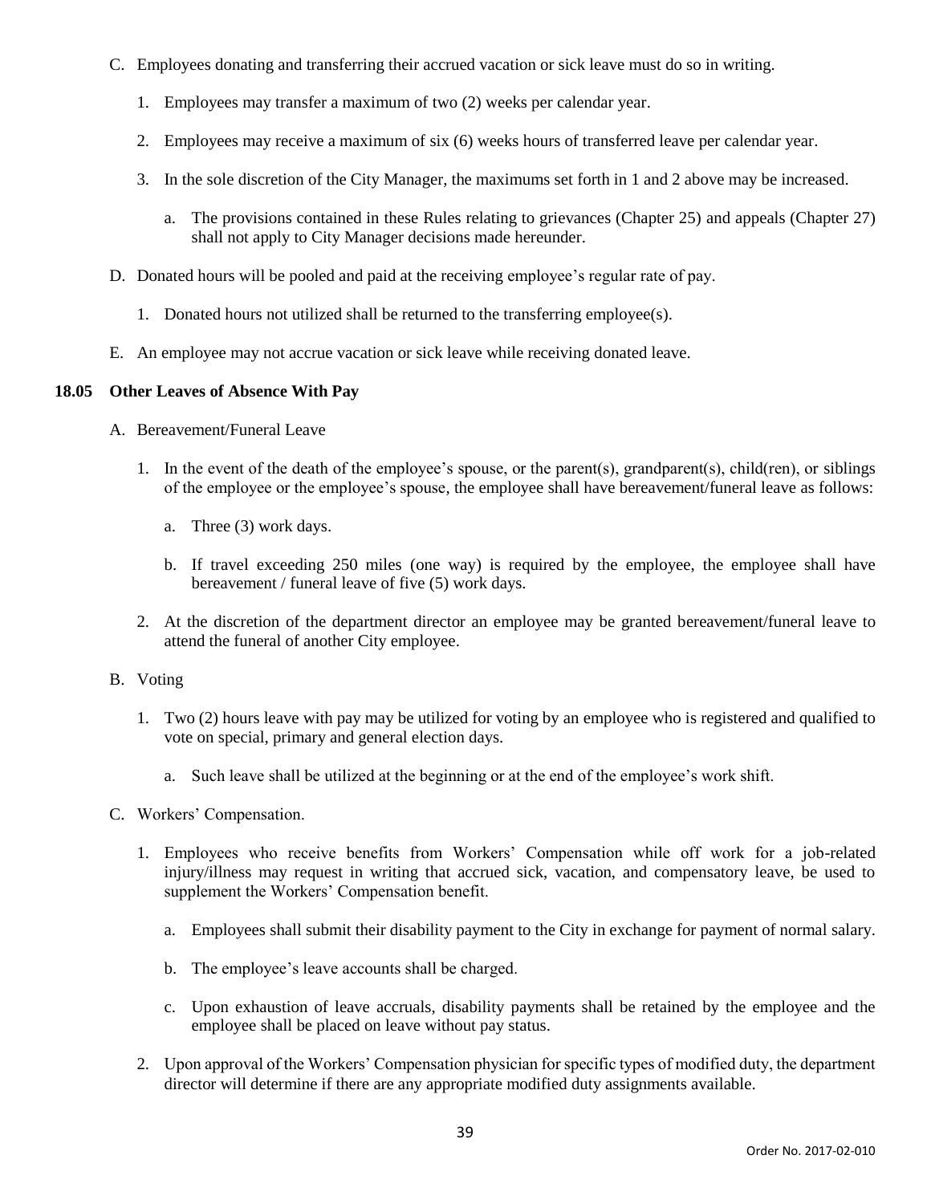C. Employees donating and transferring their accrued vacation or sick leave must do so in writing.

   1. Employees may transfer a maximum of two (2) weeks per calendar year.

   2. Employees may receive a maximum of six (6) weeks hours of transferred leave per calendar year.

   3. In the sole discretion of the City Manager, the maximums set forth in 1 and 2 above may be increased.

      a. The provisions contained in these Rules relating to grievances (Chapter 25) and appeals (Chapter 27) shall not apply to City Manager decisions made hereunder.

D. Donated hours will be pooled and paid at the receiving employee's regular rate of pay.

   1. Donated hours not utilized shall be returned to the transferring employee(s).

E. An employee may not accrue vacation or sick leave while receiving donated leave.

### 18.05 Other Leaves of Absence With Pay

A. Bereavement/Funeral Leave

   1. In the event of the death of the employee's spouse, or the parent(s), grandparent(s), child(ren), or siblings of the employee or the employee's spouse, the employee shall have bereavement/funeral leave as follows:

      a. Three (3) work days.

      b. If travel exceeding 250 miles (one way) is required by the employee, the employee shall have bereavement / funeral leave of five (5) work days.

   2. At the discretion of the department director an employee may be granted bereavement/funeral leave to attend the funeral of another City employee.

B. Voting

   1. Two (2) hours leave with pay may be utilized for voting by an employee who is registered and qualified to vote on special, primary and general election days.

      a. Such leave shall be utilized at the beginning or at the end of the employee's work shift.

C. Workers' Compensation.

   1. Employees who receive benefits from Workers' Compensation while off work for a job-related injury/illness may request in writing that accrued sick, vacation, and compensatory leave, be used to supplement the Workers' Compensation benefit.

      a. Employees shall submit their disability payment to the City in exchange for payment of normal salary.

      b. The employee's leave accounts shall be charged.

      c. Upon exhaustion of leave accruals, disability payments shall be retained by the employee and the employee shall be placed on leave without pay status.

   2. Upon approval of the Workers' Compensation physician for specific types of modified duty, the department director will determine if there are any appropriate modified duty assignments available.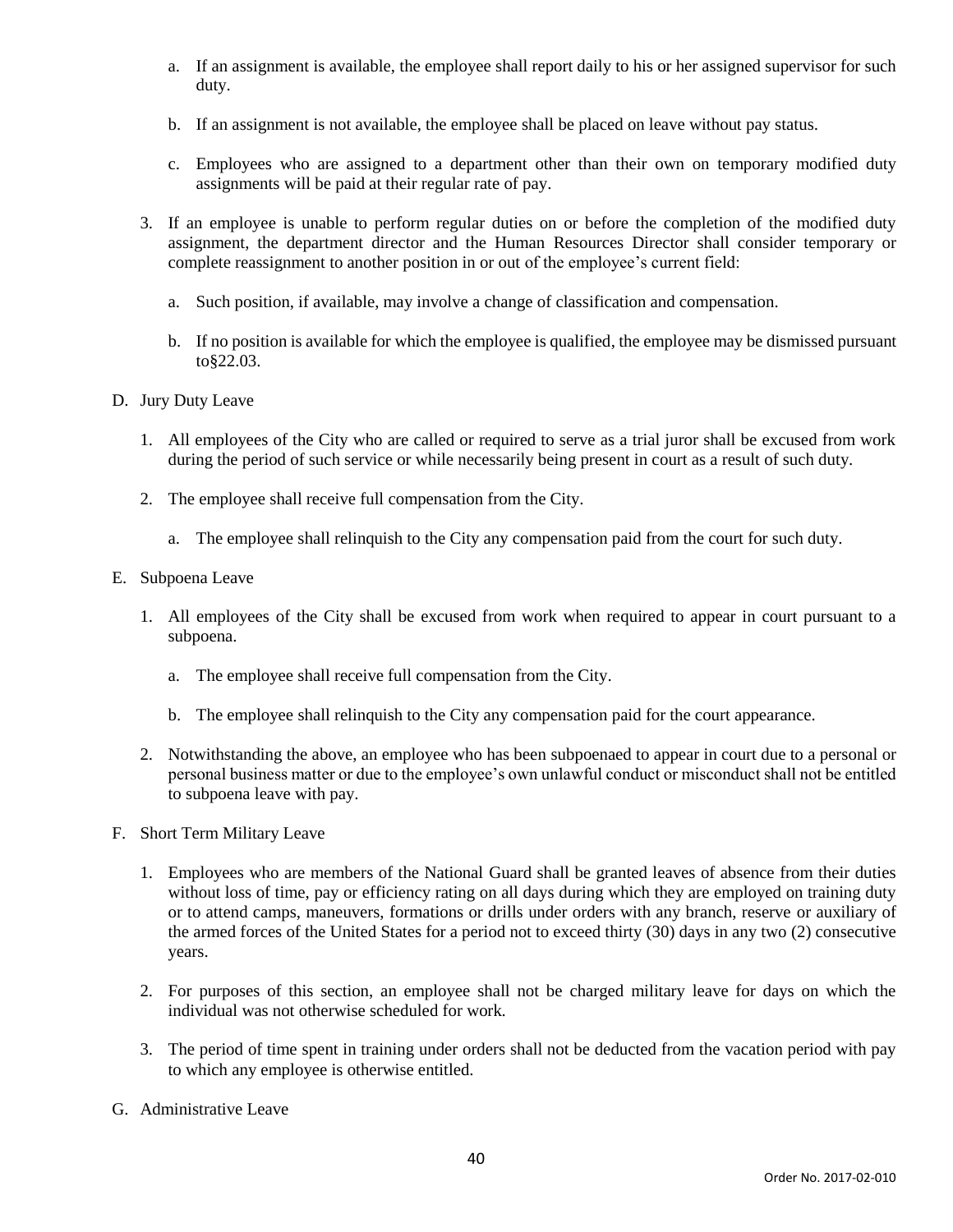a. If an assignment is available, the employee shall report daily to his or her assigned supervisor for such duty.

b. If an assignment is not available, the employee shall be placed on leave without pay status.

c. Employees who are assigned to a department other than their own on temporary modified duty assignments will be paid at their regular rate of pay.

3. If an employee is unable to perform regular duties on or before the completion of the modified duty assignment, the department director and the Human Resources Director shall consider temporary or complete reassignment to another position in or out of the employee's current field:

   a. Such position, if available, may involve a change of classification and compensation.

   b. If no position is available for which the employee is qualified, the employee may be dismissed pursuant to§22.03.

D. Jury Duty Leave

1. All employees of the City who are called or required to serve as a trial juror shall be excused from work during the period of such service or while necessarily being present in court as a result of such duty.

2. The employee shall receive full compensation from the City.

   a. The employee shall relinquish to the City any compensation paid from the court for such duty.

E. Subpoena Leave

1. All employees of the City shall be excused from work when required to appear in court pursuant to a subpoena.

   a. The employee shall receive full compensation from the City.

   b. The employee shall relinquish to the City any compensation paid for the court appearance.

2. Notwithstanding the above, an employee who has been subpoenaed to appear in court due to a personal or personal business matter or due to the employee's own unlawful conduct or misconduct shall not be entitled to subpoena leave with pay.

F. Short Term Military Leave

1. Employees who are members of the National Guard shall be granted leaves of absence from their duties without loss of time, pay or efficiency rating on all days during which they are employed on training duty or to attend camps, maneuvers, formations or drills under orders with any branch, reserve or auxiliary of the armed forces of the United States for a period not to exceed thirty (30) days in any two (2) consecutive years.

2. For purposes of this section, an employee shall not be charged military leave for days on which the individual was not otherwise scheduled for work.

3. The period of time spent in training under orders shall not be deducted from the vacation period with pay to which any employee is otherwise entitled.

G. Administrative Leave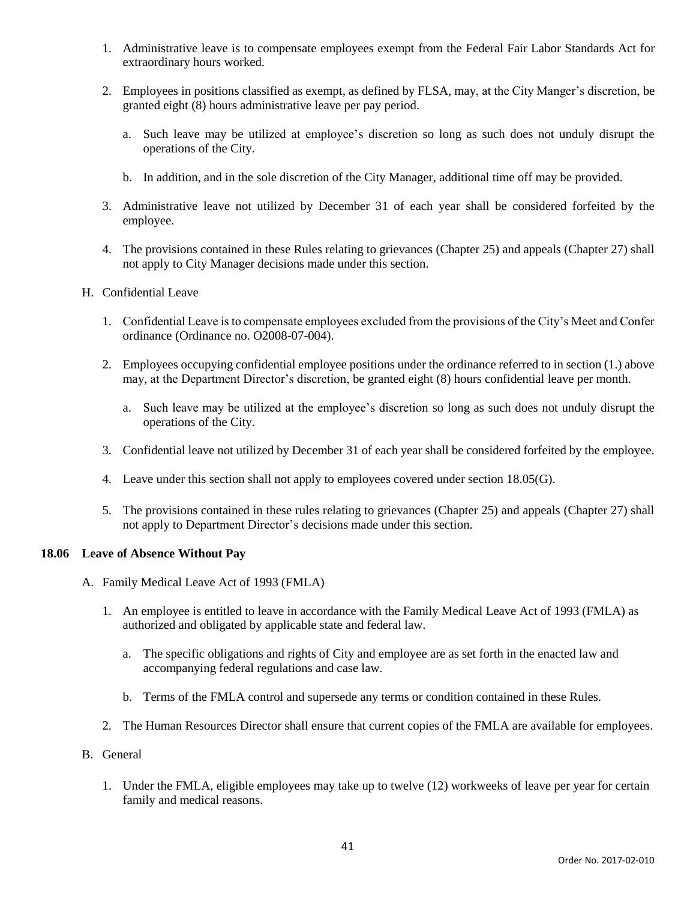1. Administrative leave is to compensate employees exempt from the Federal Fair Labor Standards Act for extraordinary hours worked.

2. Employees in positions classified as exempt, as defined by FLSA, may, at the City Manger's discretion, be granted eight (8) hours administrative leave per pay period.

   a. Such leave may be utilized at employee's discretion so long as such does not unduly disrupt the operations of the City.

   b. In addition, and in the sole discretion of the City Manager, additional time off may be provided.

3. Administrative leave not utilized by December 31 of each year shall be considered forfeited by the employee.

4. The provisions contained in these Rules relating to grievances (Chapter 25) and appeals (Chapter 27) shall not apply to City Manager decisions made under this section.

H. Confidential Leave

1. Confidential Leave is to compensate employees excluded from the provisions of the City's Meet and Confer ordinance (Ordinance no. O2008-07-004).

2. Employees occupying confidential employee positions under the ordinance referred to in section (1.) above may, at the Department Director's discretion, be granted eight (8) hours confidential leave per month.

   a. Such leave may be utilized at the employee's discretion so long as such does not unduly disrupt the operations of the City.

3. Confidential leave not utilized by December 31 of each year shall be considered forfeited by the employee.

4. Leave under this section shall not apply to employees covered under section 18.05(G).

5. The provisions contained in these rules relating to grievances (Chapter 25) and appeals (Chapter 27) shall not apply to Department Director's decisions made under this section.

**18.06 Leave of Absence Without Pay**

A. Family Medical Leave Act of 1993 (FMLA)

1. An employee is entitled to leave in accordance with the Family Medical Leave Act of 1993 (FMLA) as authorized and obligated by applicable state and federal law.

   a. The specific obligations and rights of City and employee are as set forth in the enacted law and accompanying federal regulations and case law.

   b. Terms of the FMLA control and supersede any terms or condition contained in these Rules.

2. The Human Resources Director shall ensure that current copies of the FMLA are available for employees.

B. General

1. Under the FMLA, eligible employees may take up to twelve (12) workweeks of leave per year for certain family and medical reasons.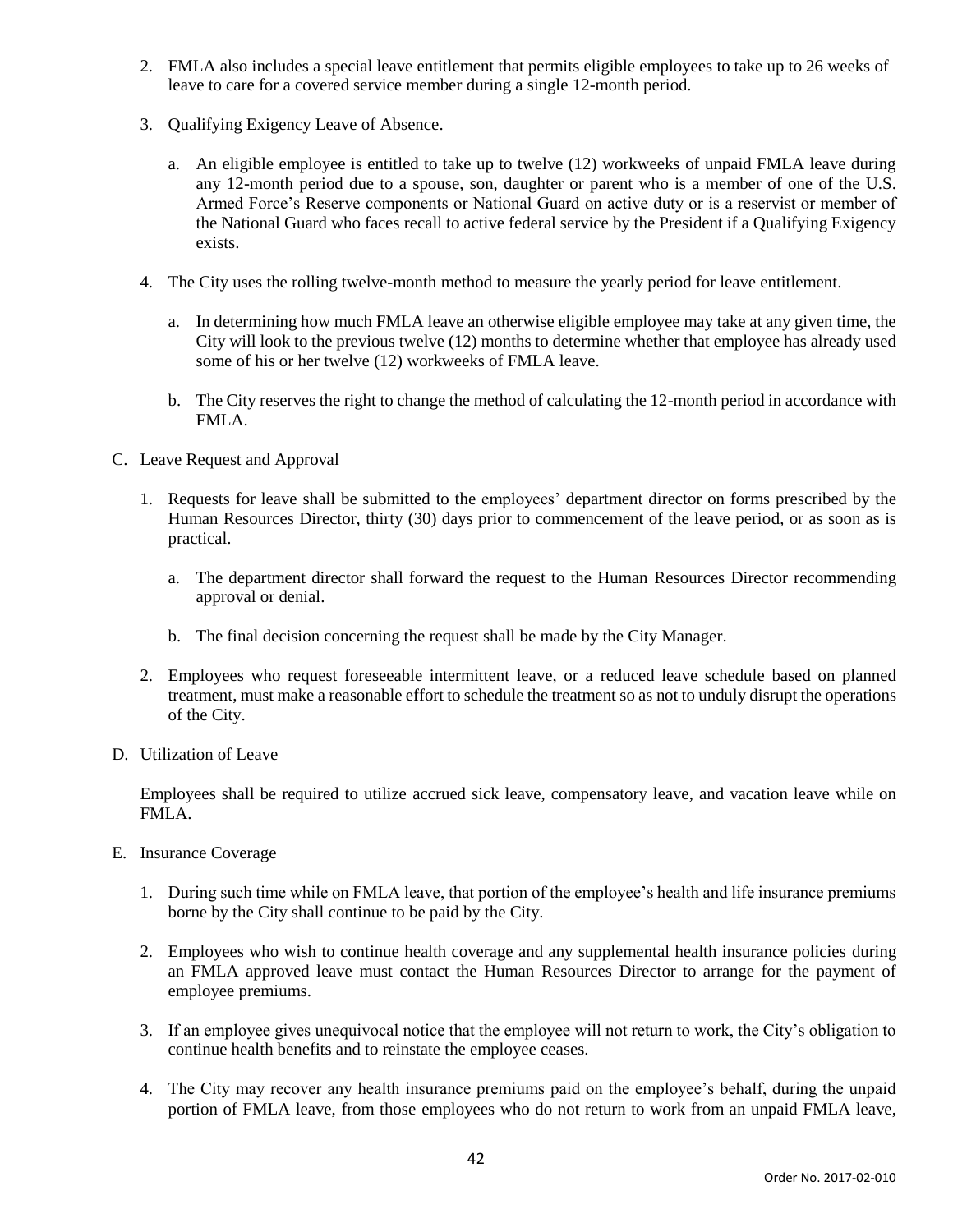2. FMLA also includes a special leave entitlement that permits eligible employees to take up to 26 weeks of leave to care for a covered service member during a single 12-month period.

3. Qualifying Exigency Leave of Absence.

   a. An eligible employee is entitled to take up to twelve (12) workweeks of unpaid FMLA leave during any 12-month period due to a spouse, son, daughter or parent who is a member of one of the U.S. Armed Force's Reserve components or National Guard on active duty or is a reservist or member of the National Guard who faces recall to active federal service by the President if a Qualifying Exigency exists.

4. The City uses the rolling twelve-month method to measure the yearly period for leave entitlement.

   a. In determining how much FMLA leave an otherwise eligible employee may take at any given time, the City will look to the previous twelve (12) months to determine whether that employee has already used some of his or her twelve (12) workweeks of FMLA leave.

   b. The City reserves the right to change the method of calculating the 12-month period in accordance with FMLA.

C. Leave Request and Approval

1. Requests for leave shall be submitted to the employees' department director on forms prescribed by the Human Resources Director, thirty (30) days prior to commencement of the leave period, or as soon as is practical.

   a. The department director shall forward the request to the Human Resources Director recommending approval or denial.

   b. The final decision concerning the request shall be made by the City Manager.

2. Employees who request foreseeable intermittent leave, or a reduced leave schedule based on planned treatment, must make a reasonable effort to schedule the treatment so as not to unduly disrupt the operations of the City.

D. Utilization of Leave

Employees shall be required to utilize accrued sick leave, compensatory leave, and vacation leave while on FMLA.

E. Insurance Coverage

1. During such time while on FMLA leave, that portion of the employee's health and life insurance premiums borne by the City shall continue to be paid by the City.

2. Employees who wish to continue health coverage and any supplemental health insurance policies during an FMLA approved leave must contact the Human Resources Director to arrange for the payment of employee premiums.

3. If an employee gives unequivocal notice that the employee will not return to work, the City's obligation to continue health benefits and to reinstate the employee ceases.

4. The City may recover any health insurance premiums paid on the employee's behalf, during the unpaid portion of FMLA leave, from those employees who do not return to work from an unpaid FMLA leave,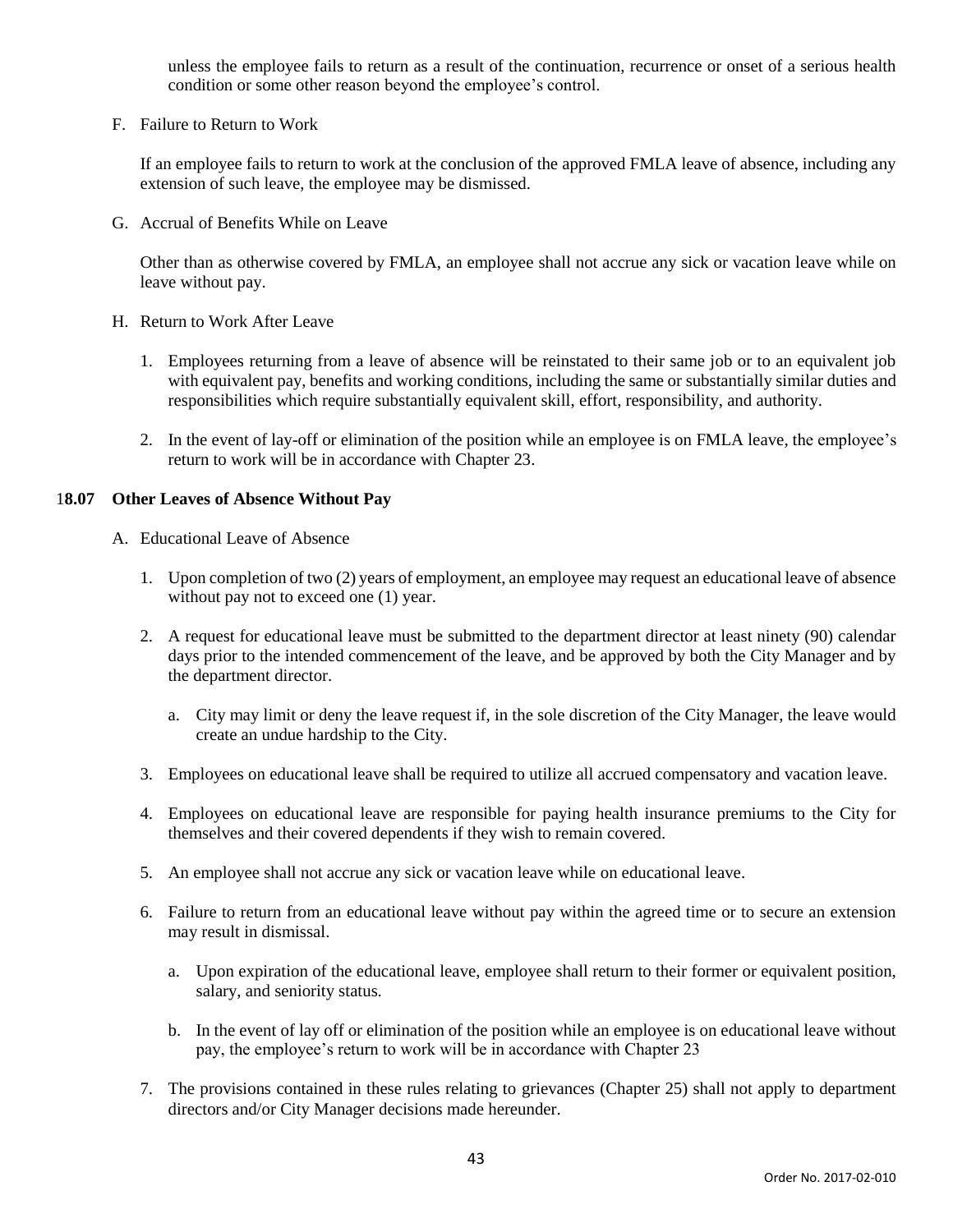unless the employee fails to return as a result of the continuation, recurrence or onset of a serious health condition or some other reason beyond the employee's control.

F. Failure to Return to Work

If an employee fails to return to work at the conclusion of the approved FMLA leave of absence, including any extension of such leave, the employee may be dismissed.

G. Accrual of Benefits While on Leave

Other than as otherwise covered by FMLA, an employee shall not accrue any sick or vacation leave while on leave without pay.

H. Return to Work After Leave

1. Employees returning from a leave of absence will be reinstated to their same job or to an equivalent job with equivalent pay, benefits and working conditions, including the same or substantially similar duties and responsibilities which require substantially equivalent skill, effort, responsibility, and authority.

2. In the event of lay-off or elimination of the position while an employee is on FMLA leave, the employee's return to work will be in accordance with Chapter 23.

### 18.07 Other Leaves of Absence Without Pay

A. Educational Leave of Absence

1. Upon completion of two (2) years of employment, an employee may request an educational leave of absence without pay not to exceed one (1) year.

2. A request for educational leave must be submitted to the department director at least ninety (90) calendar days prior to the intended commencement of the leave, and be approved by both the City Manager and by the department director.

   a. City may limit or deny the leave request if, in the sole discretion of the City Manager, the leave would create an undue hardship to the City.

3. Employees on educational leave shall be required to utilize all accrued compensatory and vacation leave.

4. Employees on educational leave are responsible for paying health insurance premiums to the City for themselves and their covered dependents if they wish to remain covered.

5. An employee shall not accrue any sick or vacation leave while on educational leave.

6. Failure to return from an educational leave without pay within the agreed time or to secure an extension may result in dismissal.

   a. Upon expiration of the educational leave, employee shall return to their former or equivalent position, salary, and seniority status.

   b. In the event of lay off or elimination of the position while an employee is on educational leave without pay, the employee's return to work will be in accordance with Chapter 23

7. The provisions contained in these rules relating to grievances (Chapter 25) shall not apply to department directors and/or City Manager decisions made hereunder.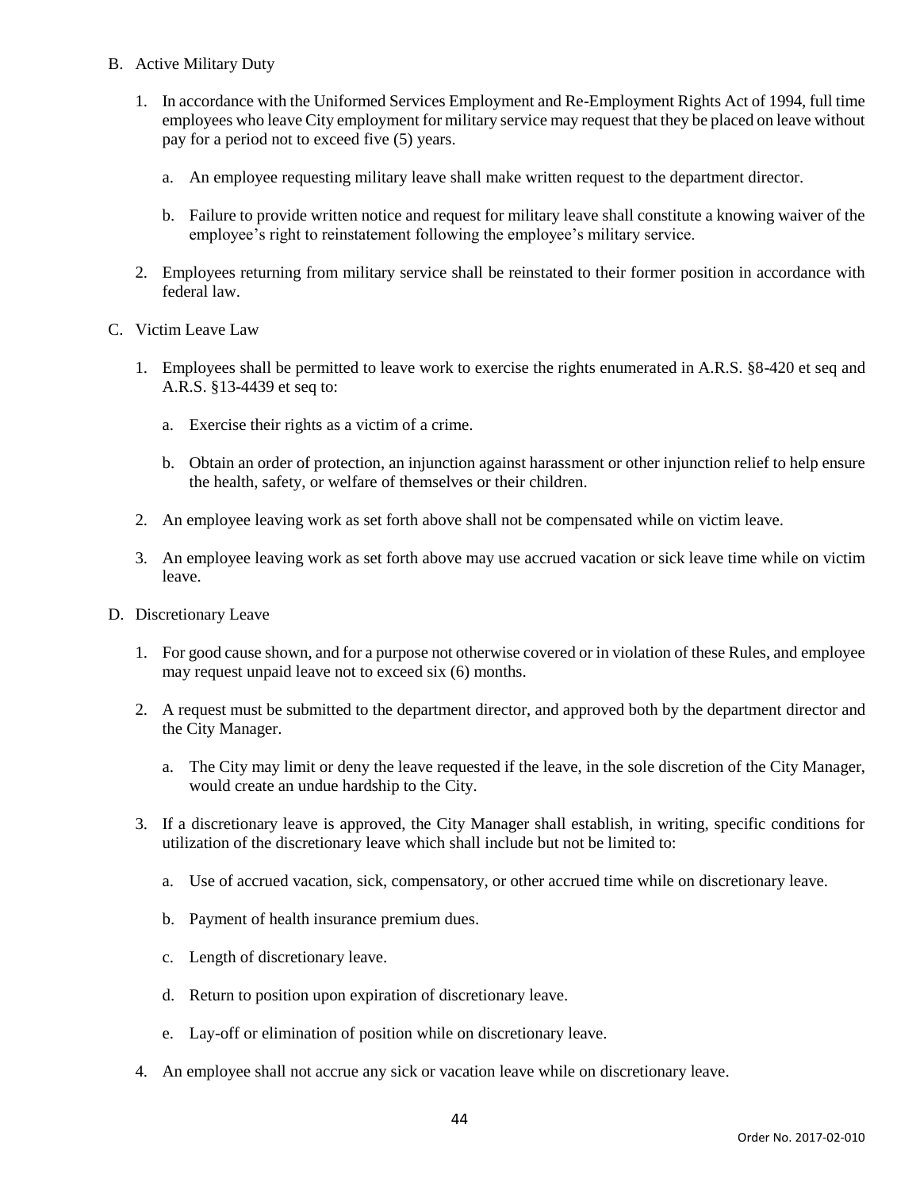B. Active Military Duty

1. In accordance with the Uniformed Services Employment and Re-Employment Rights Act of 1994, full time employees who leave City employment for military service may request that they be placed on leave without pay for a period not to exceed five (5) years.

    a. An employee requesting military leave shall make written request to the department director.

    b. Failure to provide written notice and request for military leave shall constitute a knowing waiver of the employee's right to reinstatement following the employee's military service.

2. Employees returning from military service shall be reinstated to their former position in accordance with federal law.

C. Victim Leave Law

1. Employees shall be permitted to leave work to exercise the rights enumerated in A.R.S. §8-420 et seq and A.R.S. §13-4439 et seq to:

    a. Exercise their rights as a victim of a crime.

    b. Obtain an order of protection, an injunction against harassment or other injunction relief to help ensure the health, safety, or welfare of themselves or their children.

2. An employee leaving work as set forth above shall not be compensated while on victim leave.

3. An employee leaving work as set forth above may use accrued vacation or sick leave time while on victim leave.

D. Discretionary Leave

1. For good cause shown, and for a purpose not otherwise covered or in violation of these Rules, and employee may request unpaid leave not to exceed six (6) months.

2. A request must be submitted to the department director, and approved both by the department director and the City Manager.

    a. The City may limit or deny the leave requested if the leave, in the sole discretion of the City Manager, would create an undue hardship to the City.

3. If a discretionary leave is approved, the City Manager shall establish, in writing, specific conditions for utilization of the discretionary leave which shall include but not be limited to:

    a. Use of accrued vacation, sick, compensatory, or other accrued time while on discretionary leave.

    b. Payment of health insurance premium dues.

    c. Length of discretionary leave.

    d. Return to position upon expiration of discretionary leave.

    e. Lay-off or elimination of position while on discretionary leave.

4. An employee shall not accrue any sick or vacation leave while on discretionary leave.

Order No. 2017-02-010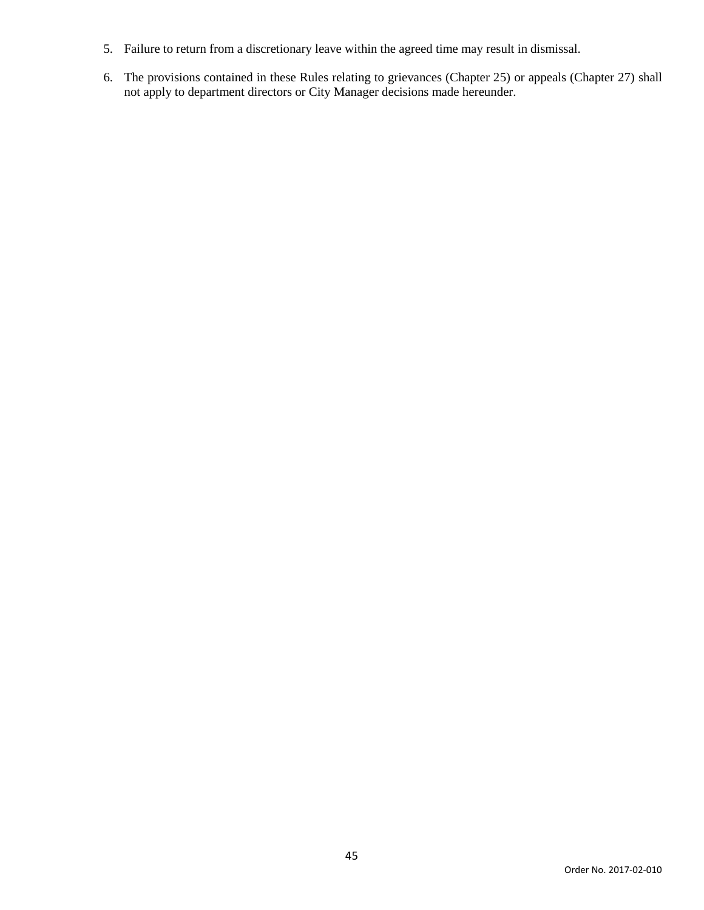5. Failure to return from a discretionary leave within the agreed time may result in dismissal.

6. The provisions contained in these Rules relating to grievances (Chapter 25) or appeals (Chapter 27) shall not apply to department directors or City Manager decisions made hereunder.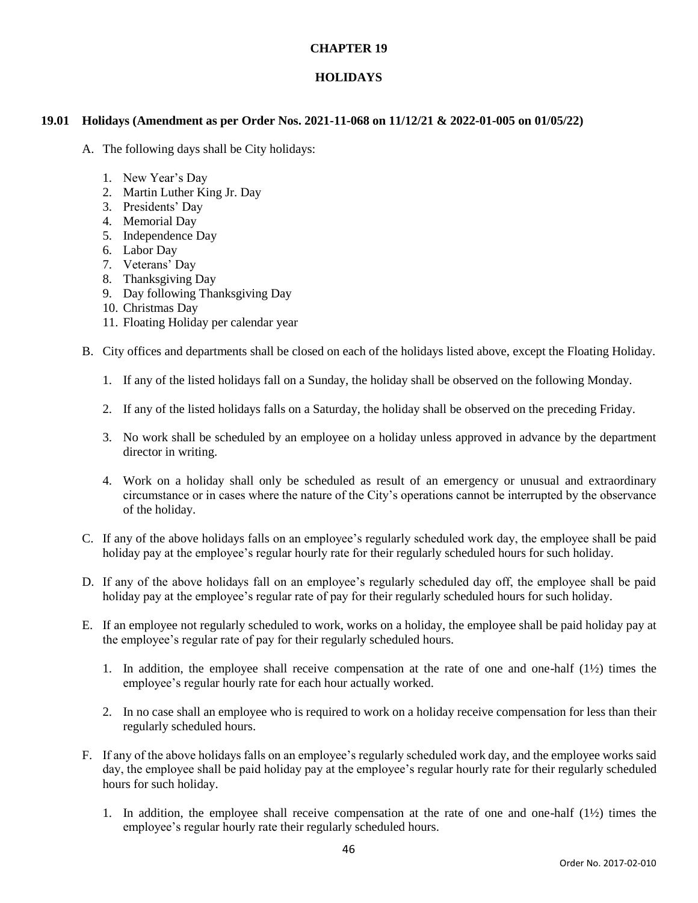# CHAPTER 19

# HOLIDAYS

## 19.01 Holidays (Amendment as per Order Nos. 2021-11-068 on 11/12/21 & 2022-01-005 on 01/05/22)

A. The following days shall be City holidays:

1. New Year's Day
2. Martin Luther King Jr. Day
3. Presidents' Day
4. Memorial Day
5. Independence Day
6. Labor Day
7. Veterans' Day
8. Thanksgiving Day
9. Day following Thanksgiving Day
10. Christmas Day
11. Floating Holiday per calendar year

B. City offices and departments shall be closed on each of the holidays listed above, except the Floating Holiday.

1. If any of the listed holidays fall on a Sunday, the holiday shall be observed on the following Monday.

2. If any of the listed holidays falls on a Saturday, the holiday shall be observed on the preceding Friday.

3. No work shall be scheduled by an employee on a holiday unless approved in advance by the department director in writing.

4. Work on a holiday shall only be scheduled as result of an emergency or unusual and extraordinary circumstance or in cases where the nature of the City's operations cannot be interrupted by the observance of the holiday.

C. If any of the above holidays falls on an employee's regularly scheduled work day, the employee shall be paid holiday pay at the employee's regular hourly rate for their regularly scheduled hours for such holiday.

D. If any of the above holidays fall on an employee's regularly scheduled day off, the employee shall be paid holiday pay at the employee's regular rate of pay for their regularly scheduled hours for such holiday.

E. If an employee not regularly scheduled to work, works on a holiday, the employee shall be paid holiday pay at the employee's regular rate of pay for their regularly scheduled hours.

1. In addition, the employee shall receive compensation at the rate of one and one-half (1½) times the employee's regular hourly rate for each hour actually worked.

2. In no case shall an employee who is required to work on a holiday receive compensation for less than their regularly scheduled hours.

F. If any of the above holidays falls on an employee's regularly scheduled work day, and the employee works said day, the employee shall be paid holiday pay at the employee's regular hourly rate for their regularly scheduled hours for such holiday.

1. In addition, the employee shall receive compensation at the rate of one and one-half (1½) times the employee's regular hourly rate their regularly scheduled hours.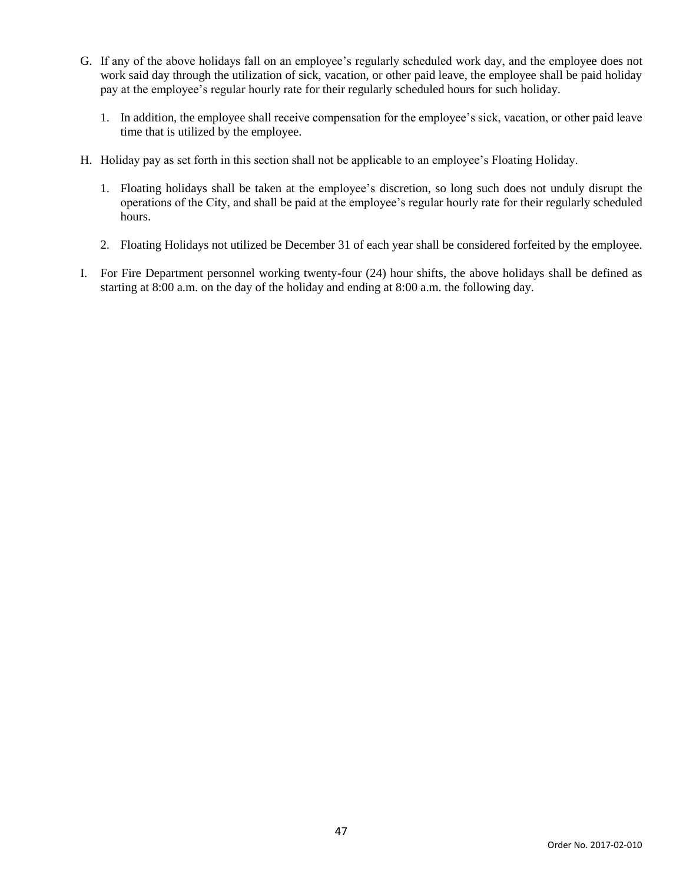G. If any of the above holidays fall on an employee's regularly scheduled work day, and the employee does not work said day through the utilization of sick, vacation, or other paid leave, the employee shall be paid holiday pay at the employee's regular hourly rate for their regularly scheduled hours for such holiday.

   1. In addition, the employee shall receive compensation for the employee's sick, vacation, or other paid leave time that is utilized by the employee.

H. Holiday pay as set forth in this section shall not be applicable to an employee's Floating Holiday.

   1. Floating holidays shall be taken at the employee's discretion, so long such does not unduly disrupt the operations of the City, and shall be paid at the employee's regular hourly rate for their regularly scheduled hours.

   2. Floating Holidays not utilized be December 31 of each year shall be considered forfeited by the employee.

I. For Fire Department personnel working twenty-four (24) hour shifts, the above holidays shall be defined as starting at 8:00 a.m. on the day of the holiday and ending at 8:00 a.m. the following day.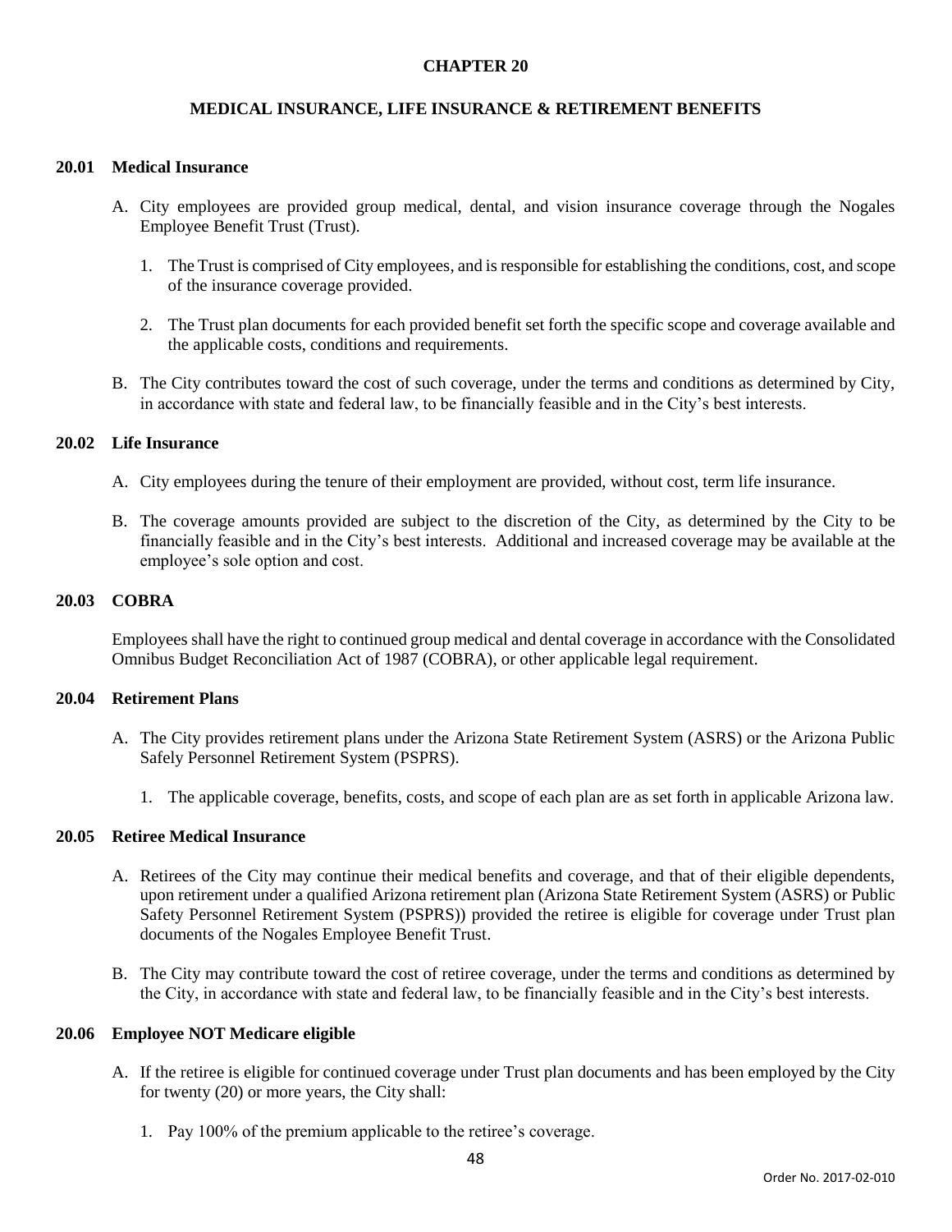# CHAPTER 20

## MEDICAL INSURANCE, LIFE INSURANCE & RETIREMENT BENEFITS

### 20.01 Medical Insurance

A. City employees are provided group medical, dental, and vision insurance coverage through the Nogales Employee Benefit Trust (Trust).

   1. The Trust is comprised of City employees, and is responsible for establishing the conditions, cost, and scope of the insurance coverage provided.

   2. The Trust plan documents for each provided benefit set forth the specific scope and coverage available and the applicable costs, conditions and requirements.

B. The City contributes toward the cost of such coverage, under the terms and conditions as determined by City, in accordance with state and federal law, to be financially feasible and in the City's best interests.

### 20.02 Life Insurance

A. City employees during the tenure of their employment are provided, without cost, term life insurance.

B. The coverage amounts provided are subject to the discretion of the City, as determined by the City to be financially feasible and in the City's best interests. Additional and increased coverage may be available at the employee's sole option and cost.

### 20.03 COBRA

Employees shall have the right to continued group medical and dental coverage in accordance with the Consolidated Omnibus Budget Reconciliation Act of 1987 (COBRA), or other applicable legal requirement.

### 20.04 Retirement Plans

A. The City provides retirement plans under the Arizona State Retirement System (ASRS) or the Arizona Public Safely Personnel Retirement System (PSPRS).

   1. The applicable coverage, benefits, costs, and scope of each plan are as set forth in applicable Arizona law.

### 20.05 Retiree Medical Insurance

A. Retirees of the City may continue their medical benefits and coverage, and that of their eligible dependents, upon retirement under a qualified Arizona retirement plan (Arizona State Retirement System (ASRS) or Public Safety Personnel Retirement System (PSPRS)) provided the retiree is eligible for coverage under Trust plan documents of the Nogales Employee Benefit Trust.

B. The City may contribute toward the cost of retiree coverage, under the terms and conditions as determined by the City, in accordance with state and federal law, to be financially feasible and in the City's best interests.

### 20.06 Employee NOT Medicare eligible

A. If the retiree is eligible for continued coverage under Trust plan documents and has been employed by the City for twenty (20) or more years, the City shall:

   1. Pay 100% of the premium applicable to the retiree's coverage.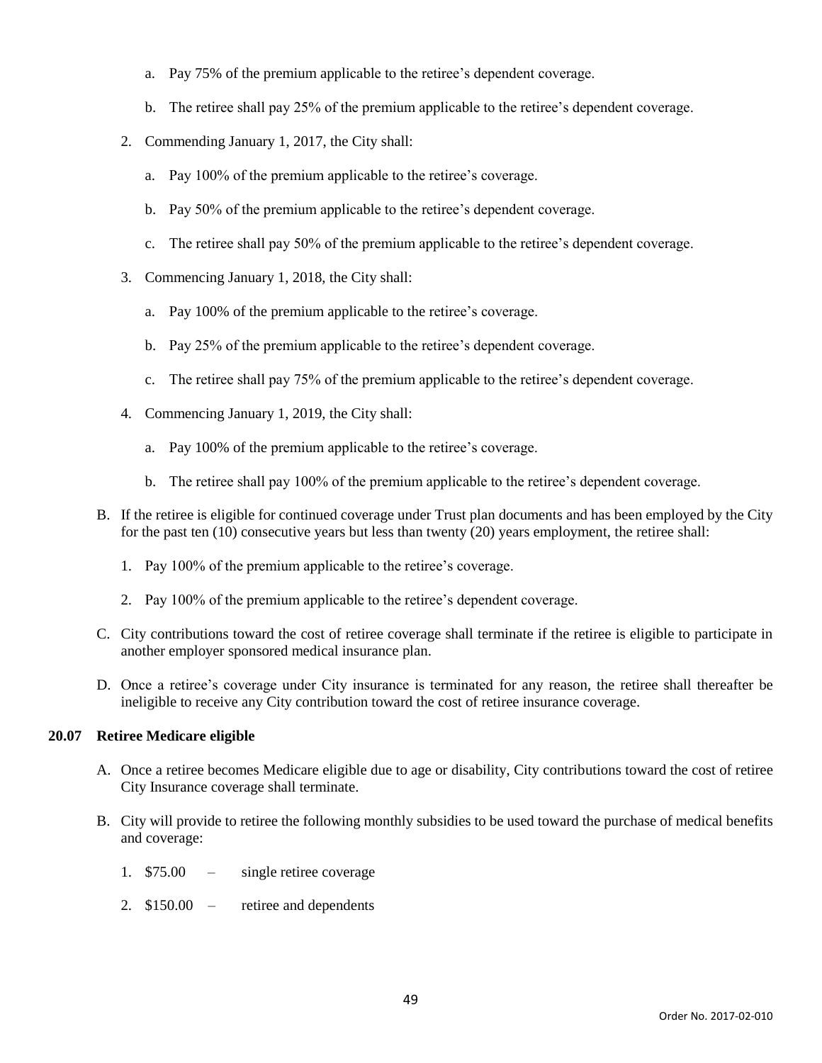a. Pay 75% of the premium applicable to the retiree's dependent coverage.

   b. The retiree shall pay 25% of the premium applicable to the retiree's dependent coverage.

2. Commending January 1, 2017, the City shall:

   a. Pay 100% of the premium applicable to the retiree's coverage.

   b. Pay 50% of the premium applicable to the retiree's dependent coverage.

   c. The retiree shall pay 50% of the premium applicable to the retiree's dependent coverage.

3. Commencing January 1, 2018, the City shall:

   a. Pay 100% of the premium applicable to the retiree's coverage.

   b. Pay 25% of the premium applicable to the retiree's dependent coverage.

   c. The retiree shall pay 75% of the premium applicable to the retiree's dependent coverage.

4. Commencing January 1, 2019, the City shall:

   a. Pay 100% of the premium applicable to the retiree's coverage.

   b. The retiree shall pay 100% of the premium applicable to the retiree's dependent coverage.

B. If the retiree is eligible for continued coverage under Trust plan documents and has been employed by the City for the past ten (10) consecutive years but less than twenty (20) years employment, the retiree shall:

   1. Pay 100% of the premium applicable to the retiree's coverage.

   2. Pay 100% of the premium applicable to the retiree's dependent coverage.

C. City contributions toward the cost of retiree coverage shall terminate if the retiree is eligible to participate in another employer sponsored medical insurance plan.

D. Once a retiree's coverage under City insurance is terminated for any reason, the retiree shall thereafter be ineligible to receive any City contribution toward the cost of retiree insurance coverage.

**20.07 Retiree Medicare eligible**

A. Once a retiree becomes Medicare eligible due to age or disability, City contributions toward the cost of retiree City Insurance coverage shall terminate.

B. City will provide to retiree the following monthly subsidies to be used toward the purchase of medical benefits and coverage:

   1. $75.00 – single retiree coverage

   2. $150.00 – retiree and dependents

Order No. 2017-02-010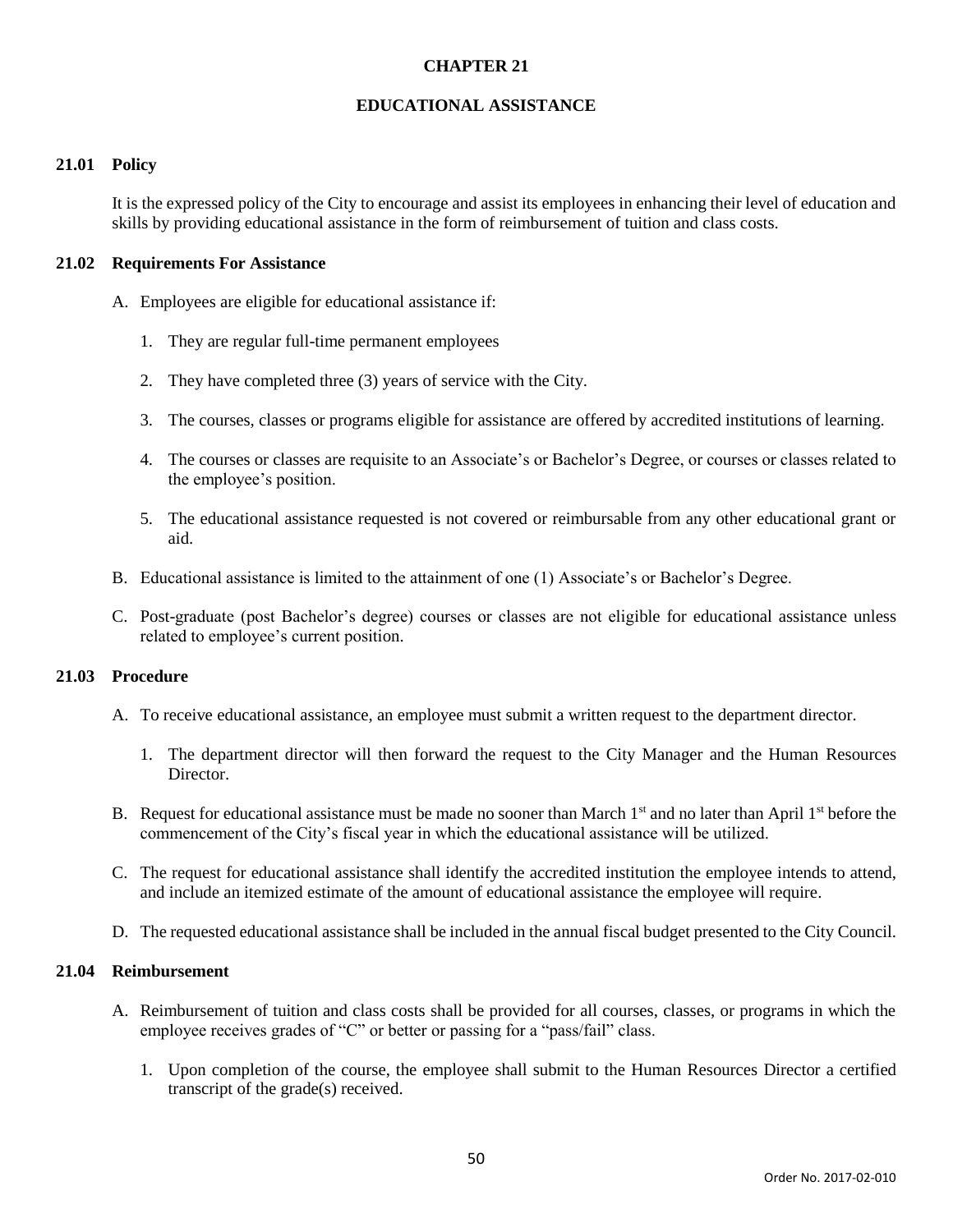# CHAPTER 21

# EDUCATIONAL ASSISTANCE

## 21.01 Policy

It is the expressed policy of the City to encourage and assist its employees in enhancing their level of education and skills by providing educational assistance in the form of reimbursement of tuition and class costs.

## 21.02 Requirements For Assistance

A. Employees are eligible for educational assistance if:

1. They are regular full-time permanent employees
2. They have completed three (3) years of service with the City.
3. The courses, classes or programs eligible for assistance are offered by accredited institutions of learning.
4. The courses or classes are requisite to an Associate's or Bachelor's Degree, or courses or classes related to the employee's position.
5. The educational assistance requested is not covered or reimbursable from any other educational grant or aid.

B. Educational assistance is limited to the attainment of one (1) Associate's or Bachelor's Degree.

C. Post-graduate (post Bachelor's degree) courses or classes are not eligible for educational assistance unless related to employee's current position.

## 21.03 Procedure

A. To receive educational assistance, an employee must submit a written request to the department director.

1. The department director will then forward the request to the City Manager and the Human Resources Director.

B. Request for educational assistance must be made no sooner than March 1st and no later than April 1st before the commencement of the City's fiscal year in which the educational assistance will be utilized.

C. The request for educational assistance shall identify the accredited institution the employee intends to attend, and include an itemized estimate of the amount of educational assistance the employee will require.

D. The requested educational assistance shall be included in the annual fiscal budget presented to the City Council.

## 21.04 Reimbursement

A. Reimbursement of tuition and class costs shall be provided for all courses, classes, or programs in which the employee receives grades of "C" or better or passing for a "pass/fail" class.

1. Upon completion of the course, the employee shall submit to the Human Resources Director a certified transcript of the grade(s) received.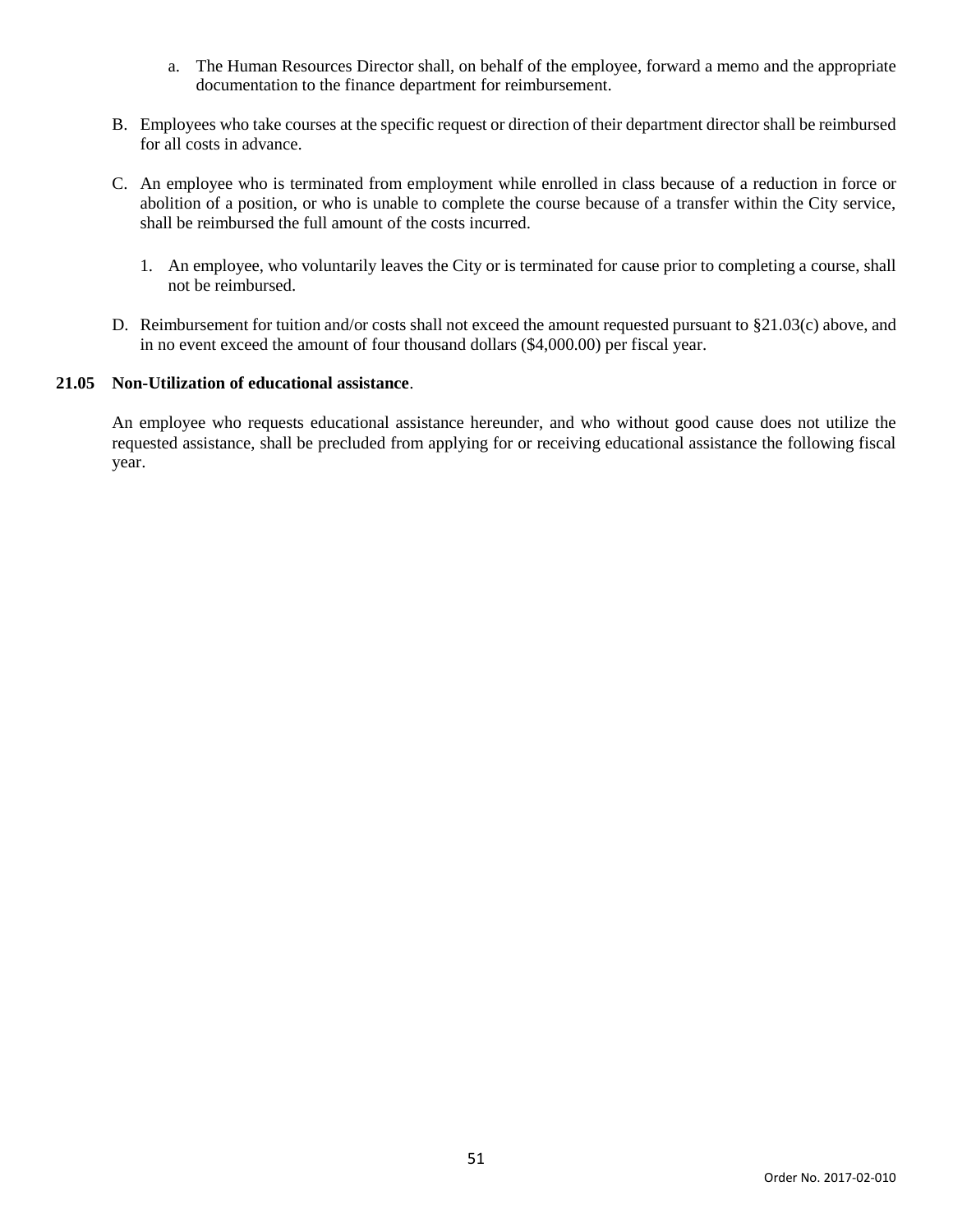a. The Human Resources Director shall, on behalf of the employee, forward a memo and the appropriate documentation to the finance department for reimbursement.

B. Employees who take courses at the specific request or direction of their department director shall be reimbursed for all costs in advance.

C. An employee who is terminated from employment while enrolled in class because of a reduction in force or abolition of a position, or who is unable to complete the course because of a transfer within the City service, shall be reimbursed the full amount of the costs incurred.

   1. An employee, who voluntarily leaves the City or is terminated for cause prior to completing a course, shall not be reimbursed.

D. Reimbursement for tuition and/or costs shall not exceed the amount requested pursuant to §21.03(c) above, and in no event exceed the amount of four thousand dollars ($4,000.00) per fiscal year.

**21.05 Non-Utilization of educational assistance**.

An employee who requests educational assistance hereunder, and who without good cause does not utilize the requested assistance, shall be precluded from applying for or receiving educational assistance the following fiscal year.

Order No. 2017-02-010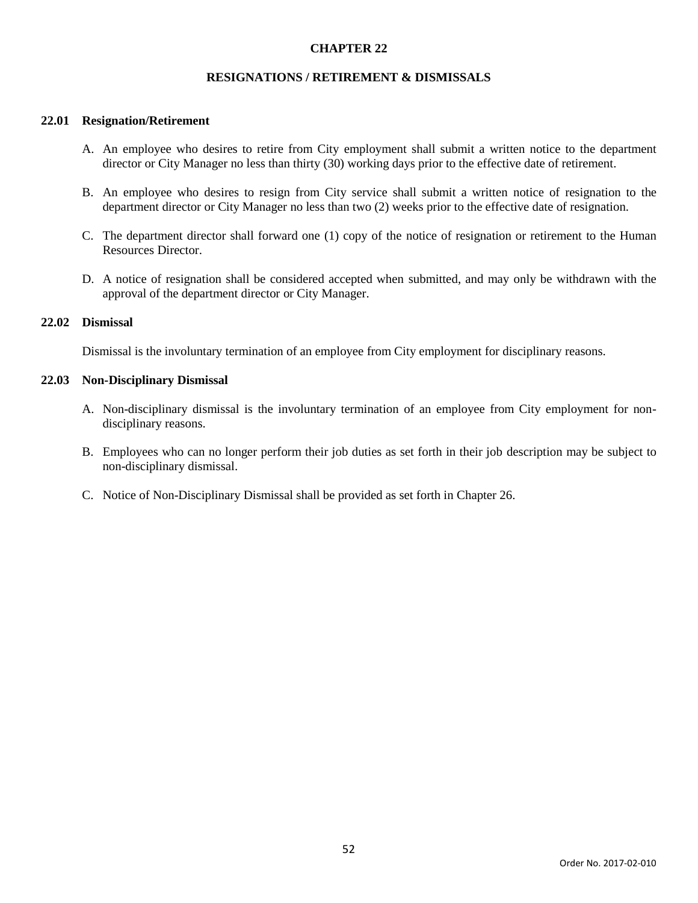# CHAPTER 22

## RESIGNATIONS / RETIREMENT & DISMISSALS

### 22.01 Resignation/Retirement

A. An employee who desires to retire from City employment shall submit a written notice to the department director or City Manager no less than thirty (30) working days prior to the effective date of retirement.

B. An employee who desires to resign from City service shall submit a written notice of resignation to the department director or City Manager no less than two (2) weeks prior to the effective date of resignation.

C. The department director shall forward one (1) copy of the notice of resignation or retirement to the Human Resources Director.

D. A notice of resignation shall be considered accepted when submitted, and may only be withdrawn with the approval of the department director or City Manager.

### 22.02 Dismissal

Dismissal is the involuntary termination of an employee from City employment for disciplinary reasons.

### 22.03 Non-Disciplinary Dismissal

A. Non-disciplinary dismissal is the involuntary termination of an employee from City employment for non-disciplinary reasons.

B. Employees who can no longer perform their job duties as set forth in their job description may be subject to non-disciplinary dismissal.

C. Notice of Non-Disciplinary Dismissal shall be provided as set forth in Chapter 26.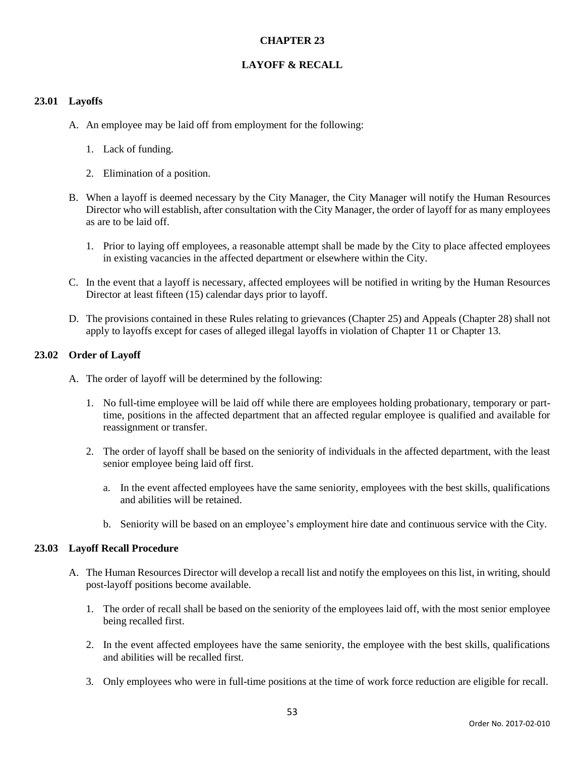# CHAPTER 23

# LAYOFF & RECALL

### 23.01 Layoffs

A. An employee may be laid off from employment for the following:

   1. Lack of funding.

   2. Elimination of a position.

B. When a layoff is deemed necessary by the City Manager, the City Manager will notify the Human Resources Director who will establish, after consultation with the City Manager, the order of layoff for as many employees as are to be laid off.

   1. Prior to laying off employees, a reasonable attempt shall be made by the City to place affected employees in existing vacancies in the affected department or elsewhere within the City.

C. In the event that a layoff is necessary, affected employees will be notified in writing by the Human Resources Director at least fifteen (15) calendar days prior to layoff.

D. The provisions contained in these Rules relating to grievances (Chapter 25) and Appeals (Chapter 28) shall not apply to layoffs except for cases of alleged illegal layoffs in violation of Chapter 11 or Chapter 13.

### 23.02 Order of Layoff

A. The order of layoff will be determined by the following:

   1. No full-time employee will be laid off while there are employees holding probationary, temporary or part-time, positions in the affected department that an affected regular employee is qualified and available for reassignment or transfer.

   2. The order of layoff shall be based on the seniority of individuals in the affected department, with the least senior employee being laid off first.

      a. In the event affected employees have the same seniority, employees with the best skills, qualifications and abilities will be retained.

      b. Seniority will be based on an employee's employment hire date and continuous service with the City.

### 23.03 Layoff Recall Procedure

A. The Human Resources Director will develop a recall list and notify the employees on this list, in writing, should post-layoff positions become available.

   1. The order of recall shall be based on the seniority of the employees laid off, with the most senior employee being recalled first.

   2. In the event affected employees have the same seniority, the employee with the best skills, qualifications and abilities will be recalled first.

   3. Only employees who were in full-time positions at the time of work force reduction are eligible for recall.

Order No. 2017-02-010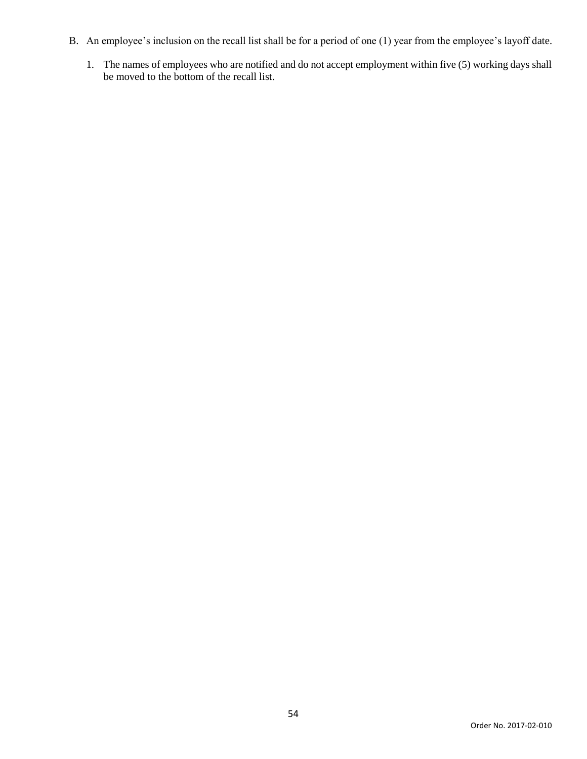B. An employee's inclusion on the recall list shall be for a period of one (1) year from the employee's layoff date.

    1. The names of employees who are notified and do not accept employment within five (5) working days shall be moved to the bottom of the recall list.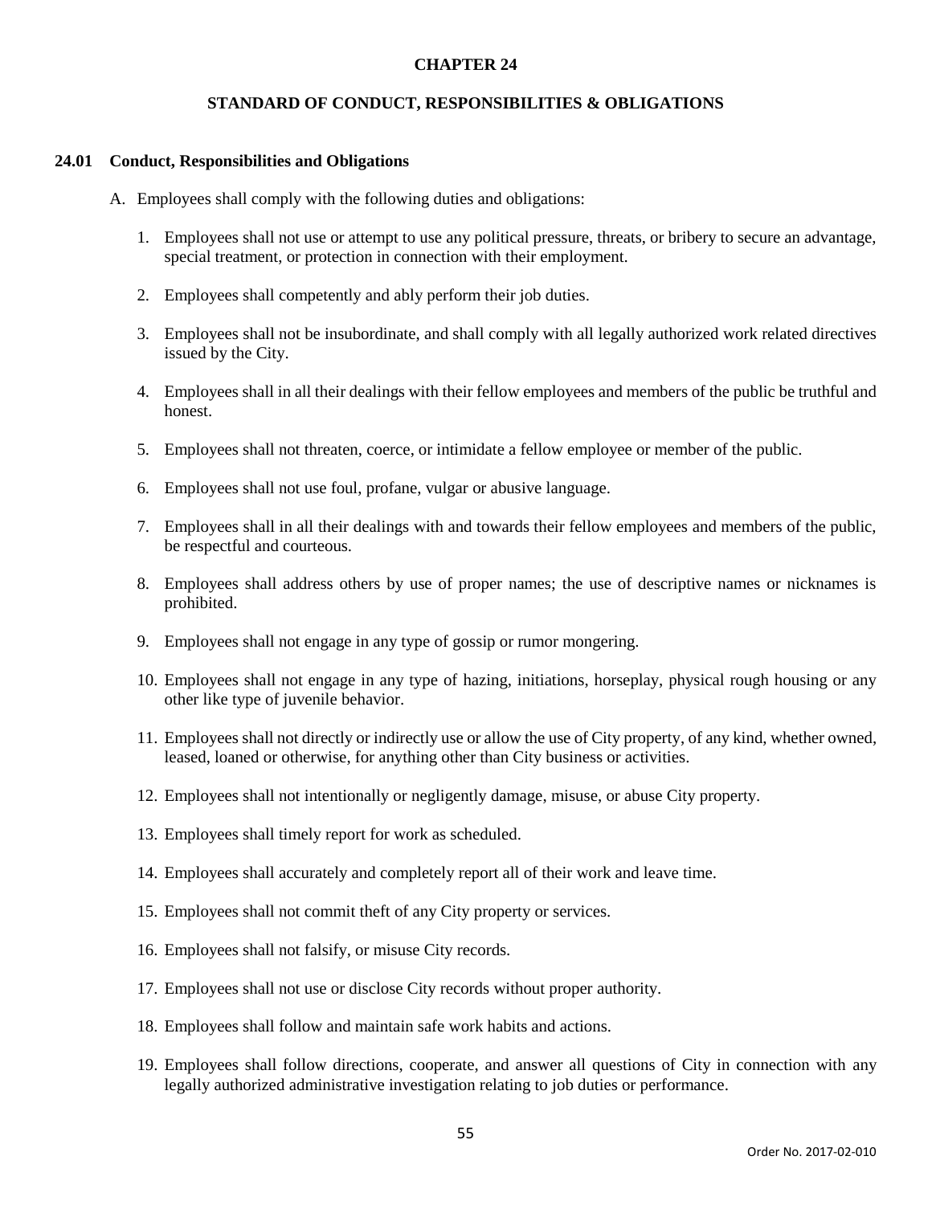# CHAPTER 24

## STANDARD OF CONDUCT, RESPONSIBILITIES & OBLIGATIONS

### 24.01 Conduct, Responsibilities and Obligations

A. Employees shall comply with the following duties and obligations:

1. Employees shall not use or attempt to use any political pressure, threats, or bribery to secure an advantage, special treatment, or protection in connection with their employment.

2. Employees shall competently and ably perform their job duties.

3. Employees shall not be insubordinate, and shall comply with all legally authorized work related directives issued by the City.

4. Employees shall in all their dealings with their fellow employees and members of the public be truthful and honest.

5. Employees shall not threaten, coerce, or intimidate a fellow employee or member of the public.

6. Employees shall not use foul, profane, vulgar or abusive language.

7. Employees shall in all their dealings with and towards their fellow employees and members of the public, be respectful and courteous.

8. Employees shall address others by use of proper names; the use of descriptive names or nicknames is prohibited.

9. Employees shall not engage in any type of gossip or rumor mongering.

10. Employees shall not engage in any type of hazing, initiations, horseplay, physical rough housing or any other like type of juvenile behavior.

11. Employees shall not directly or indirectly use or allow the use of City property, of any kind, whether owned, leased, loaned or otherwise, for anything other than City business or activities.

12. Employees shall not intentionally or negligently damage, misuse, or abuse City property.

13. Employees shall timely report for work as scheduled.

14. Employees shall accurately and completely report all of their work and leave time.

15. Employees shall not commit theft of any City property or services.

16. Employees shall not falsify, or misuse City records.

17. Employees shall not use or disclose City records without proper authority.

18. Employees shall follow and maintain safe work habits and actions.

19. Employees shall follow directions, cooperate, and answer all questions of City in connection with any legally authorized administrative investigation relating to job duties or performance.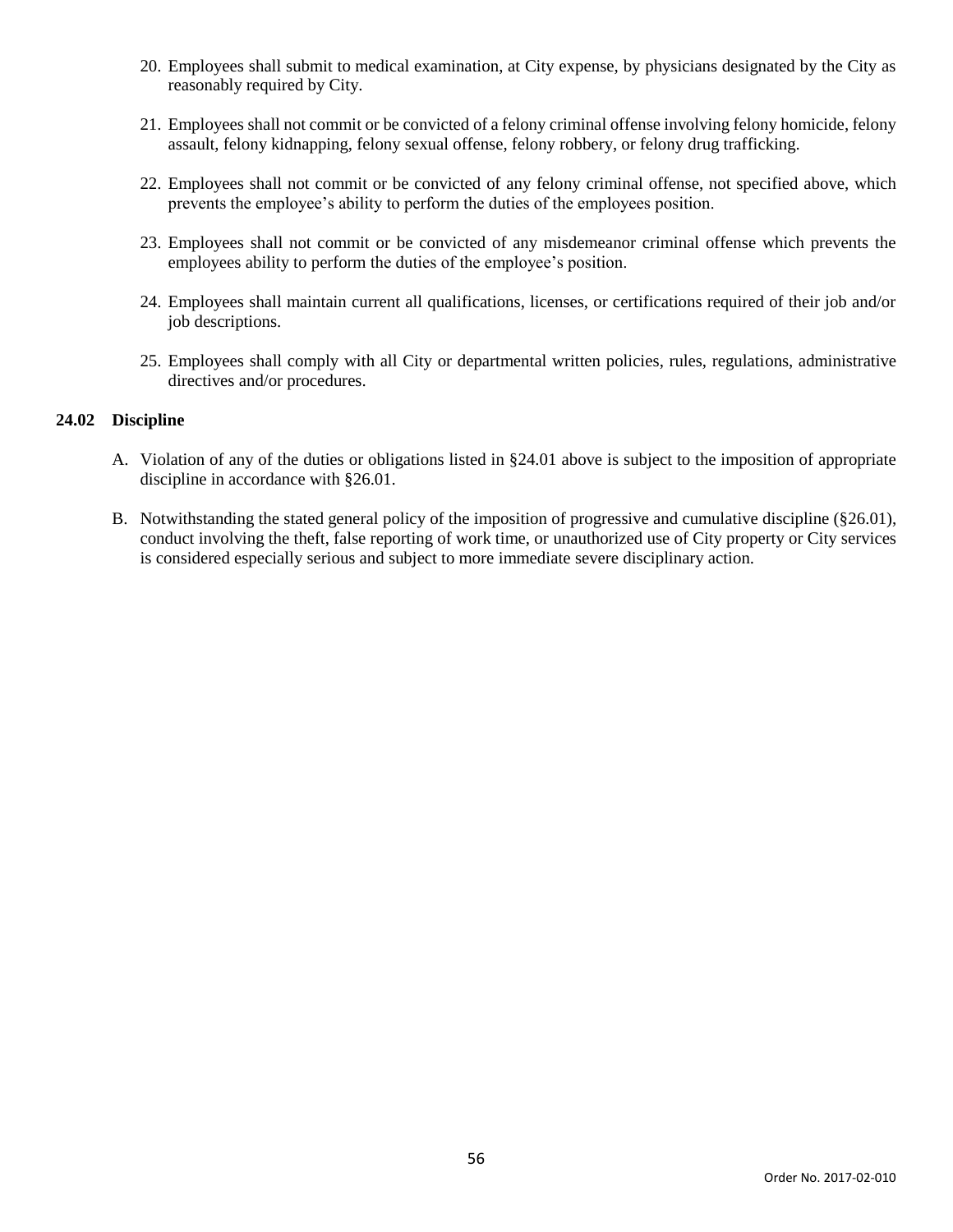20. Employees shall submit to medical examination, at City expense, by physicians designated by the City as reasonably required by City.

21. Employees shall not commit or be convicted of a felony criminal offense involving felony homicide, felony assault, felony kidnapping, felony sexual offense, felony robbery, or felony drug trafficking.

22. Employees shall not commit or be convicted of any felony criminal offense, not specified above, which prevents the employee's ability to perform the duties of the employees position.

23. Employees shall not commit or be convicted of any misdemeanor criminal offense which prevents the employees ability to perform the duties of the employee's position.

24. Employees shall maintain current all qualifications, licenses, or certifications required of their job and/or job descriptions.

25. Employees shall comply with all City or departmental written policies, rules, regulations, administrative directives and/or procedures.

**24.02 Discipline**

A. Violation of any of the duties or obligations listed in §24.01 above is subject to the imposition of appropriate discipline in accordance with §26.01.

B. Notwithstanding the stated general policy of the imposition of progressive and cumulative discipline (§26.01), conduct involving the theft, false reporting of work time, or unauthorized use of City property or City services is considered especially serious and subject to more immediate severe disciplinary action.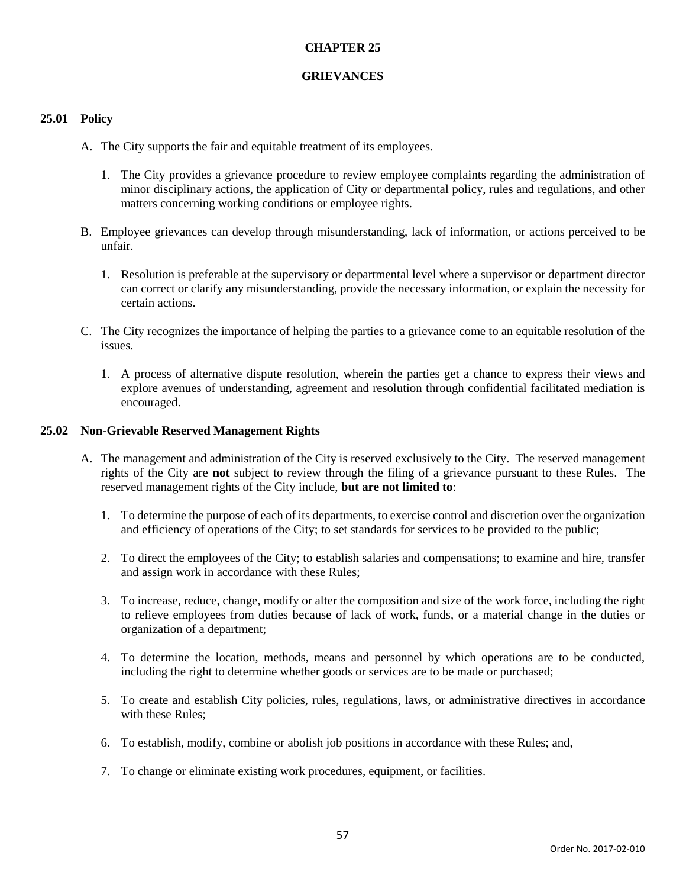# CHAPTER 25

# GRIEVANCES

## 25.01 Policy

A. The City supports the fair and equitable treatment of its employees.

   1. The City provides a grievance procedure to review employee complaints regarding the administration of minor disciplinary actions, the application of City or departmental policy, rules and regulations, and other matters concerning working conditions or employee rights.

B. Employee grievances can develop through misunderstanding, lack of information, or actions perceived to be unfair.

   1. Resolution is preferable at the supervisory or departmental level where a supervisor or department director can correct or clarify any misunderstanding, provide the necessary information, or explain the necessity for certain actions.

C. The City recognizes the importance of helping the parties to a grievance come to an equitable resolution of the issues.

   1. A process of alternative dispute resolution, wherein the parties get a chance to express their views and explore avenues of understanding, agreement and resolution through confidential facilitated mediation is encouraged.

## 25.02 Non-Grievable Reserved Management Rights

A. The management and administration of the City is reserved exclusively to the City. The reserved management rights of the City are **not** subject to review through the filing of a grievance pursuant to these Rules. The reserved management rights of the City include, **but are not limited to**:

   1. To determine the purpose of each of its departments, to exercise control and discretion over the organization and efficiency of operations of the City; to set standards for services to be provided to the public;

   2. To direct the employees of the City; to establish salaries and compensations; to examine and hire, transfer and assign work in accordance with these Rules;

   3. To increase, reduce, change, modify or alter the composition and size of the work force, including the right to relieve employees from duties because of lack of work, funds, or a material change in the duties or organization of a department;

   4. To determine the location, methods, means and personnel by which operations are to be conducted, including the right to determine whether goods or services are to be made or purchased;

   5. To create and establish City policies, rules, regulations, laws, or administrative directives in accordance with these Rules;

   6. To establish, modify, combine or abolish job positions in accordance with these Rules; and,

   7. To change or eliminate existing work procedures, equipment, or facilities.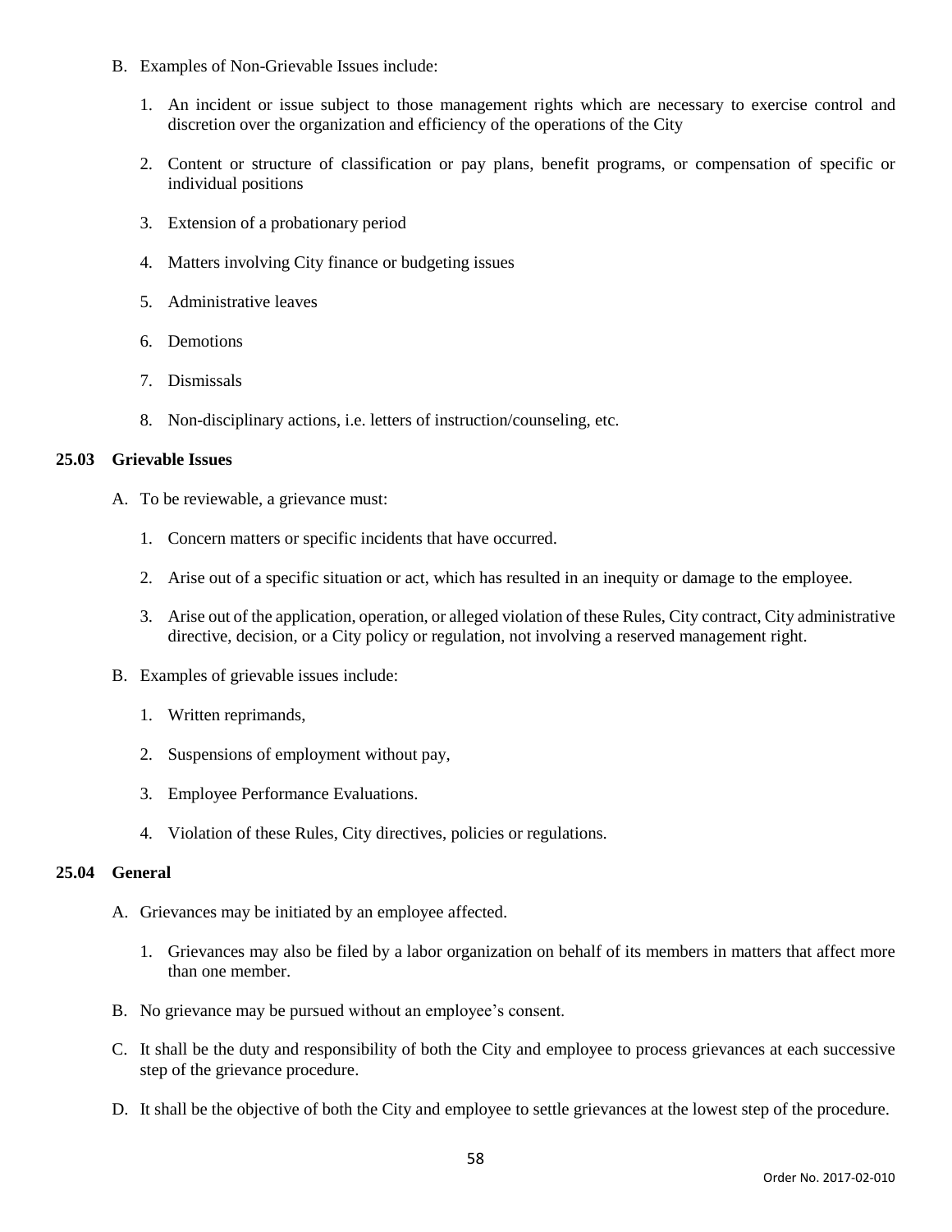B. Examples of Non-Grievable Issues include:

   1. An incident or issue subject to those management rights which are necessary to exercise control and discretion over the organization and efficiency of the operations of the City

   2. Content or structure of classification or pay plans, benefit programs, or compensation of specific or individual positions

   3. Extension of a probationary period

   4. Matters involving City finance or budgeting issues

   5. Administrative leaves

   6. Demotions

   7. Dismissals

   8. Non-disciplinary actions, i.e. letters of instruction/counseling, etc.

### 25.03 Grievable Issues

A. To be reviewable, a grievance must:

   1. Concern matters or specific incidents that have occurred.

   2. Arise out of a specific situation or act, which has resulted in an inequity or damage to the employee.

   3. Arise out of the application, operation, or alleged violation of these Rules, City contract, City administrative directive, decision, or a City policy or regulation, not involving a reserved management right.

B. Examples of grievable issues include:

   1. Written reprimands,

   2. Suspensions of employment without pay,

   3. Employee Performance Evaluations.

   4. Violation of these Rules, City directives, policies or regulations.

### 25.04 General

A. Grievances may be initiated by an employee affected.

   1. Grievances may also be filed by a labor organization on behalf of its members in matters that affect more than one member.

B. No grievance may be pursued without an employee's consent.

C. It shall be the duty and responsibility of both the City and employee to process grievances at each successive step of the grievance procedure.

D. It shall be the objective of both the City and employee to settle grievances at the lowest step of the procedure.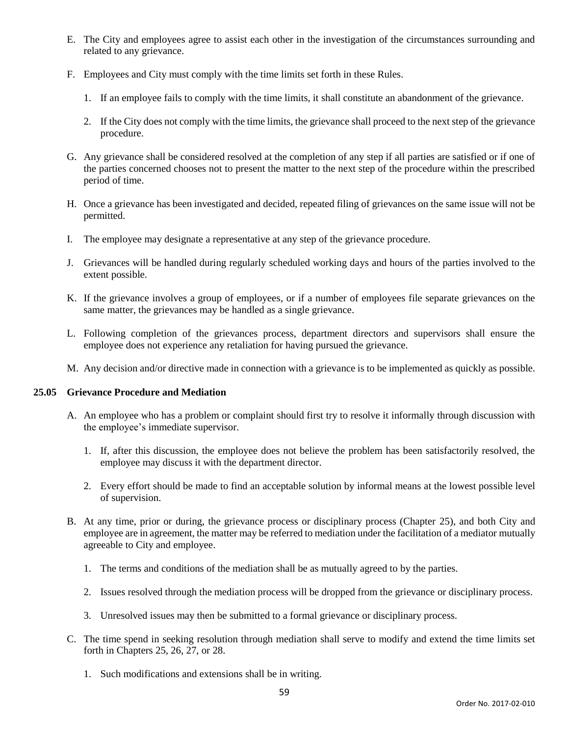E. The City and employees agree to assist each other in the investigation of the circumstances surrounding and related to any grievance.

F. Employees and City must comply with the time limits set forth in these Rules.

   1. If an employee fails to comply with the time limits, it shall constitute an abandonment of the grievance.

   2. If the City does not comply with the time limits, the grievance shall proceed to the next step of the grievance procedure.

G. Any grievance shall be considered resolved at the completion of any step if all parties are satisfied or if one of the parties concerned chooses not to present the matter to the next step of the procedure within the prescribed period of time.

H. Once a grievance has been investigated and decided, repeated filing of grievances on the same issue will not be permitted.

I. The employee may designate a representative at any step of the grievance procedure.

J. Grievances will be handled during regularly scheduled working days and hours of the parties involved to the extent possible.

K. If the grievance involves a group of employees, or if a number of employees file separate grievances on the same matter, the grievances may be handled as a single grievance.

L. Following completion of the grievances process, department directors and supervisors shall ensure the employee does not experience any retaliation for having pursued the grievance.

M. Any decision and/or directive made in connection with a grievance is to be implemented as quickly as possible.

### 25.05 Grievance Procedure and Mediation

A. An employee who has a problem or complaint should first try to resolve it informally through discussion with the employee's immediate supervisor.

   1. If, after this discussion, the employee does not believe the problem has been satisfactorily resolved, the employee may discuss it with the department director.

   2. Every effort should be made to find an acceptable solution by informal means at the lowest possible level of supervision.

B. At any time, prior or during, the grievance process or disciplinary process (Chapter 25), and both City and employee are in agreement, the matter may be referred to mediation under the facilitation of a mediator mutually agreeable to City and employee.

   1. The terms and conditions of the mediation shall be as mutually agreed to by the parties.

   2. Issues resolved through the mediation process will be dropped from the grievance or disciplinary process.

   3. Unresolved issues may then be submitted to a formal grievance or disciplinary process.

C. The time spend in seeking resolution through mediation shall serve to modify and extend the time limits set forth in Chapters 25, 26, 27, or 28.

   1. Such modifications and extensions shall be in writing.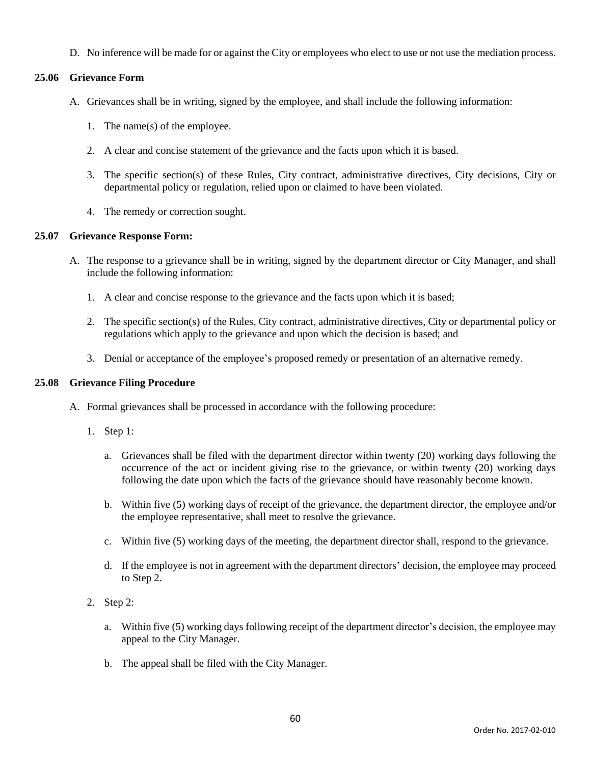D. No inference will be made for or against the City or employees who elect to use or not use the mediation process.

### 25.06 Grievance Form

A. Grievances shall be in writing, signed by the employee, and shall include the following information:

1. The name(s) of the employee.

2. A clear and concise statement of the grievance and the facts upon which it is based.

3. The specific section(s) of these Rules, City contract, administrative directives, City decisions, City or departmental policy or regulation, relied upon or claimed to have been violated.

4. The remedy or correction sought.

### 25.07 Grievance Response Form:

A. The response to a grievance shall be in writing, signed by the department director or City Manager, and shall include the following information:

1. A clear and concise response to the grievance and the facts upon which it is based;

2. The specific section(s) of the Rules, City contract, administrative directives, City or departmental policy or regulations which apply to the grievance and upon which the decision is based; and

3. Denial or acceptance of the employee's proposed remedy or presentation of an alternative remedy.

### 25.08 Grievance Filing Procedure

A. Formal grievances shall be processed in accordance with the following procedure:

1. Step 1:

   a. Grievances shall be filed with the department director within twenty (20) working days following the occurrence of the act or incident giving rise to the grievance, or within twenty (20) working days following the date upon which the facts of the grievance should have reasonably become known.

   b. Within five (5) working days of receipt of the grievance, the department director, the employee and/or the employee representative, shall meet to resolve the grievance.

   c. Within five (5) working days of the meeting, the department director shall, respond to the grievance.

   d. If the employee is not in agreement with the department directors' decision, the employee may proceed to Step 2.

2. Step 2:

   a. Within five (5) working days following receipt of the department director's decision, the employee may appeal to the City Manager.

   b. The appeal shall be filed with the City Manager.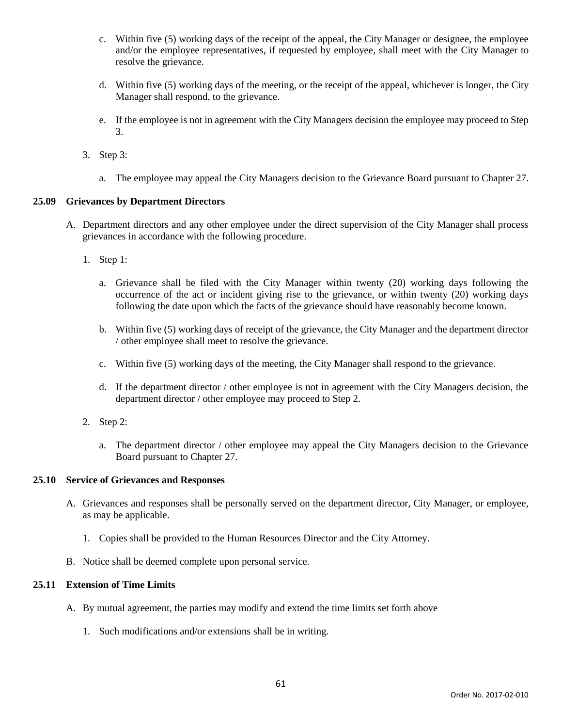c. Within five (5) working days of the receipt of the appeal, the City Manager or designee, the employee and/or the employee representatives, if requested by employee, shall meet with the City Manager to resolve the grievance.

d. Within five (5) working days of the meeting, or the receipt of the appeal, whichever is longer, the City Manager shall respond, to the grievance.

e. If the employee is not in agreement with the City Managers decision the employee may proceed to Step 3.

3. Step 3:

   a. The employee may appeal the City Managers decision to the Grievance Board pursuant to Chapter 27.

### 25.09 Grievances by Department Directors

A. Department directors and any other employee under the direct supervision of the City Manager shall process grievances in accordance with the following procedure.

   1. Step 1:

      a. Grievance shall be filed with the City Manager within twenty (20) working days following the occurrence of the act or incident giving rise to the grievance, or within twenty (20) working days following the date upon which the facts of the grievance should have reasonably become known.

      b. Within five (5) working days of receipt of the grievance, the City Manager and the department director / other employee shall meet to resolve the grievance.

      c. Within five (5) working days of the meeting, the City Manager shall respond to the grievance.

      d. If the department director / other employee is not in agreement with the City Managers decision, the department director / other employee may proceed to Step 2.

   2. Step 2:

      a. The department director / other employee may appeal the City Managers decision to the Grievance Board pursuant to Chapter 27.

### 25.10 Service of Grievances and Responses

A. Grievances and responses shall be personally served on the department director, City Manager, or employee, as may be applicable.

   1. Copies shall be provided to the Human Resources Director and the City Attorney.

B. Notice shall be deemed complete upon personal service.

### 25.11 Extension of Time Limits

A. By mutual agreement, the parties may modify and extend the time limits set forth above

   1. Such modifications and/or extensions shall be in writing.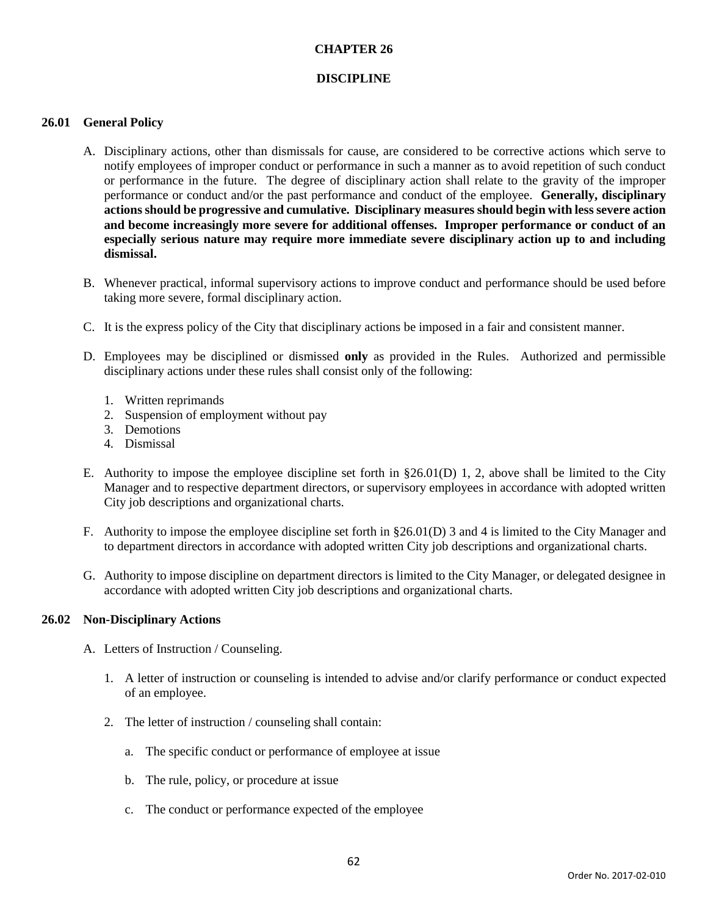# CHAPTER 26

# DISCIPLINE

## 26.01 General Policy

A. Disciplinary actions, other than dismissals for cause, are considered to be corrective actions which serve to notify employees of improper conduct or performance in such a manner as to avoid repetition of such conduct or performance in the future. The degree of disciplinary action shall relate to the gravity of the improper performance or conduct and/or the past performance and conduct of the employee. **Generally, disciplinary actions should be progressive and cumulative. Disciplinary measures should begin with less severe action and become increasingly more severe for additional offenses. Improper performance or conduct of an especially serious nature may require more immediate severe disciplinary action up to and including dismissal.**

B. Whenever practical, informal supervisory actions to improve conduct and performance should be used before taking more severe, formal disciplinary action.

C. It is the express policy of the City that disciplinary actions be imposed in a fair and consistent manner.

D. Employees may be disciplined or dismissed **only** as provided in the Rules. Authorized and permissible disciplinary actions under these rules shall consist only of the following:

1. Written reprimands
2. Suspension of employment without pay
3. Demotions
4. Dismissal

E. Authority to impose the employee discipline set forth in §26.01(D) 1, 2, above shall be limited to the City Manager and to respective department directors, or supervisory employees in accordance with adopted written City job descriptions and organizational charts.

F. Authority to impose the employee discipline set forth in §26.01(D) 3 and 4 is limited to the City Manager and to department directors in accordance with adopted written City job descriptions and organizational charts.

G. Authority to impose discipline on department directors is limited to the City Manager, or delegated designee in accordance with adopted written City job descriptions and organizational charts.

## 26.02 Non-Disciplinary Actions

A. Letters of Instruction / Counseling.

1. A letter of instruction or counseling is intended to advise and/or clarify performance or conduct expected of an employee.

2. The letter of instruction / counseling shall contain:

    a. The specific conduct or performance of employee at issue

    b. The rule, policy, or procedure at issue

    c. The conduct or performance expected of the employee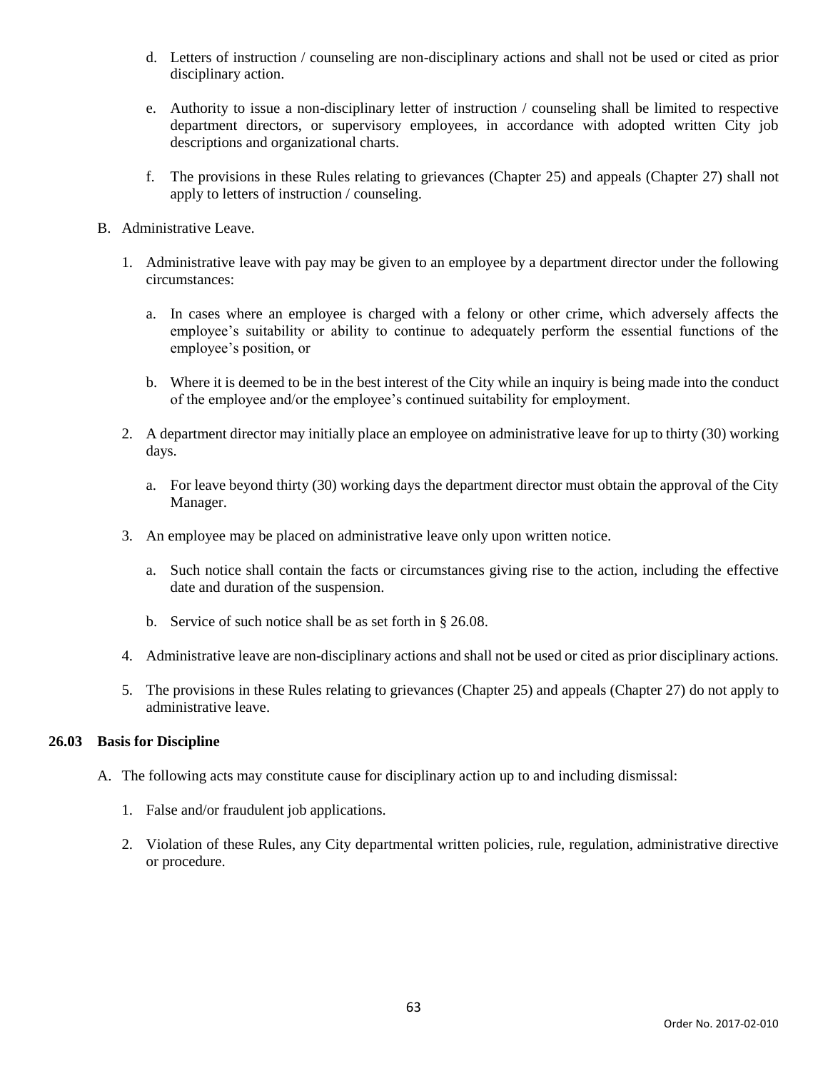d. Letters of instruction / counseling are non-disciplinary actions and shall not be used or cited as prior disciplinary action.

e. Authority to issue a non-disciplinary letter of instruction / counseling shall be limited to respective department directors, or supervisory employees, in accordance with adopted written City job descriptions and organizational charts.

f. The provisions in these Rules relating to grievances (Chapter 25) and appeals (Chapter 27) shall not apply to letters of instruction / counseling.

B. Administrative Leave.

1. Administrative leave with pay may be given to an employee by a department director under the following circumstances:

   a. In cases where an employee is charged with a felony or other crime, which adversely affects the employee's suitability or ability to continue to adequately perform the essential functions of the employee's position, or

   b. Where it is deemed to be in the best interest of the City while an inquiry is being made into the conduct of the employee and/or the employee's continued suitability for employment.

2. A department director may initially place an employee on administrative leave for up to thirty (30) working days.

   a. For leave beyond thirty (30) working days the department director must obtain the approval of the City Manager.

3. An employee may be placed on administrative leave only upon written notice.

   a. Such notice shall contain the facts or circumstances giving rise to the action, including the effective date and duration of the suspension.

   b. Service of such notice shall be as set forth in § 26.08.

4. Administrative leave are non-disciplinary actions and shall not be used or cited as prior disciplinary actions.

5. The provisions in these Rules relating to grievances (Chapter 25) and appeals (Chapter 27) do not apply to administrative leave.

**26.03 Basis for Discipline**

A. The following acts may constitute cause for disciplinary action up to and including dismissal:

1. False and/or fraudulent job applications.

2. Violation of these Rules, any City departmental written policies, rule, regulation, administrative directive or procedure.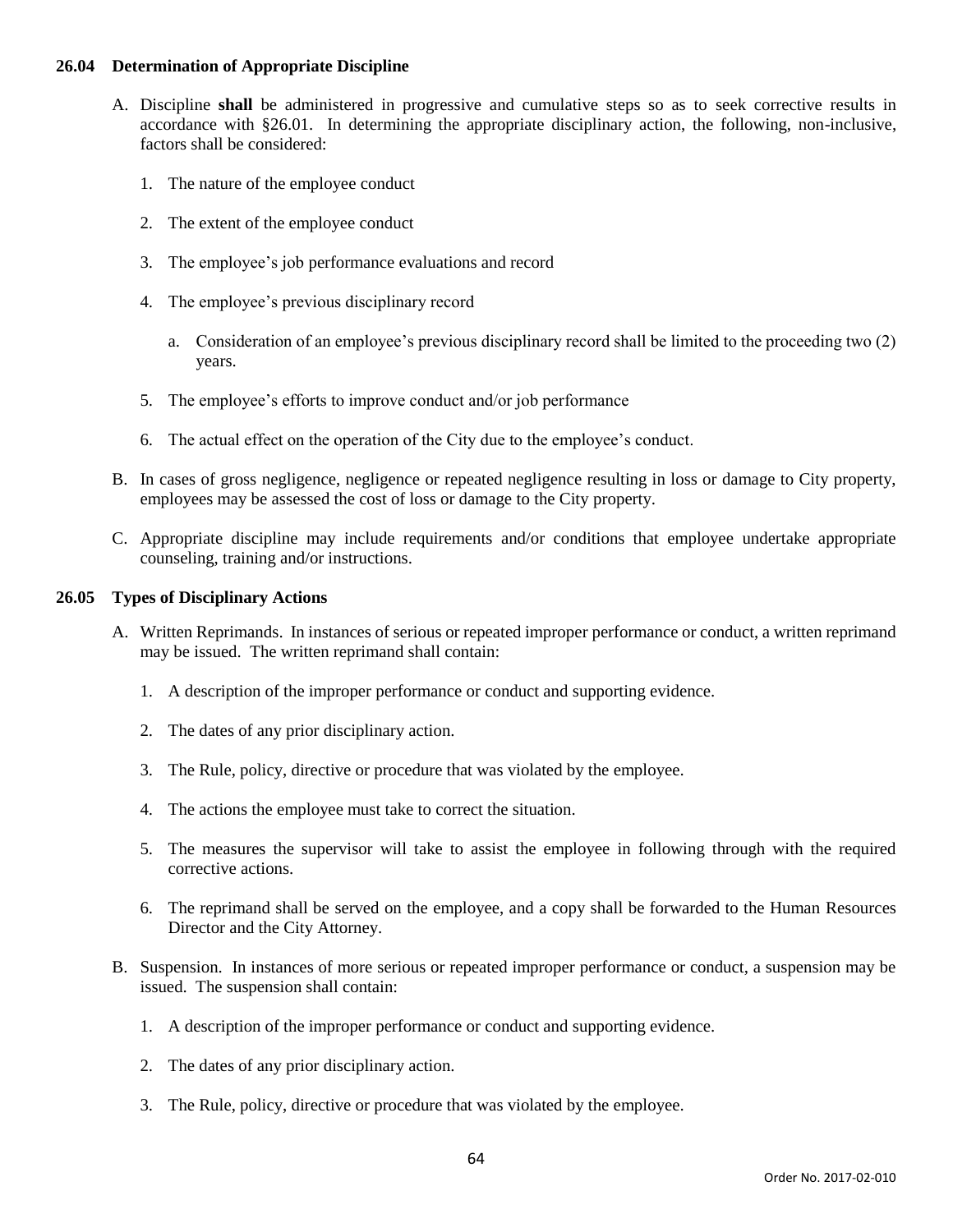### 26.04 Determination of Appropriate Discipline

A. Discipline **shall** be administered in progressive and cumulative steps so as to seek corrective results in accordance with §26.01. In determining the appropriate disciplinary action, the following, non-inclusive, factors shall be considered:

1. The nature of the employee conduct
2. The extent of the employee conduct
3. The employee's job performance evaluations and record
4. The employee's previous disciplinary record
    a. Consideration of an employee's previous disciplinary record shall be limited to the proceeding two (2) years.
5. The employee's efforts to improve conduct and/or job performance
6. The actual effect on the operation of the City due to the employee's conduct.

B. In cases of gross negligence, negligence or repeated negligence resulting in loss or damage to City property, employees may be assessed the cost of loss or damage to the City property.

C. Appropriate discipline may include requirements and/or conditions that employee undertake appropriate counseling, training and/or instructions.

### 26.05 Types of Disciplinary Actions

A. Written Reprimands. In instances of serious or repeated improper performance or conduct, a written reprimand may be issued. The written reprimand shall contain:

1. A description of the improper performance or conduct and supporting evidence.
2. The dates of any prior disciplinary action.
3. The Rule, policy, directive or procedure that was violated by the employee.
4. The actions the employee must take to correct the situation.
5. The measures the supervisor will take to assist the employee in following through with the required corrective actions.
6. The reprimand shall be served on the employee, and a copy shall be forwarded to the Human Resources Director and the City Attorney.

B. Suspension. In instances of more serious or repeated improper performance or conduct, a suspension may be issued. The suspension shall contain:

1. A description of the improper performance or conduct and supporting evidence.
2. The dates of any prior disciplinary action.
3. The Rule, policy, directive or procedure that was violated by the employee.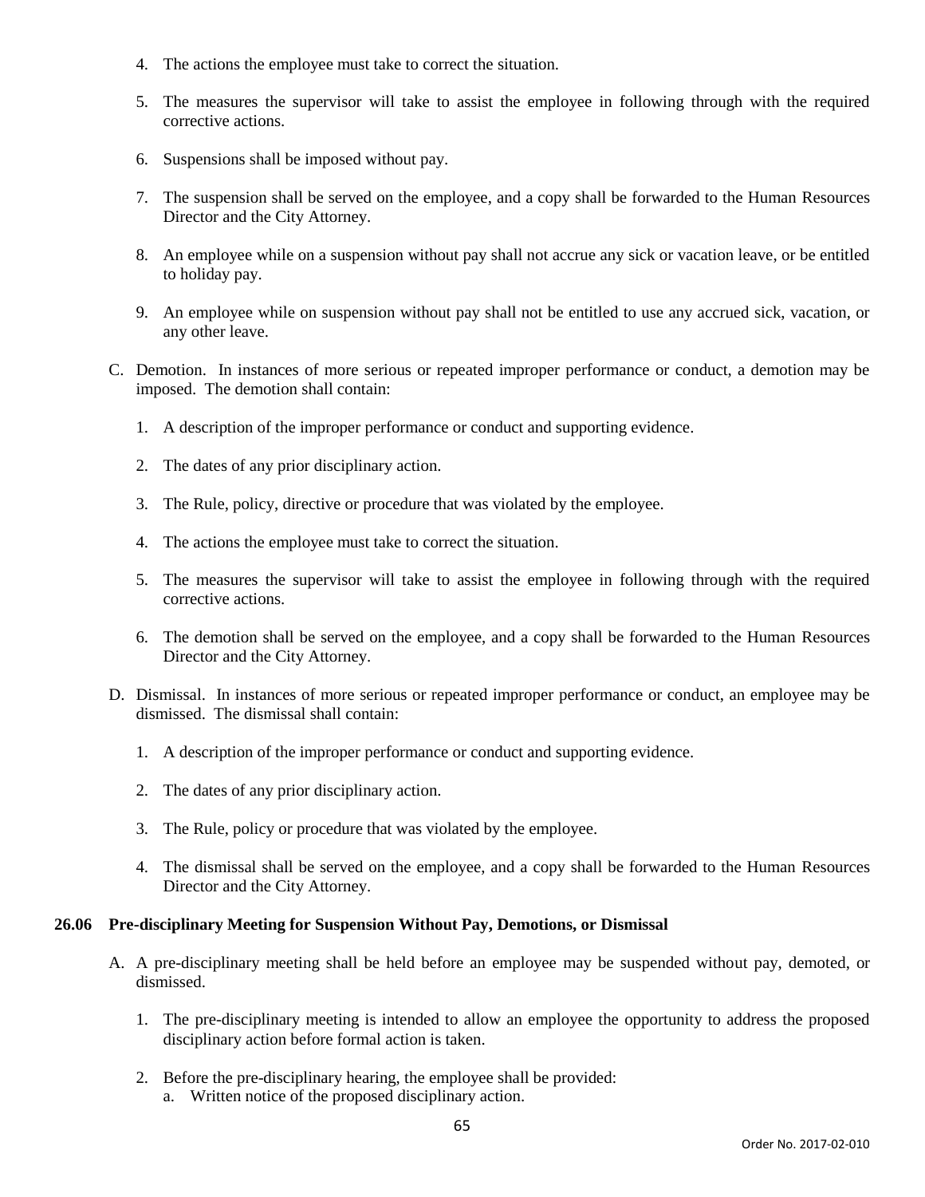4. The actions the employee must take to correct the situation.

5. The measures the supervisor will take to assist the employee in following through with the required corrective actions.

6. Suspensions shall be imposed without pay.

7. The suspension shall be served on the employee, and a copy shall be forwarded to the Human Resources Director and the City Attorney.

8. An employee while on a suspension without pay shall not accrue any sick or vacation leave, or be entitled to holiday pay.

9. An employee while on suspension without pay shall not be entitled to use any accrued sick, vacation, or any other leave.

C. Demotion. In instances of more serious or repeated improper performance or conduct, a demotion may be imposed. The demotion shall contain:

   1. A description of the improper performance or conduct and supporting evidence.

   2. The dates of any prior disciplinary action.

   3. The Rule, policy, directive or procedure that was violated by the employee.

   4. The actions the employee must take to correct the situation.

   5. The measures the supervisor will take to assist the employee in following through with the required corrective actions.

   6. The demotion shall be served on the employee, and a copy shall be forwarded to the Human Resources Director and the City Attorney.

D. Dismissal. In instances of more serious or repeated improper performance or conduct, an employee may be dismissed. The dismissal shall contain:

   1. A description of the improper performance or conduct and supporting evidence.

   2. The dates of any prior disciplinary action.

   3. The Rule, policy or procedure that was violated by the employee.

   4. The dismissal shall be served on the employee, and a copy shall be forwarded to the Human Resources Director and the City Attorney.

**26.06 Pre-disciplinary Meeting for Suspension Without Pay, Demotions, or Dismissal**

A. A pre-disciplinary meeting shall be held before an employee may be suspended without pay, demoted, or dismissed.

   1. The pre-disciplinary meeting is intended to allow an employee the opportunity to address the proposed disciplinary action before formal action is taken.

   2. Before the pre-disciplinary hearing, the employee shall be provided:
      a. Written notice of the proposed disciplinary action.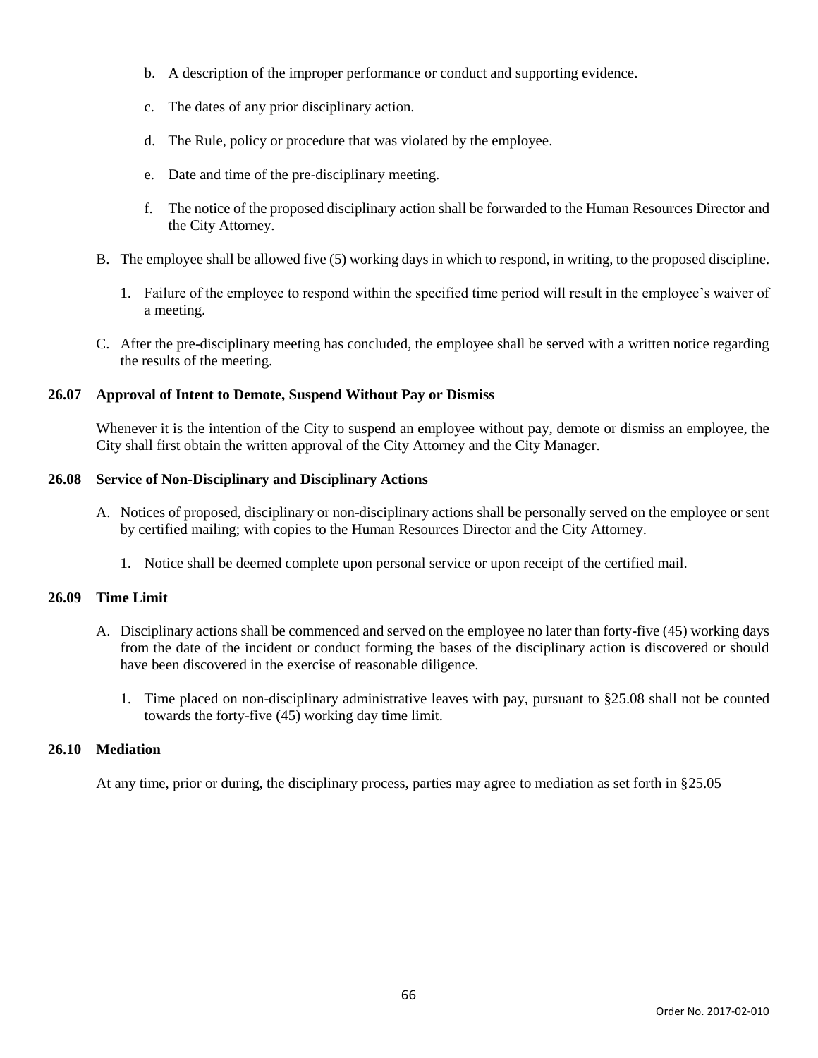b. A description of the improper performance or conduct and supporting evidence.

c. The dates of any prior disciplinary action.

d. The Rule, policy or procedure that was violated by the employee.

e. Date and time of the pre-disciplinary meeting.

f. The notice of the proposed disciplinary action shall be forwarded to the Human Resources Director and the City Attorney.

B. The employee shall be allowed five (5) working days in which to respond, in writing, to the proposed discipline.

1. Failure of the employee to respond within the specified time period will result in the employee's waiver of a meeting.

C. After the pre-disciplinary meeting has concluded, the employee shall be served with a written notice regarding the results of the meeting.

### 26.07 Approval of Intent to Demote, Suspend Without Pay or Dismiss

Whenever it is the intention of the City to suspend an employee without pay, demote or dismiss an employee, the City shall first obtain the written approval of the City Attorney and the City Manager.

### 26.08 Service of Non-Disciplinary and Disciplinary Actions

A. Notices of proposed, disciplinary or non-disciplinary actions shall be personally served on the employee or sent by certified mailing; with copies to the Human Resources Director and the City Attorney.

1. Notice shall be deemed complete upon personal service or upon receipt of the certified mail.

### 26.09 Time Limit

A. Disciplinary actions shall be commenced and served on the employee no later than forty-five (45) working days from the date of the incident or conduct forming the bases of the disciplinary action is discovered or should have been discovered in the exercise of reasonable diligence.

1. Time placed on non-disciplinary administrative leaves with pay, pursuant to §25.08 shall not be counted towards the forty-five (45) working day time limit.

### 26.10 Mediation

At any time, prior or during, the disciplinary process, parties may agree to mediation as set forth in §25.05

Order No. 2017-02-010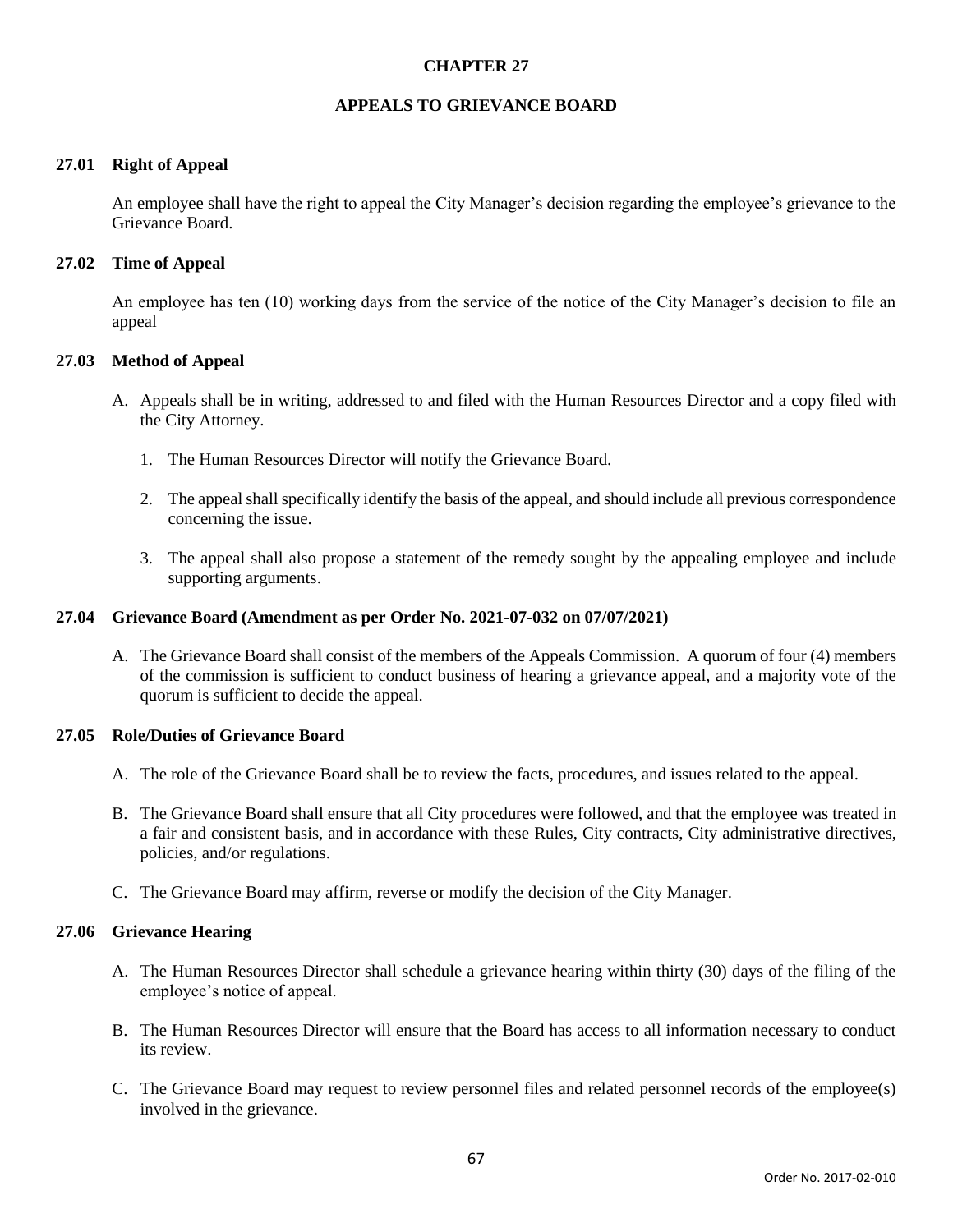# CHAPTER 27

## APPEALS TO GRIEVANCE BOARD

### 27.01 Right of Appeal

An employee shall have the right to appeal the City Manager's decision regarding the employee's grievance to the Grievance Board.

### 27.02 Time of Appeal

An employee has ten (10) working days from the service of the notice of the City Manager's decision to file an appeal

### 27.03 Method of Appeal

A. Appeals shall be in writing, addressed to and filed with the Human Resources Director and a copy filed with the City Attorney.

   1. The Human Resources Director will notify the Grievance Board.

   2. The appeal shall specifically identify the basis of the appeal, and should include all previous correspondence concerning the issue.

   3. The appeal shall also propose a statement of the remedy sought by the appealing employee and include supporting arguments.

### 27.04 Grievance Board (Amendment as per Order No. 2021-07-032 on 07/07/2021)

A. The Grievance Board shall consist of the members of the Appeals Commission. A quorum of four (4) members of the commission is sufficient to conduct business of hearing a grievance appeal, and a majority vote of the quorum is sufficient to decide the appeal.

### 27.05 Role/Duties of Grievance Board

A. The role of the Grievance Board shall be to review the facts, procedures, and issues related to the appeal.

B. The Grievance Board shall ensure that all City procedures were followed, and that the employee was treated in a fair and consistent basis, and in accordance with these Rules, City contracts, City administrative directives, policies, and/or regulations.

C. The Grievance Board may affirm, reverse or modify the decision of the City Manager.

### 27.06 Grievance Hearing

A. The Human Resources Director shall schedule a grievance hearing within thirty (30) days of the filing of the employee's notice of appeal.

B. The Human Resources Director will ensure that the Board has access to all information necessary to conduct its review.

C. The Grievance Board may request to review personnel files and related personnel records of the employee(s) involved in the grievance.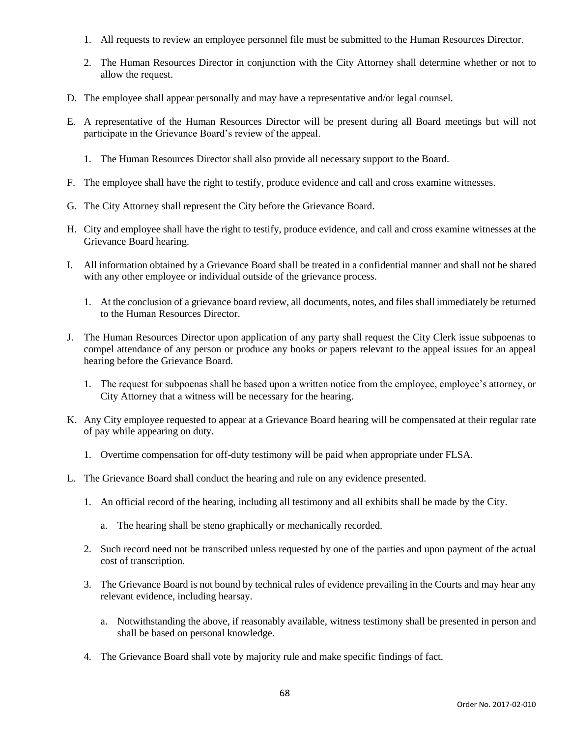1. All requests to review an employee personnel file must be submitted to the Human Resources Director.

2. The Human Resources Director in conjunction with the City Attorney shall determine whether or not to allow the request.

D. The employee shall appear personally and may have a representative and/or legal counsel.

E. A representative of the Human Resources Director will be present during all Board meetings but will not participate in the Grievance Board's review of the appeal.

   1. The Human Resources Director shall also provide all necessary support to the Board.

F. The employee shall have the right to testify, produce evidence and call and cross examine witnesses.

G. The City Attorney shall represent the City before the Grievance Board.

H. City and employee shall have the right to testify, produce evidence, and call and cross examine witnesses at the Grievance Board hearing.

I. All information obtained by a Grievance Board shall be treated in a confidential manner and shall not be shared with any other employee or individual outside of the grievance process.

   1. At the conclusion of a grievance board review, all documents, notes, and files shall immediately be returned to the Human Resources Director.

J. The Human Resources Director upon application of any party shall request the City Clerk issue subpoenas to compel attendance of any person or produce any books or papers relevant to the appeal issues for an appeal hearing before the Grievance Board.

   1. The request for subpoenas shall be based upon a written notice from the employee, employee's attorney, or City Attorney that a witness will be necessary for the hearing.

K. Any City employee requested to appear at a Grievance Board hearing will be compensated at their regular rate of pay while appearing on duty.

   1. Overtime compensation for off-duty testimony will be paid when appropriate under FLSA.

L. The Grievance Board shall conduct the hearing and rule on any evidence presented.

   1. An official record of the hearing, including all testimony and all exhibits shall be made by the City.

      a. The hearing shall be steno graphically or mechanically recorded.

   2. Such record need not be transcribed unless requested by one of the parties and upon payment of the actual cost of transcription.

   3. The Grievance Board is not bound by technical rules of evidence prevailing in the Courts and may hear any relevant evidence, including hearsay.

      a. Notwithstanding the above, if reasonably available, witness testimony shall be presented in person and shall be based on personal knowledge.

   4. The Grievance Board shall vote by majority rule and make specific findings of fact.

Order No. 2017-02-010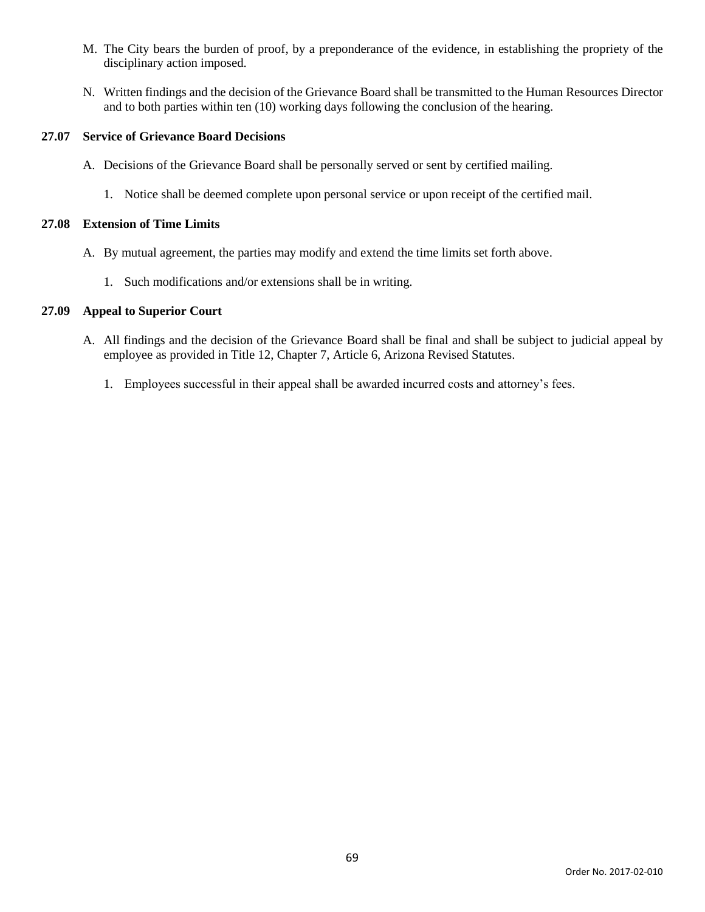M. The City bears the burden of proof, by a preponderance of the evidence, in establishing the propriety of the disciplinary action imposed.

N. Written findings and the decision of the Grievance Board shall be transmitted to the Human Resources Director and to both parties within ten (10) working days following the conclusion of the hearing.

### 27.07 Service of Grievance Board Decisions

A. Decisions of the Grievance Board shall be personally served or sent by certified mailing.

   1. Notice shall be deemed complete upon personal service or upon receipt of the certified mail.

### 27.08 Extension of Time Limits

A. By mutual agreement, the parties may modify and extend the time limits set forth above.

   1. Such modifications and/or extensions shall be in writing.

### 27.09 Appeal to Superior Court

A. All findings and the decision of the Grievance Board shall be final and shall be subject to judicial appeal by employee as provided in Title 12, Chapter 7, Article 6, Arizona Revised Statutes.

   1. Employees successful in their appeal shall be awarded incurred costs and attorney's fees.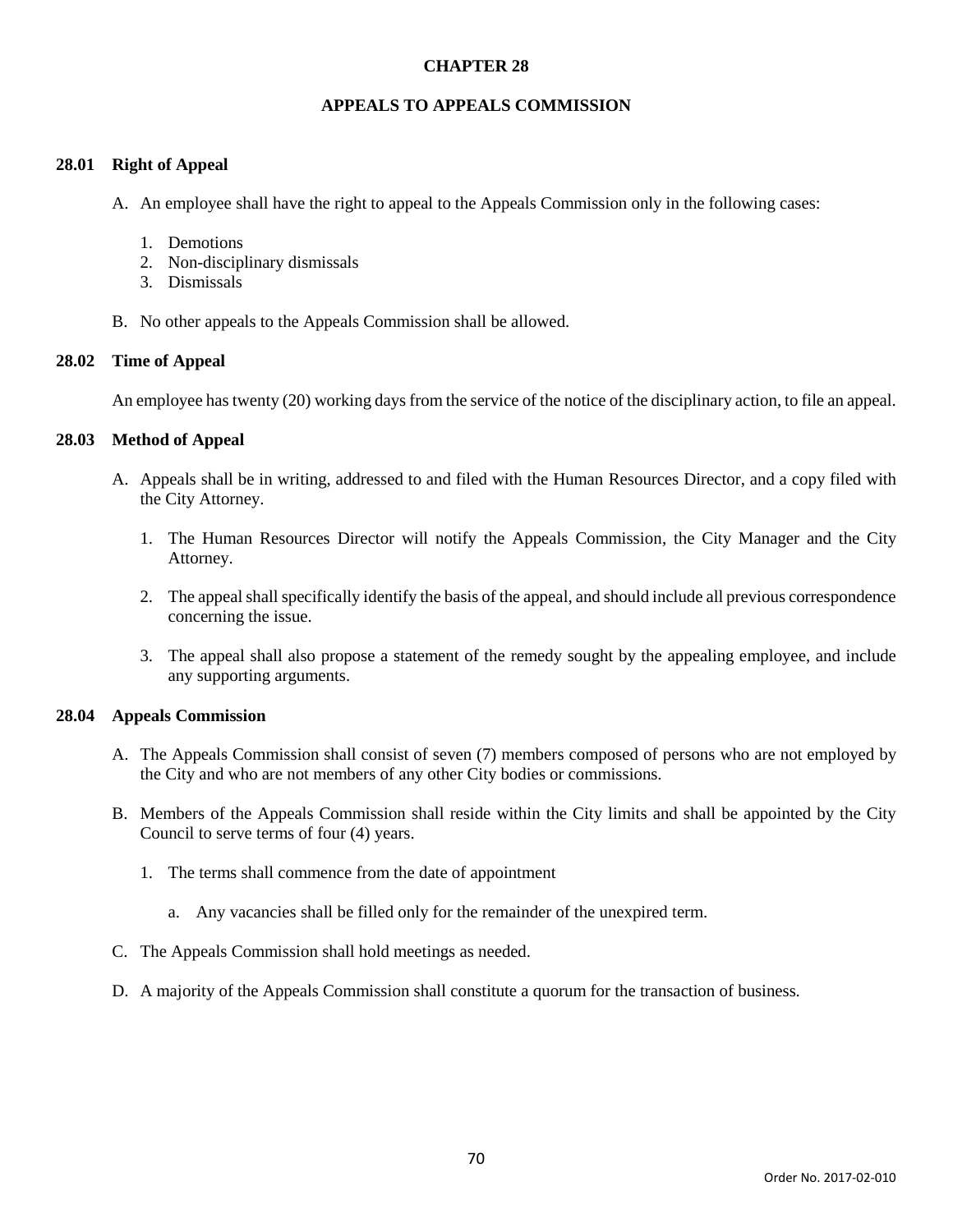# CHAPTER 28

## APPEALS TO APPEALS COMMISSION

### 28.01 Right of Appeal

A. An employee shall have the right to appeal to the Appeals Commission only in the following cases:

1. Demotions
2. Non-disciplinary dismissals
3. Dismissals

B. No other appeals to the Appeals Commission shall be allowed.

### 28.02 Time of Appeal

An employee has twenty (20) working days from the service of the notice of the disciplinary action, to file an appeal.

### 28.03 Method of Appeal

A. Appeals shall be in writing, addressed to and filed with the Human Resources Director, and a copy filed with the City Attorney.

1. The Human Resources Director will notify the Appeals Commission, the City Manager and the City Attorney.

2. The appeal shall specifically identify the basis of the appeal, and should include all previous correspondence concerning the issue.

3. The appeal shall also propose a statement of the remedy sought by the appealing employee, and include any supporting arguments.

### 28.04 Appeals Commission

A. The Appeals Commission shall consist of seven (7) members composed of persons who are not employed by the City and who are not members of any other City bodies or commissions.

B. Members of the Appeals Commission shall reside within the City limits and shall be appointed by the City Council to serve terms of four (4) years.

1. The terms shall commence from the date of appointment

   a. Any vacancies shall be filled only for the remainder of the unexpired term.

C. The Appeals Commission shall hold meetings as needed.

D. A majority of the Appeals Commission shall constitute a quorum for the transaction of business.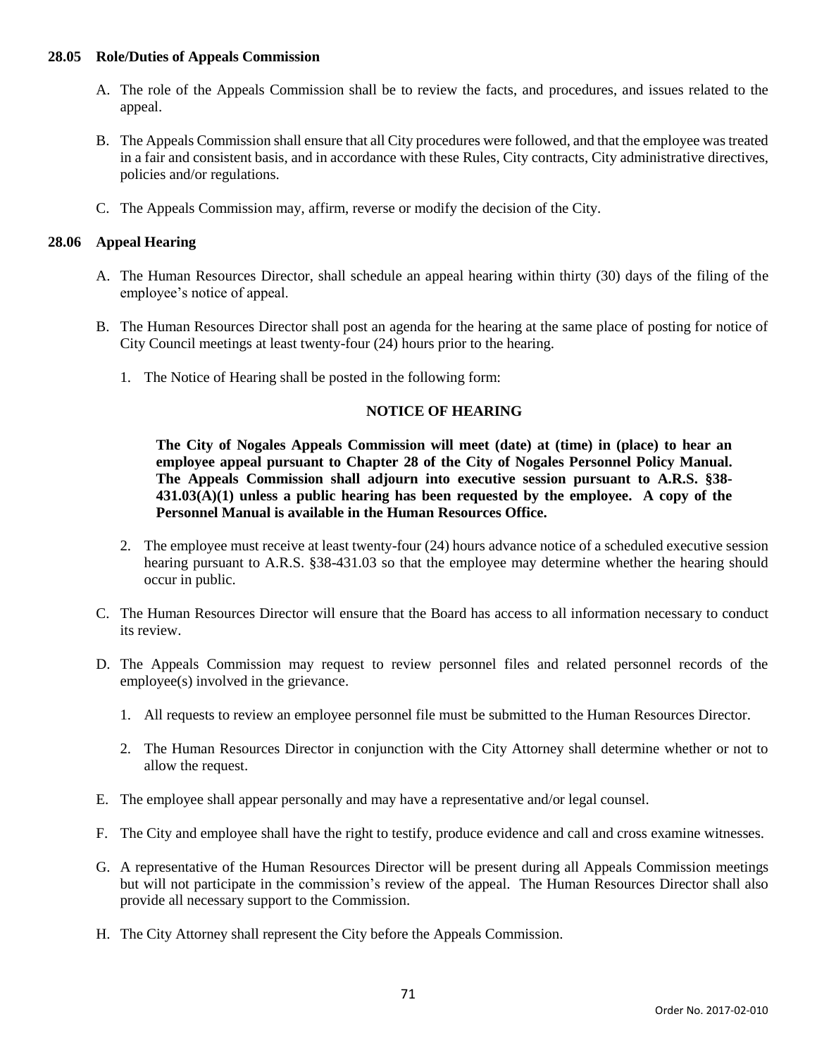### 28.05 Role/Duties of Appeals Commission

A. The role of the Appeals Commission shall be to review the facts, and procedures, and issues related to the appeal.

B. The Appeals Commission shall ensure that all City procedures were followed, and that the employee was treated in a fair and consistent basis, and in accordance with these Rules, City contracts, City administrative directives, policies and/or regulations.

C. The Appeals Commission may, affirm, reverse or modify the decision of the City.

### 28.06 Appeal Hearing

A. The Human Resources Director, shall schedule an appeal hearing within thirty (30) days of the filing of the employee's notice of appeal.

B. The Human Resources Director shall post an agenda for the hearing at the same place of posting for notice of City Council meetings at least twenty-four (24) hours prior to the hearing.

1. The Notice of Hearing shall be posted in the following form:

**NOTICE OF HEARING**

**The City of Nogales Appeals Commission will meet (date) at (time) in (place) to hear an employee appeal pursuant to Chapter 28 of the City of Nogales Personnel Policy Manual. The Appeals Commission shall adjourn into executive session pursuant to A.R.S. §38-431.03(A)(1) unless a public hearing has been requested by the employee. A copy of the Personnel Manual is available in the Human Resources Office.**

2. The employee must receive at least twenty-four (24) hours advance notice of a scheduled executive session hearing pursuant to A.R.S. §38-431.03 so that the employee may determine whether the hearing should occur in public.

C. The Human Resources Director will ensure that the Board has access to all information necessary to conduct its review.

D. The Appeals Commission may request to review personnel files and related personnel records of the employee(s) involved in the grievance.

1. All requests to review an employee personnel file must be submitted to the Human Resources Director.

2. The Human Resources Director in conjunction with the City Attorney shall determine whether or not to allow the request.

E. The employee shall appear personally and may have a representative and/or legal counsel.

F. The City and employee shall have the right to testify, produce evidence and call and cross examine witnesses.

G. A representative of the Human Resources Director will be present during all Appeals Commission meetings but will not participate in the commission's review of the appeal. The Human Resources Director shall also provide all necessary support to the Commission.

H. The City Attorney shall represent the City before the Appeals Commission.

Order No. 2017-02-010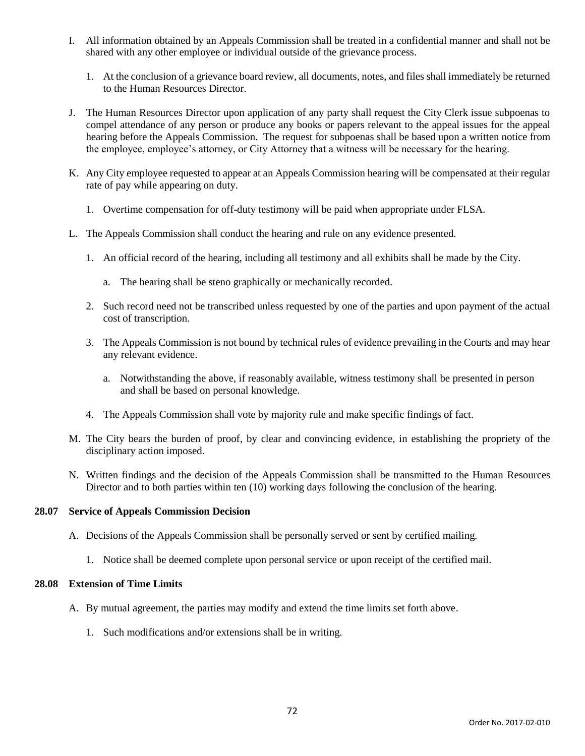I. All information obtained by an Appeals Commission shall be treated in a confidential manner and shall not be shared with any other employee or individual outside of the grievance process.

   1. At the conclusion of a grievance board review, all documents, notes, and files shall immediately be returned to the Human Resources Director.

J. The Human Resources Director upon application of any party shall request the City Clerk issue subpoenas to compel attendance of any person or produce any books or papers relevant to the appeal issues for the appeal hearing before the Appeals Commission. The request for subpoenas shall be based upon a written notice from the employee, employee's attorney, or City Attorney that a witness will be necessary for the hearing.

K. Any City employee requested to appear at an Appeals Commission hearing will be compensated at their regular rate of pay while appearing on duty.

   1. Overtime compensation for off-duty testimony will be paid when appropriate under FLSA.

L. The Appeals Commission shall conduct the hearing and rule on any evidence presented.

   1. An official record of the hearing, including all testimony and all exhibits shall be made by the City.

      a. The hearing shall be steno graphically or mechanically recorded.

   2. Such record need not be transcribed unless requested by one of the parties and upon payment of the actual cost of transcription.

   3. The Appeals Commission is not bound by technical rules of evidence prevailing in the Courts and may hear any relevant evidence.

      a. Notwithstanding the above, if reasonably available, witness testimony shall be presented in person and shall be based on personal knowledge.

   4. The Appeals Commission shall vote by majority rule and make specific findings of fact.

M. The City bears the burden of proof, by clear and convincing evidence, in establishing the propriety of the disciplinary action imposed.

N. Written findings and the decision of the Appeals Commission shall be transmitted to the Human Resources Director and to both parties within ten (10) working days following the conclusion of the hearing.

### 28.07 Service of Appeals Commission Decision

A. Decisions of the Appeals Commission shall be personally served or sent by certified mailing.

   1. Notice shall be deemed complete upon personal service or upon receipt of the certified mail.

### 28.08 Extension of Time Limits

A. By mutual agreement, the parties may modify and extend the time limits set forth above.

   1. Such modifications and/or extensions shall be in writing.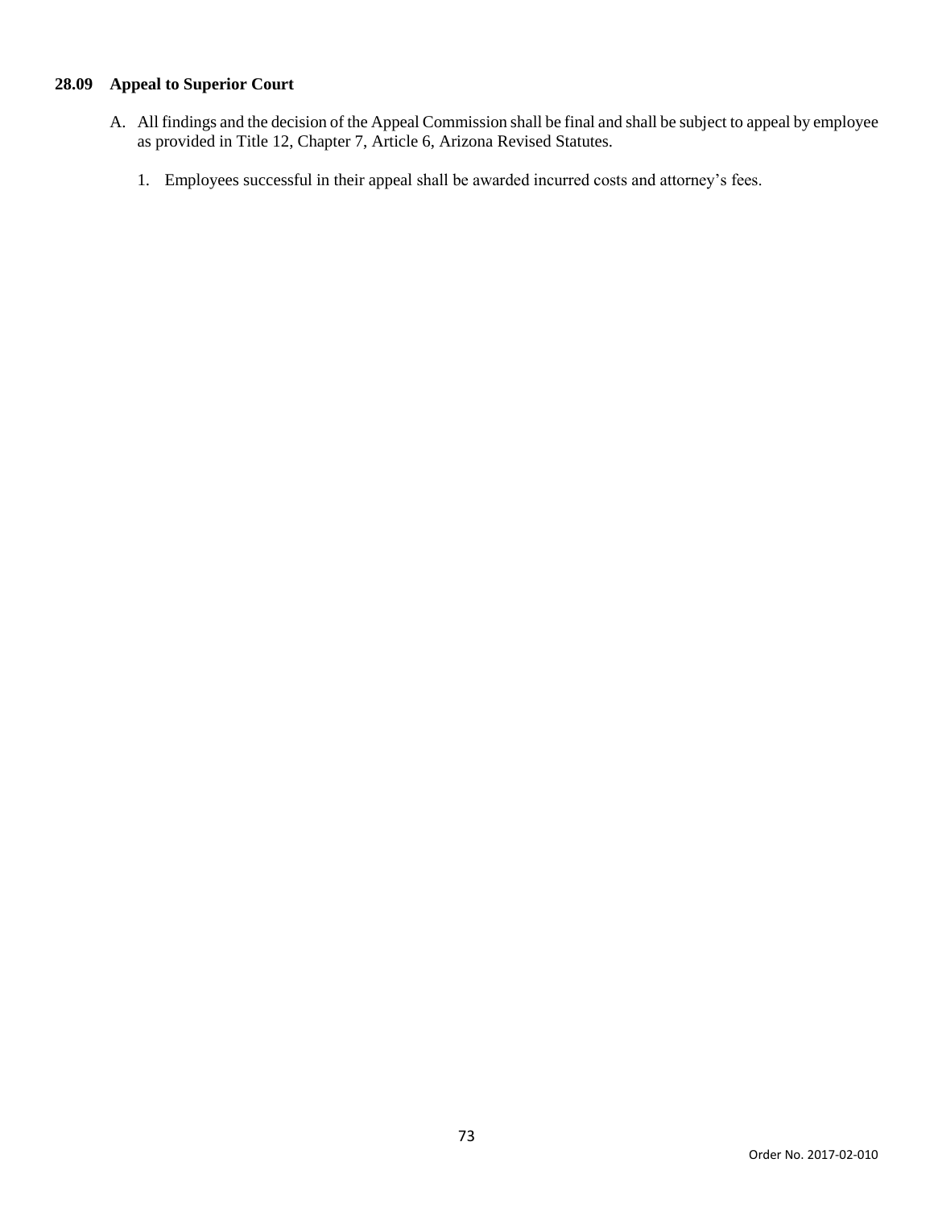### 28.09 Appeal to Superior Court

A. All findings and the decision of the Appeal Commission shall be final and shall be subject to appeal by employee as provided in Title 12, Chapter 7, Article 6, Arizona Revised Statutes.

   1. Employees successful in their appeal shall be awarded incurred costs and attorney's fees.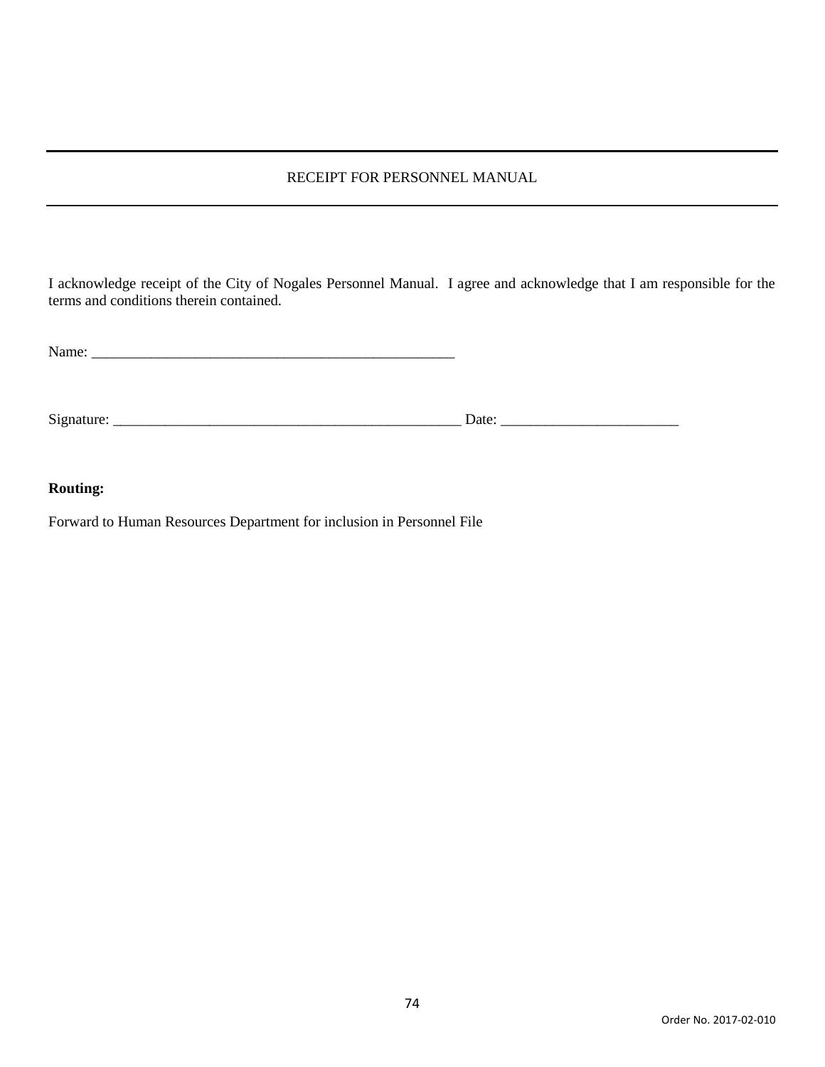# RECEIPT FOR PERSONNEL MANUAL

I acknowledge receipt of the City of Nogales Personnel Manual. I agree and acknowledge that I am responsible for the terms and conditions therein contained.

Name: ____________________________________________________

Signature: _________________________________________________ Date: _________________________

**Routing:**

Forward to Human Resources Department for inclusion in Personnel File

Order No. 2017-02-010